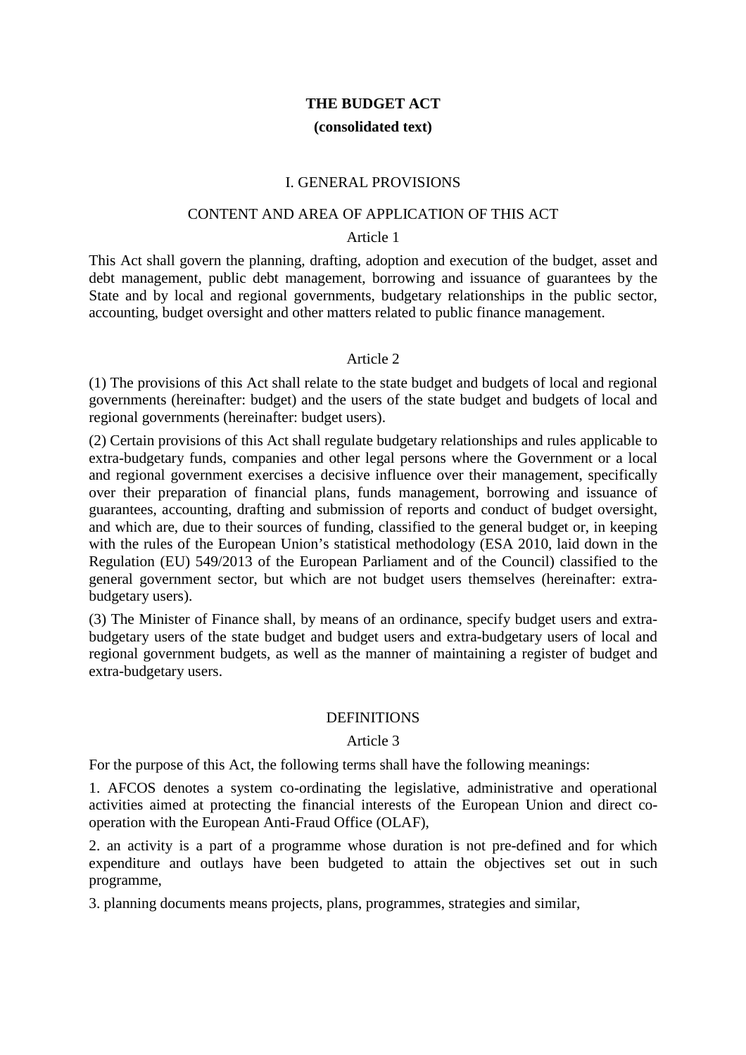# THE BUDGET ACT

**(consolidated text)**

## I. GENERAL PROVISIONS

### CONTENT AND AREA OF APPLICATION OF THIS ACT

Article 1

This Act shall govern the planning, drafting, adoption and execution of the budget, asset and debt management, public debt management, borrowing and issuance of guarantees by the State and by local and regional governments, budgetary relationships in the public sector, accounting, budget oversight and other matters related to public finance management.

Article 2

(1) The provisions of this Act shall relate to the state budget and budgets of local and regional governments (hereinafter: budget) and the users of the state budget and budgets of local and regional governments (hereinafter: budget users).

(2) Certain provisions of this Act shall regulate budgetary relationships and rules applicable to extra-budgetary funds, companies and other legal persons where the Government or a local and regional government exercises a decisive influence over their management, specifically over their preparation of financial plans, funds management, borrowing and issuance of guarantees, accounting, drafting and submission of reports and conduct of budget oversight, and which are, due to their sources of funding, classified to the general budget or, in keeping with the rules of the European Union's statistical methodology (ESA 2010, laid down in the Regulation (EU) 549/2013 of the European Parliament and of the Council) classified to the general government sector, but which are not budget users themselves (hereinafter: extra-budgetary users).

(3) The Minister of Finance shall, by means of an ordinance, specify budget users and extra-budgetary users of the state budget and budget users and extra-budgetary users of local and regional government budgets, as well as the manner of maintaining a register of budget and extra-budgetary users.

### DEFINITIONS

Article 3

For the purpose of this Act, the following terms shall have the following meanings:

1. AFCOS denotes a system co-ordinating the legislative, administrative and operational activities aimed at protecting the financial interests of the European Union and direct co-operation with the European Anti-Fraud Office (OLAF),

2. an activity is a part of a programme whose duration is not pre-defined and for which expenditure and outlays have been budgeted to attain the objectives set out in such programme,

3. planning documents means projects, plans, programmes, strategies and similar,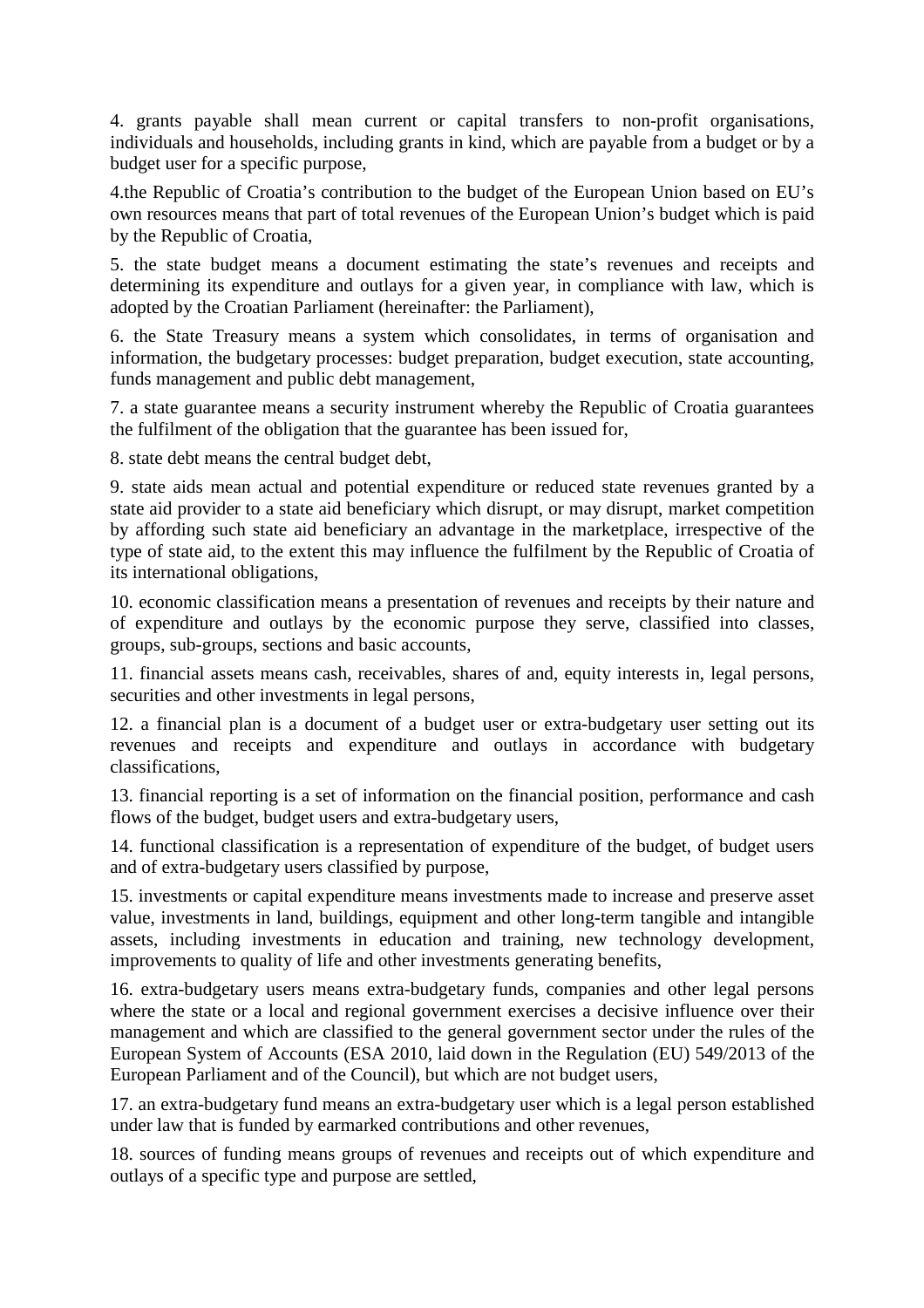4. grants payable shall mean current or capital transfers to non-profit organisations, individuals and households, including grants in kind, which are payable from a budget or by a budget user for a specific purpose,

4.the Republic of Croatia's contribution to the budget of the European Union based on EU's own resources means that part of total revenues of the European Union's budget which is paid by the Republic of Croatia,

5. the state budget means a document estimating the state's revenues and receipts and determining its expenditure and outlays for a given year, in compliance with law, which is adopted by the Croatian Parliament (hereinafter: the Parliament),

6. the State Treasury means a system which consolidates, in terms of organisation and information, the budgetary processes: budget preparation, budget execution, state accounting, funds management and public debt management,

7. a state guarantee means a security instrument whereby the Republic of Croatia guarantees the fulfilment of the obligation that the guarantee has been issued for,

8. state debt means the central budget debt,

9. state aids mean actual and potential expenditure or reduced state revenues granted by a state aid provider to a state aid beneficiary which disrupt, or may disrupt, market competition by affording such state aid beneficiary an advantage in the marketplace, irrespective of the type of state aid, to the extent this may influence the fulfilment by the Republic of Croatia of its international obligations,

10. economic classification means a presentation of revenues and receipts by their nature and of expenditure and outlays by the economic purpose they serve, classified into classes, groups, sub-groups, sections and basic accounts,

11. financial assets means cash, receivables, shares of and, equity interests in, legal persons, securities and other investments in legal persons,

12. a financial plan is a document of a budget user or extra-budgetary user setting out its revenues and receipts and expenditure and outlays in accordance with budgetary classifications,

13. financial reporting is a set of information on the financial position, performance and cash flows of the budget, budget users and extra-budgetary users,

14. functional classification is a representation of expenditure of the budget, of budget users and of extra-budgetary users classified by purpose,

15. investments or capital expenditure means investments made to increase and preserve asset value, investments in land, buildings, equipment and other long-term tangible and intangible assets, including investments in education and training, new technology development, improvements to quality of life and other investments generating benefits,

16. extra-budgetary users means extra-budgetary funds, companies and other legal persons where the state or a local and regional government exercises a decisive influence over their management and which are classified to the general government sector under the rules of the European System of Accounts (ESA 2010, laid down in the Regulation (EU) 549/2013 of the European Parliament and of the Council), but which are not budget users,

17. an extra-budgetary fund means an extra-budgetary user which is a legal person established under law that is funded by earmarked contributions and other revenues,

18. sources of funding means groups of revenues and receipts out of which expenditure and outlays of a specific type and purpose are settled,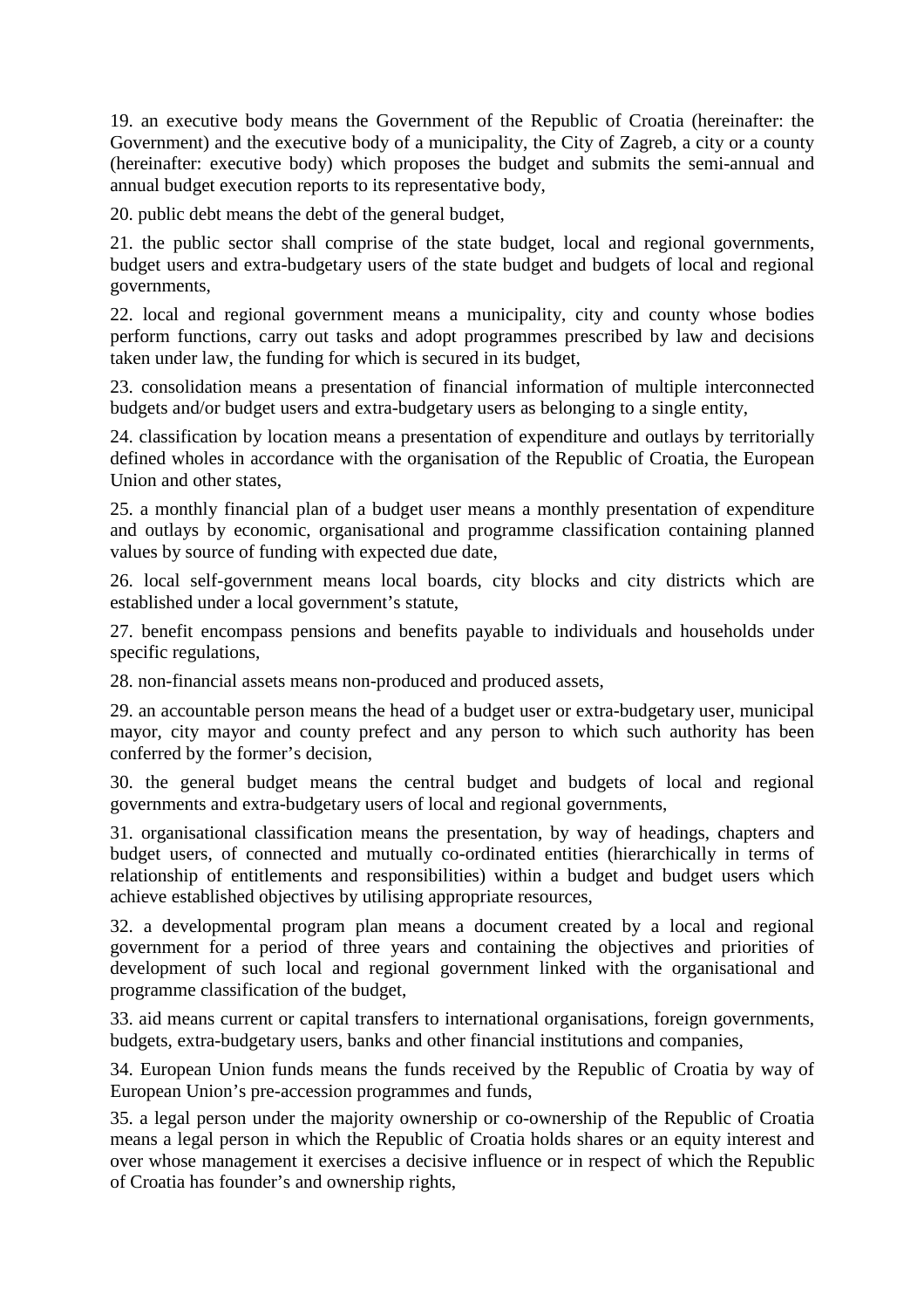19. an executive body means the Government of the Republic of Croatia (hereinafter: the Government) and the executive body of a municipality, the City of Zagreb, a city or a county (hereinafter: executive body) which proposes the budget and submits the semi-annual and annual budget execution reports to its representative body,

20. public debt means the debt of the general budget,

21. the public sector shall comprise of the state budget, local and regional governments, budget users and extra-budgetary users of the state budget and budgets of local and regional governments,

22. local and regional government means a municipality, city and county whose bodies perform functions, carry out tasks and adopt programmes prescribed by law and decisions taken under law, the funding for which is secured in its budget,

23. consolidation means a presentation of financial information of multiple interconnected budgets and/or budget users and extra-budgetary users as belonging to a single entity,

24. classification by location means a presentation of expenditure and outlays by territorially defined wholes in accordance with the organisation of the Republic of Croatia, the European Union and other states,

25. a monthly financial plan of a budget user means a monthly presentation of expenditure and outlays by economic, organisational and programme classification containing planned values by source of funding with expected due date,

26. local self-government means local boards, city blocks and city districts which are established under a local government's statute,

27. benefit encompass pensions and benefits payable to individuals and households under specific regulations,

28. non-financial assets means non-produced and produced assets,

29. an accountable person means the head of a budget user or extra-budgetary user, municipal mayor, city mayor and county prefect and any person to which such authority has been conferred by the former's decision,

30. the general budget means the central budget and budgets of local and regional governments and extra-budgetary users of local and regional governments,

31. organisational classification means the presentation, by way of headings, chapters and budget users, of connected and mutually co-ordinated entities (hierarchically in terms of relationship of entitlements and responsibilities) within a budget and budget users which achieve established objectives by utilising appropriate resources,

32. a developmental program plan means a document created by a local and regional government for a period of three years and containing the objectives and priorities of development of such local and regional government linked with the organisational and programme classification of the budget,

33. aid means current or capital transfers to international organisations, foreign governments, budgets, extra-budgetary users, banks and other financial institutions and companies,

34. European Union funds means the funds received by the Republic of Croatia by way of European Union's pre-accession programmes and funds,

35. a legal person under the majority ownership or co-ownership of the Republic of Croatia means a legal person in which the Republic of Croatia holds shares or an equity interest and over whose management it exercises a decisive influence or in respect of which the Republic of Croatia has founder's and ownership rights,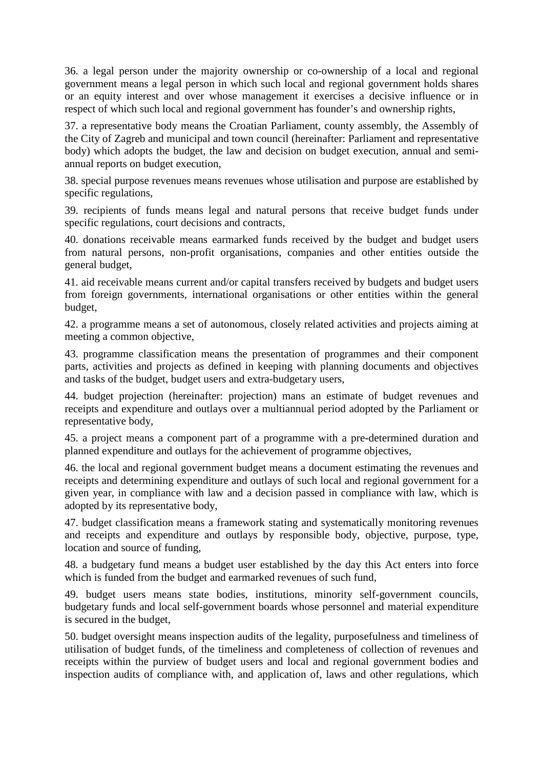36. a legal person under the majority ownership or co-ownership of a local and regional government means a legal person in which such local and regional government holds shares or an equity interest and over whose management it exercises a decisive influence or in respect of which such local and regional government has founder's and ownership rights,

37. a representative body means the Croatian Parliament, county assembly, the Assembly of the City of Zagreb and municipal and town council (hereinafter: Parliament and representative body) which adopts the budget, the law and decision on budget execution, annual and semi-annual reports on budget execution,

38. special purpose revenues means revenues whose utilisation and purpose are established by specific regulations,

39. recipients of funds means legal and natural persons that receive budget funds under specific regulations, court decisions and contracts,

40. donations receivable means earmarked funds received by the budget and budget users from natural persons, non-profit organisations, companies and other entities outside the general budget,

41. aid receivable means current and/or capital transfers received by budgets and budget users from foreign governments, international organisations or other entities within the general budget,

42. a programme means a set of autonomous, closely related activities and projects aiming at meeting a common objective,

43. programme classification means the presentation of programmes and their component parts, activities and projects as defined in keeping with planning documents and objectives and tasks of the budget, budget users and extra-budgetary users,

44. budget projection (hereinafter: projection) mans an estimate of budget revenues and receipts and expenditure and outlays over a multiannual period adopted by the Parliament or representative body,

45. a project means a component part of a programme with a pre-determined duration and planned expenditure and outlays for the achievement of programme objectives,

46. the local and regional government budget means a document estimating the revenues and receipts and determining expenditure and outlays of such local and regional government for a given year, in compliance with law and a decision passed in compliance with law, which is adopted by its representative body,

47. budget classification means a framework stating and systematically monitoring revenues and receipts and expenditure and outlays by responsible body, objective, purpose, type, location and source of funding,

48. a budgetary fund means a budget user established by the day this Act enters into force which is funded from the budget and earmarked revenues of such fund,

49. budget users means state bodies, institutions, minority self-government councils, budgetary funds and local self-government boards whose personnel and material expenditure is secured in the budget,

50. budget oversight means inspection audits of the legality, purposefulness and timeliness of utilisation of budget funds, of the timeliness and completeness of collection of revenues and receipts within the purview of budget users and local and regional government bodies and inspection audits of compliance with, and application of, laws and other regulations, which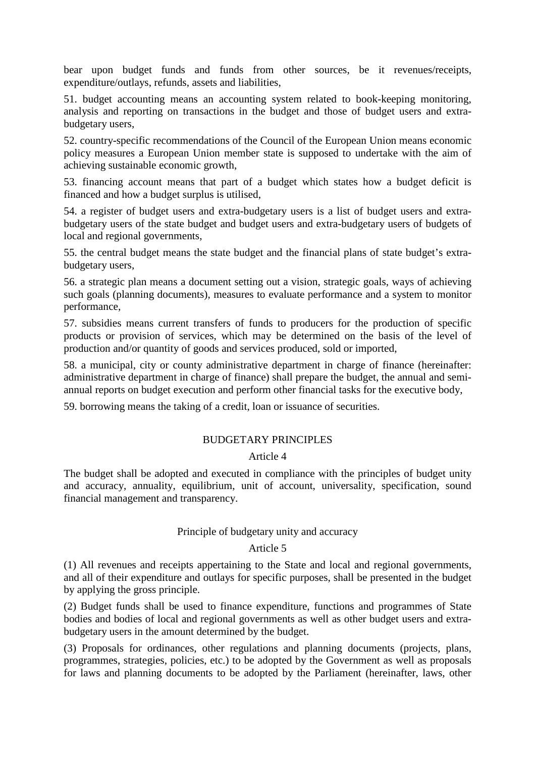bear upon budget funds and funds from other sources, be it revenues/receipts, expenditure/outlays, refunds, assets and liabilities,

51. budget accounting means an accounting system related to book-keeping monitoring, analysis and reporting on transactions in the budget and those of budget users and extra-budgetary users,

52. country-specific recommendations of the Council of the European Union means economic policy measures a European Union member state is supposed to undertake with the aim of achieving sustainable economic growth,

53. financing account means that part of a budget which states how a budget deficit is financed and how a budget surplus is utilised,

54. a register of budget users and extra-budgetary users is a list of budget users and extra-budgetary users of the state budget and budget users and extra-budgetary users of budgets of local and regional governments,

55. the central budget means the state budget and the financial plans of state budget's extra-budgetary users,

56. a strategic plan means a document setting out a vision, strategic goals, ways of achieving such goals (planning documents), measures to evaluate performance and a system to monitor performance,

57. subsidies means current transfers of funds to producers for the production of specific products or provision of services, which may be determined on the basis of the level of production and/or quantity of goods and services produced, sold or imported,

58. a municipal, city or county administrative department in charge of finance (hereinafter: administrative department in charge of finance) shall prepare the budget, the annual and semi-annual reports on budget execution and perform other financial tasks for the executive body,

59. borrowing means the taking of a credit, loan or issuance of securities.

## BUDGETARY PRINCIPLES

### Article 4

The budget shall be adopted and executed in compliance with the principles of budget unity and accuracy, annuality, equilibrium, unit of account, universality, specification, sound financial management and transparency.

### Principle of budgetary unity and accuracy

### Article 5

(1) All revenues and receipts appertaining to the State and local and regional governments, and all of their expenditure and outlays for specific purposes, shall be presented in the budget by applying the gross principle.

(2) Budget funds shall be used to finance expenditure, functions and programmes of State bodies and bodies of local and regional governments as well as other budget users and extra-budgetary users in the amount determined by the budget.

(3) Proposals for ordinances, other regulations and planning documents (projects, plans, programmes, strategies, policies, etc.) to be adopted by the Government as well as proposals for laws and planning documents to be adopted by the Parliament (hereinafter, laws, other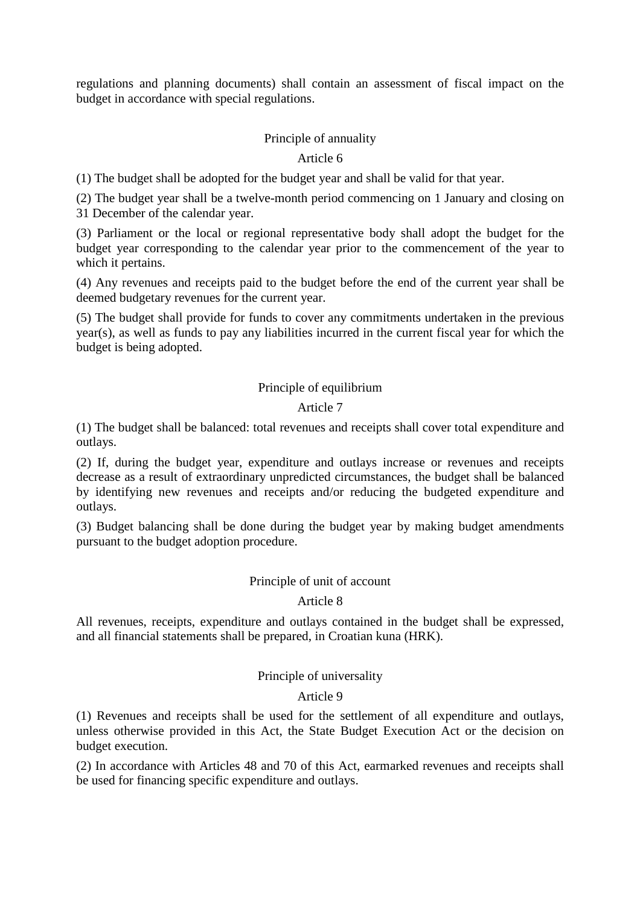regulations and planning documents) shall contain an assessment of fiscal impact on the budget in accordance with special regulations.

### Principle of annuality

### Article 6

(1) The budget shall be adopted for the budget year and shall be valid for that year.

(2) The budget year shall be a twelve-month period commencing on 1 January and closing on 31 December of the calendar year.

(3) Parliament or the local or regional representative body shall adopt the budget for the budget year corresponding to the calendar year prior to the commencement of the year to which it pertains.

(4) Any revenues and receipts paid to the budget before the end of the current year shall be deemed budgetary revenues for the current year.

(5) The budget shall provide for funds to cover any commitments undertaken in the previous year(s), as well as funds to pay any liabilities incurred in the current fiscal year for which the budget is being adopted.

### Principle of equilibrium

### Article 7

(1) The budget shall be balanced: total revenues and receipts shall cover total expenditure and outlays.

(2) If, during the budget year, expenditure and outlays increase or revenues and receipts decrease as a result of extraordinary unpredicted circumstances, the budget shall be balanced by identifying new revenues and receipts and/or reducing the budgeted expenditure and outlays.

(3) Budget balancing shall be done during the budget year by making budget amendments pursuant to the budget adoption procedure.

### Principle of unit of account

### Article 8

All revenues, receipts, expenditure and outlays contained in the budget shall be expressed, and all financial statements shall be prepared, in Croatian kuna (HRK).

### Principle of universality

### Article 9

(1) Revenues and receipts shall be used for the settlement of all expenditure and outlays, unless otherwise provided in this Act, the State Budget Execution Act or the decision on budget execution.

(2) In accordance with Articles 48 and 70 of this Act, earmarked revenues and receipts shall be used for financing specific expenditure and outlays.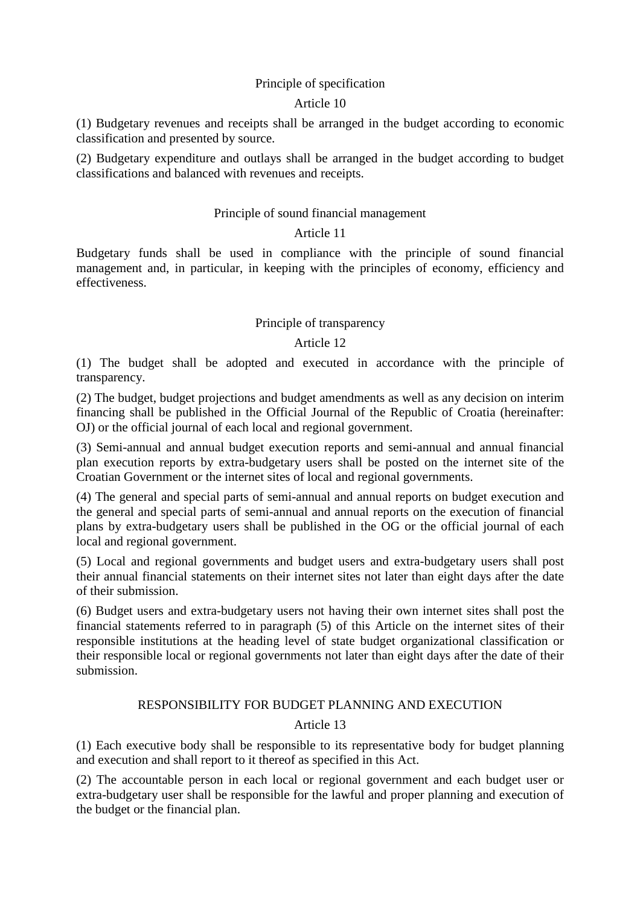### Principle of specification

### Article 10

(1) Budgetary revenues and receipts shall be arranged in the budget according to economic classification and presented by source.

(2) Budgetary expenditure and outlays shall be arranged in the budget according to budget classifications and balanced with revenues and receipts.

### Principle of sound financial management

### Article 11

Budgetary funds shall be used in compliance with the principle of sound financial management and, in particular, in keeping with the principles of economy, efficiency and effectiveness.

### Principle of transparency

### Article 12

(1) The budget shall be adopted and executed in accordance with the principle of transparency.

(2) The budget, budget projections and budget amendments as well as any decision on interim financing shall be published in the Official Journal of the Republic of Croatia (hereinafter: OJ) or the official journal of each local and regional government.

(3) Semi-annual and annual budget execution reports and semi-annual and annual financial plan execution reports by extra-budgetary users shall be posted on the internet site of the Croatian Government or the internet sites of local and regional governments.

(4) The general and special parts of semi-annual and annual reports on budget execution and the general and special parts of semi-annual and annual reports on the execution of financial plans by extra-budgetary users shall be published in the OG or the official journal of each local and regional government.

(5) Local and regional governments and budget users and extra-budgetary users shall post their annual financial statements on their internet sites not later than eight days after the date of their submission.

(6) Budget users and extra-budgetary users not having their own internet sites shall post the financial statements referred to in paragraph (5) of this Article on the internet sites of their responsible institutions at the heading level of state budget organizational classification or their responsible local or regional governments not later than eight days after the date of their submission.

## RESPONSIBILITY FOR BUDGET PLANNING AND EXECUTION

### Article 13

(1) Each executive body shall be responsible to its representative body for budget planning and execution and shall report to it thereof as specified in this Act.

(2) The accountable person in each local or regional government and each budget user or extra-budgetary user shall be responsible for the lawful and proper planning and execution of the budget or the financial plan.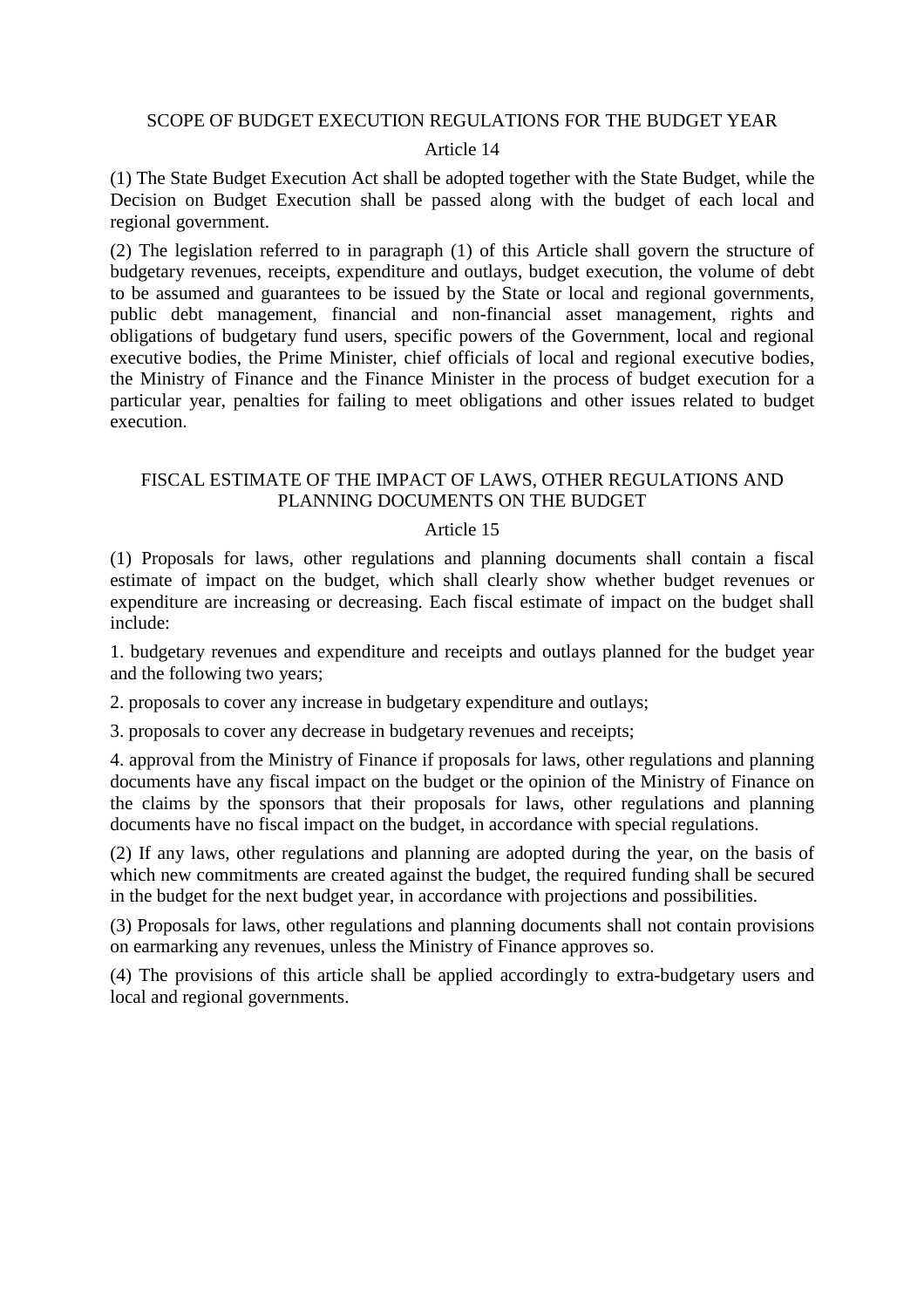## SCOPE OF BUDGET EXECUTION REGULATIONS FOR THE BUDGET YEAR

### Article 14

(1) The State Budget Execution Act shall be adopted together with the State Budget, while the Decision on Budget Execution shall be passed along with the budget of each local and regional government.

(2) The legislation referred to in paragraph (1) of this Article shall govern the structure of budgetary revenues, receipts, expenditure and outlays, budget execution, the volume of debt to be assumed and guarantees to be issued by the State or local and regional governments, public debt management, financial and non-financial asset management, rights and obligations of budgetary fund users, specific powers of the Government, local and regional executive bodies, the Prime Minister, chief officials of local and regional executive bodies, the Ministry of Finance and the Finance Minister in the process of budget execution for a particular year, penalties for failing to meet obligations and other issues related to budget execution.

## FISCAL ESTIMATE OF THE IMPACT OF LAWS, OTHER REGULATIONS AND PLANNING DOCUMENTS ON THE BUDGET

### Article 15

(1) Proposals for laws, other regulations and planning documents shall contain a fiscal estimate of impact on the budget, which shall clearly show whether budget revenues or expenditure are increasing or decreasing. Each fiscal estimate of impact on the budget shall include:

1. budgetary revenues and expenditure and receipts and outlays planned for the budget year and the following two years;

2. proposals to cover any increase in budgetary expenditure and outlays;

3. proposals to cover any decrease in budgetary revenues and receipts;

4. approval from the Ministry of Finance if proposals for laws, other regulations and planning documents have any fiscal impact on the budget or the opinion of the Ministry of Finance on the claims by the sponsors that their proposals for laws, other regulations and planning documents have no fiscal impact on the budget, in accordance with special regulations.

(2) If any laws, other regulations and planning are adopted during the year, on the basis of which new commitments are created against the budget, the required funding shall be secured in the budget for the next budget year, in accordance with projections and possibilities.

(3) Proposals for laws, other regulations and planning documents shall not contain provisions on earmarking any revenues, unless the Ministry of Finance approves so.

(4) The provisions of this article shall be applied accordingly to extra-budgetary users and local and regional governments.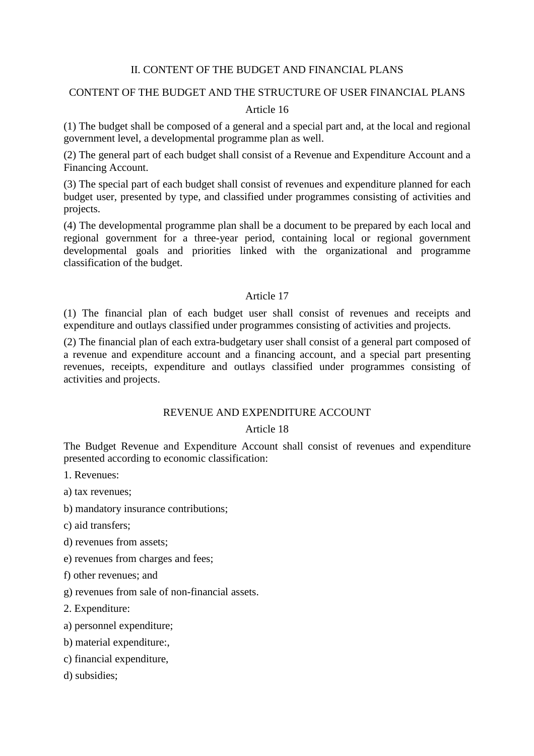## II. CONTENT OF THE BUDGET AND FINANCIAL PLANS

### CONTENT OF THE BUDGET AND THE STRUCTURE OF USER FINANCIAL PLANS

#### Article 16

(1) The budget shall be composed of a general and a special part and, at the local and regional government level, a developmental programme plan as well.

(2) The general part of each budget shall consist of a Revenue and Expenditure Account and a Financing Account.

(3) The special part of each budget shall consist of revenues and expenditure planned for each budget user, presented by type, and classified under programmes consisting of activities and projects.

(4) The developmental programme plan shall be a document to be prepared by each local and regional government for a three-year period, containing local or regional government developmental goals and priorities linked with the organizational and programme classification of the budget.

#### Article 17

(1) The financial plan of each budget user shall consist of revenues and receipts and expenditure and outlays classified under programmes consisting of activities and projects.

(2) The financial plan of each extra-budgetary user shall consist of a general part composed of a revenue and expenditure account and a financing account, and a special part presenting revenues, receipts, expenditure and outlays classified under programmes consisting of activities and projects.

### REVENUE AND EXPENDITURE ACCOUNT

#### Article 18

The Budget Revenue and Expenditure Account shall consist of revenues and expenditure presented according to economic classification:

1. Revenues:

a) tax revenues;

b) mandatory insurance contributions;

c) aid transfers;

d) revenues from assets;

e) revenues from charges and fees;

f) other revenues; and

g) revenues from sale of non-financial assets.

2. Expenditure:

a) personnel expenditure;

b) material expenditure:,

c) financial expenditure,

d) subsidies;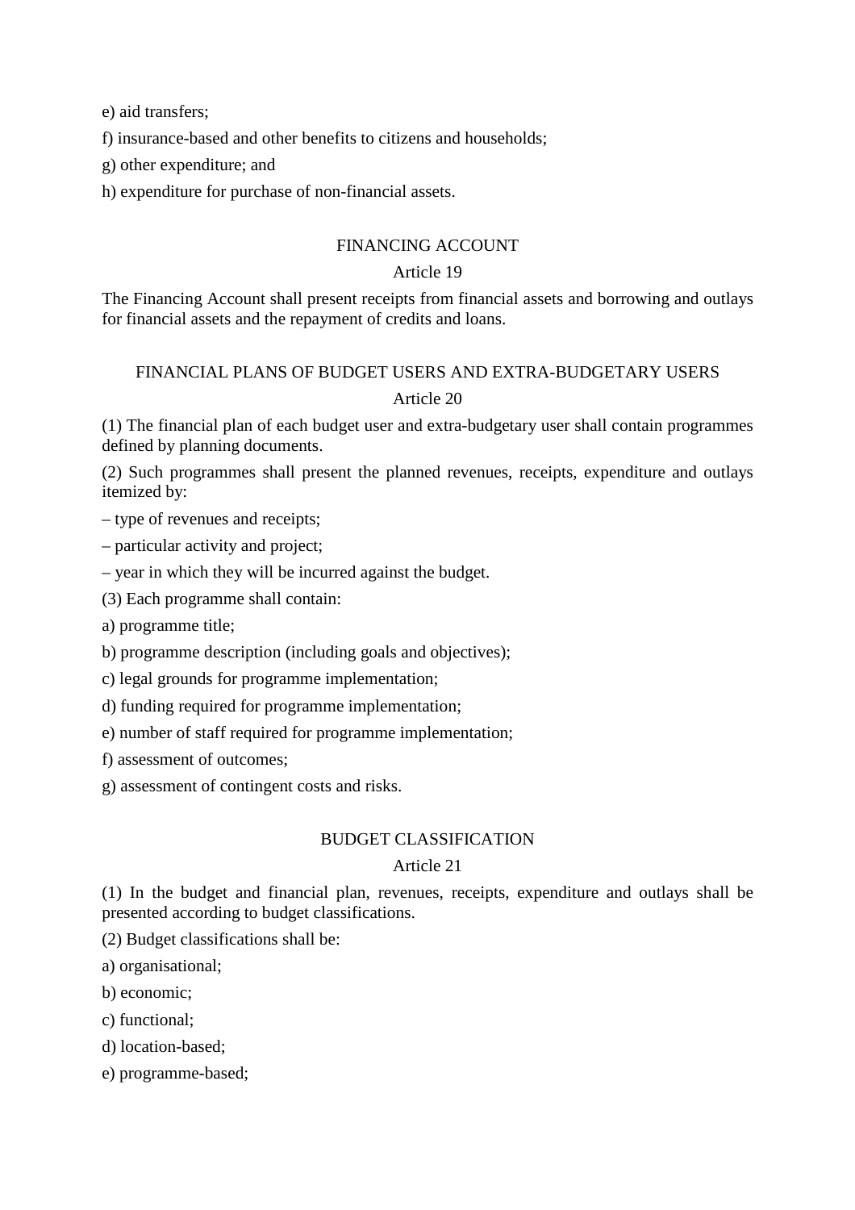e) aid transfers;

f) insurance-based and other benefits to citizens and households;

g) other expenditure; and

h) expenditure for purchase of non-financial assets.

## FINANCING ACCOUNT

### Article 19

The Financing Account shall present receipts from financial assets and borrowing and outlays for financial assets and the repayment of credits and loans.

## FINANCIAL PLANS OF BUDGET USERS AND EXTRA-BUDGETARY USERS

### Article 20

(1) The financial plan of each budget user and extra-budgetary user shall contain programmes defined by planning documents.

(2) Such programmes shall present the planned revenues, receipts, expenditure and outlays itemized by:

– type of revenues and receipts;

– particular activity and project;

– year in which they will be incurred against the budget.

(3) Each programme shall contain:

a) programme title;

b) programme description (including goals and objectives);

c) legal grounds for programme implementation;

d) funding required for programme implementation;

e) number of staff required for programme implementation;

f) assessment of outcomes;

g) assessment of contingent costs and risks.

## BUDGET CLASSIFICATION

### Article 21

(1) In the budget and financial plan, revenues, receipts, expenditure and outlays shall be presented according to budget classifications.

(2) Budget classifications shall be:

a) organisational;

b) economic;

c) functional;

d) location-based;

e) programme-based;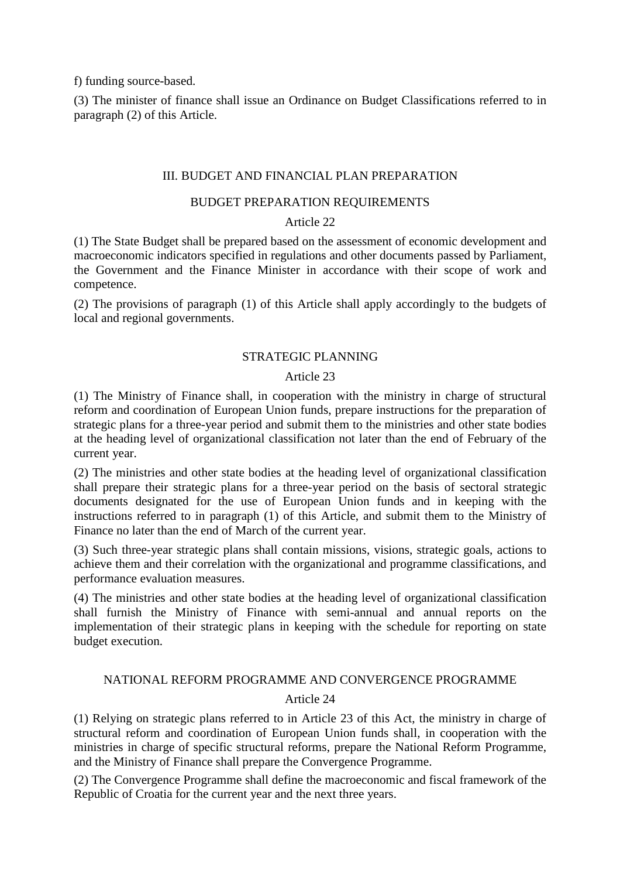f) funding source-based.

(3) The minister of finance shall issue an Ordinance on Budget Classifications referred to in paragraph (2) of this Article.

## III. BUDGET AND FINANCIAL PLAN PREPARATION

### BUDGET PREPARATION REQUIREMENTS

#### Article 22

(1) The State Budget shall be prepared based on the assessment of economic development and macroeconomic indicators specified in regulations and other documents passed by Parliament, the Government and the Finance Minister in accordance with their scope of work and competence.

(2) The provisions of paragraph (1) of this Article shall apply accordingly to the budgets of local and regional governments.

### STRATEGIC PLANNING

#### Article 23

(1) The Ministry of Finance shall, in cooperation with the ministry in charge of structural reform and coordination of European Union funds, prepare instructions for the preparation of strategic plans for a three-year period and submit them to the ministries and other state bodies at the heading level of organizational classification not later than the end of February of the current year.

(2) The ministries and other state bodies at the heading level of organizational classification shall prepare their strategic plans for a three-year period on the basis of sectoral strategic documents designated for the use of European Union funds and in keeping with the instructions referred to in paragraph (1) of this Article, and submit them to the Ministry of Finance no later than the end of March of the current year.

(3) Such three-year strategic plans shall contain missions, visions, strategic goals, actions to achieve them and their correlation with the organizational and programme classifications, and performance evaluation measures.

(4) The ministries and other state bodies at the heading level of organizational classification shall furnish the Ministry of Finance with semi-annual and annual reports on the implementation of their strategic plans in keeping with the schedule for reporting on state budget execution.

### NATIONAL REFORM PROGRAMME AND CONVERGENCE PROGRAMME

#### Article 24

(1) Relying on strategic plans referred to in Article 23 of this Act, the ministry in charge of structural reform and coordination of European Union funds shall, in cooperation with the ministries in charge of specific structural reforms, prepare the National Reform Programme, and the Ministry of Finance shall prepare the Convergence Programme.

(2) The Convergence Programme shall define the macroeconomic and fiscal framework of the Republic of Croatia for the current year and the next three years.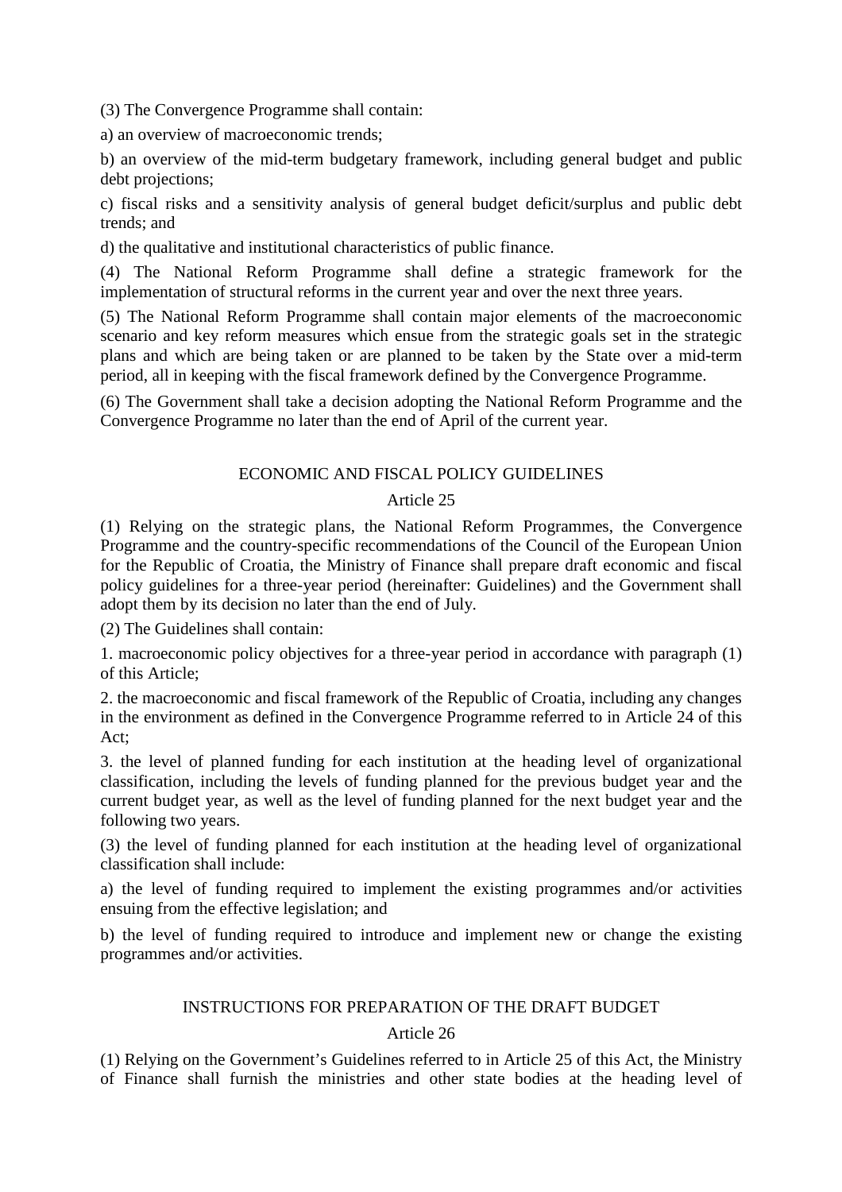(3) The Convergence Programme shall contain:

a) an overview of macroeconomic trends;

b) an overview of the mid-term budgetary framework, including general budget and public debt projections;

c) fiscal risks and a sensitivity analysis of general budget deficit/surplus and public debt trends; and

d) the qualitative and institutional characteristics of public finance.

(4) The National Reform Programme shall define a strategic framework for the implementation of structural reforms in the current year and over the next three years.

(5) The National Reform Programme shall contain major elements of the macroeconomic scenario and key reform measures which ensue from the strategic goals set in the strategic plans and which are being taken or are planned to be taken by the State over a mid-term period, all in keeping with the fiscal framework defined by the Convergence Programme.

(6) The Government shall take a decision adopting the National Reform Programme and the Convergence Programme no later than the end of April of the current year.

## ECONOMIC AND FISCAL POLICY GUIDELINES

### Article 25

(1) Relying on the strategic plans, the National Reform Programmes, the Convergence Programme and the country-specific recommendations of the Council of the European Union for the Republic of Croatia, the Ministry of Finance shall prepare draft economic and fiscal policy guidelines for a three-year period (hereinafter: Guidelines) and the Government shall adopt them by its decision no later than the end of July.

(2) The Guidelines shall contain:

1. macroeconomic policy objectives for a three-year period in accordance with paragraph (1) of this Article;

2. the macroeconomic and fiscal framework of the Republic of Croatia, including any changes in the environment as defined in the Convergence Programme referred to in Article 24 of this Act;

3. the level of planned funding for each institution at the heading level of organizational classification, including the levels of funding planned for the previous budget year and the current budget year, as well as the level of funding planned for the next budget year and the following two years.

(3) the level of funding planned for each institution at the heading level of organizational classification shall include:

a) the level of funding required to implement the existing programmes and/or activities ensuing from the effective legislation; and

b) the level of funding required to introduce and implement new or change the existing programmes and/or activities.

## INSTRUCTIONS FOR PREPARATION OF THE DRAFT BUDGET

### Article 26

(1) Relying on the Government's Guidelines referred to in Article 25 of this Act, the Ministry of Finance shall furnish the ministries and other state bodies at the heading level of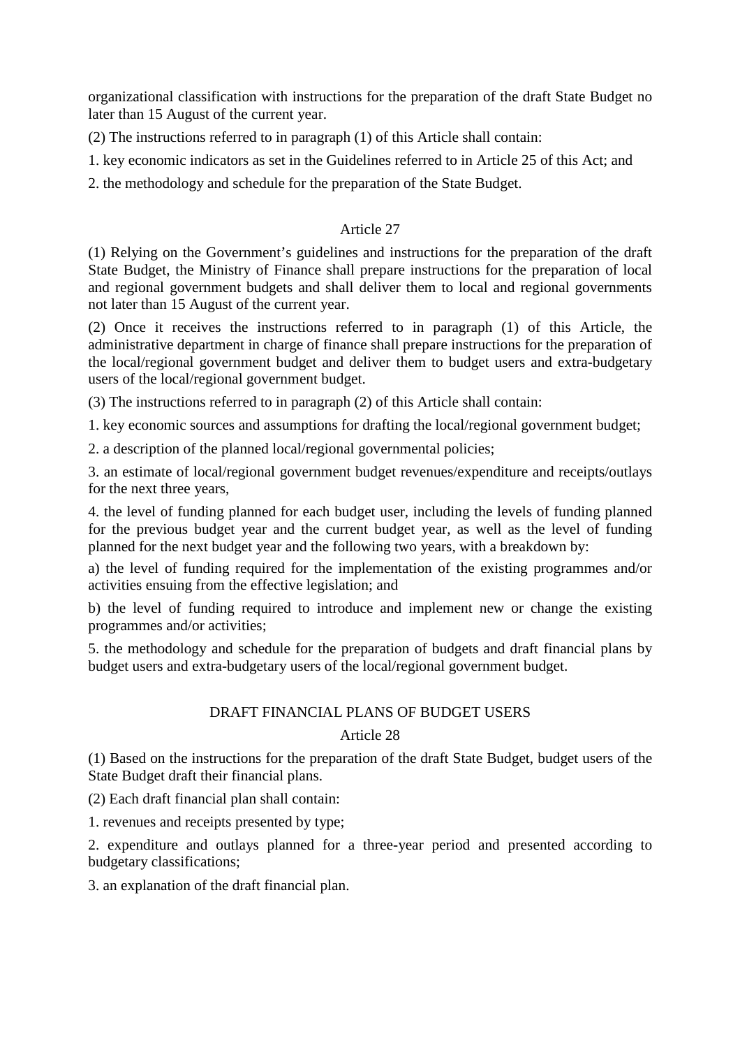organizational classification with instructions for the preparation of the draft State Budget no later than 15 August of the current year.

(2) The instructions referred to in paragraph (1) of this Article shall contain:

1. key economic indicators as set in the Guidelines referred to in Article 25 of this Act; and

2. the methodology and schedule for the preparation of the State Budget.

Article 27

(1) Relying on the Government's guidelines and instructions for the preparation of the draft State Budget, the Ministry of Finance shall prepare instructions for the preparation of local and regional government budgets and shall deliver them to local and regional governments not later than 15 August of the current year.

(2) Once it receives the instructions referred to in paragraph (1) of this Article, the administrative department in charge of finance shall prepare instructions for the preparation of the local/regional government budget and deliver them to budget users and extra-budgetary users of the local/regional government budget.

(3) The instructions referred to in paragraph (2) of this Article shall contain:

1. key economic sources and assumptions for drafting the local/regional government budget;

2. a description of the planned local/regional governmental policies;

3. an estimate of local/regional government budget revenues/expenditure and receipts/outlays for the next three years,

4. the level of funding planned for each budget user, including the levels of funding planned for the previous budget year and the current budget year, as well as the level of funding planned for the next budget year and the following two years, with a breakdown by:

a) the level of funding required for the implementation of the existing programmes and/or activities ensuing from the effective legislation; and

b) the level of funding required to introduce and implement new or change the existing programmes and/or activities;

5. the methodology and schedule for the preparation of budgets and draft financial plans by budget users and extra-budgetary users of the local/regional government budget.

DRAFT FINANCIAL PLANS OF BUDGET USERS

Article 28

(1) Based on the instructions for the preparation of the draft State Budget, budget users of the State Budget draft their financial plans.

(2) Each draft financial plan shall contain:

1. revenues and receipts presented by type;

2. expenditure and outlays planned for a three-year period and presented according to budgetary classifications;

3. an explanation of the draft financial plan.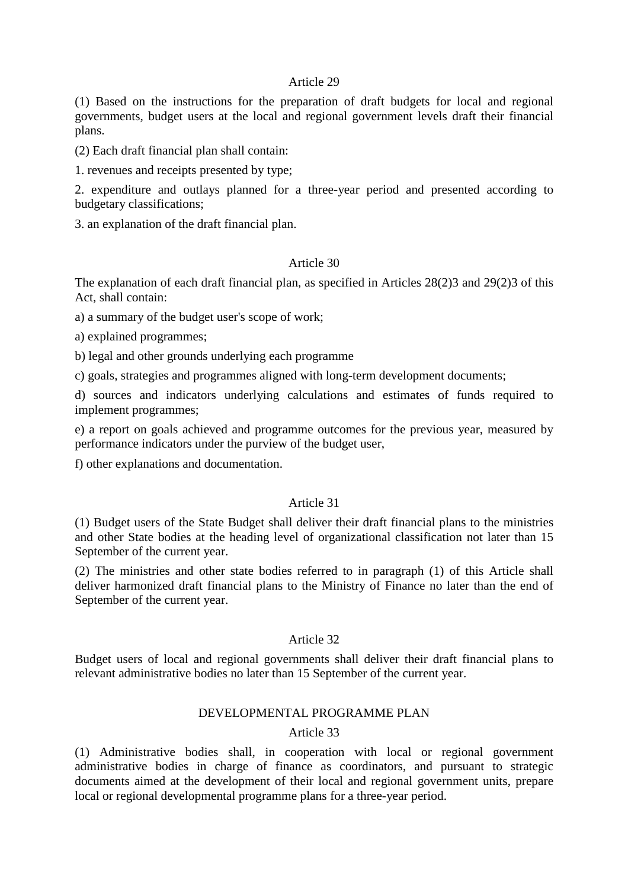Article 29

(1) Based on the instructions for the preparation of draft budgets for local and regional governments, budget users at the local and regional government levels draft their financial plans.

(2) Each draft financial plan shall contain:

1. revenues and receipts presented by type;

2. expenditure and outlays planned for a three-year period and presented according to budgetary classifications;

3. an explanation of the draft financial plan.

Article 30

The explanation of each draft financial plan, as specified in Articles 28(2)3 and 29(2)3 of this Act, shall contain:

a) a summary of the budget user's scope of work;

a) explained programmes;

b) legal and other grounds underlying each programme

c) goals, strategies and programmes aligned with long-term development documents;

d) sources and indicators underlying calculations and estimates of funds required to implement programmes;

e) a report on goals achieved and programme outcomes for the previous year, measured by performance indicators under the purview of the budget user,

f) other explanations and documentation.

Article 31

(1) Budget users of the State Budget shall deliver their draft financial plans to the ministries and other State bodies at the heading level of organizational classification not later than 15 September of the current year.

(2) The ministries and other state bodies referred to in paragraph (1) of this Article shall deliver harmonized draft financial plans to the Ministry of Finance no later than the end of September of the current year.

Article 32

Budget users of local and regional governments shall deliver their draft financial plans to relevant administrative bodies no later than 15 September of the current year.

DEVELOPMENTAL PROGRAMME PLAN

Article 33

(1) Administrative bodies shall, in cooperation with local or regional government administrative bodies in charge of finance as coordinators, and pursuant to strategic documents aimed at the development of their local and regional government units, prepare local or regional developmental programme plans for a three-year period.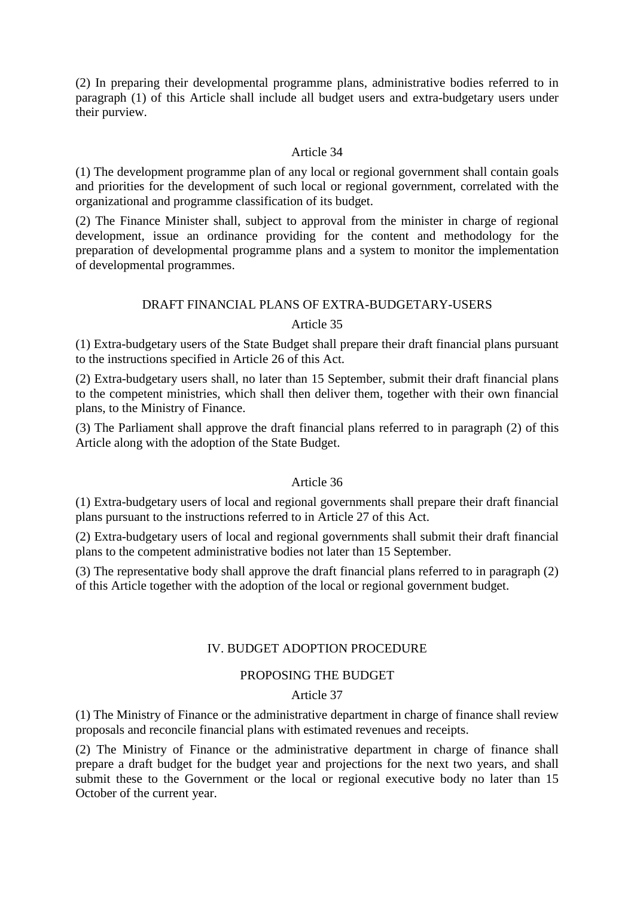(2) In preparing their developmental programme plans, administrative bodies referred to in paragraph (1) of this Article shall include all budget users and extra-budgetary users under their purview.

### Article 34

(1) The development programme plan of any local or regional government shall contain goals and priorities for the development of such local or regional government, correlated with the organizational and programme classification of its budget.

(2) The Finance Minister shall, subject to approval from the minister in charge of regional development, issue an ordinance providing for the content and methodology for the preparation of developmental programme plans and a system to monitor the implementation of developmental programmes.

### DRAFT FINANCIAL PLANS OF EXTRA-BUDGETARY-USERS

### Article 35

(1) Extra-budgetary users of the State Budget shall prepare their draft financial plans pursuant to the instructions specified in Article 26 of this Act.

(2) Extra-budgetary users shall, no later than 15 September, submit their draft financial plans to the competent ministries, which shall then deliver them, together with their own financial plans, to the Ministry of Finance.

(3) The Parliament shall approve the draft financial plans referred to in paragraph (2) of this Article along with the adoption of the State Budget.

### Article 36

(1) Extra-budgetary users of local and regional governments shall prepare their draft financial plans pursuant to the instructions referred to in Article 27 of this Act.

(2) Extra-budgetary users of local and regional governments shall submit their draft financial plans to the competent administrative bodies not later than 15 September.

(3) The representative body shall approve the draft financial plans referred to in paragraph (2) of this Article together with the adoption of the local or regional government budget.

## IV. BUDGET ADOPTION PROCEDURE

### PROPOSING THE BUDGET

### Article 37

(1) The Ministry of Finance or the administrative department in charge of finance shall review proposals and reconcile financial plans with estimated revenues and receipts.

(2) The Ministry of Finance or the administrative department in charge of finance shall prepare a draft budget for the budget year and projections for the next two years, and shall submit these to the Government or the local or regional executive body no later than 15 October of the current year.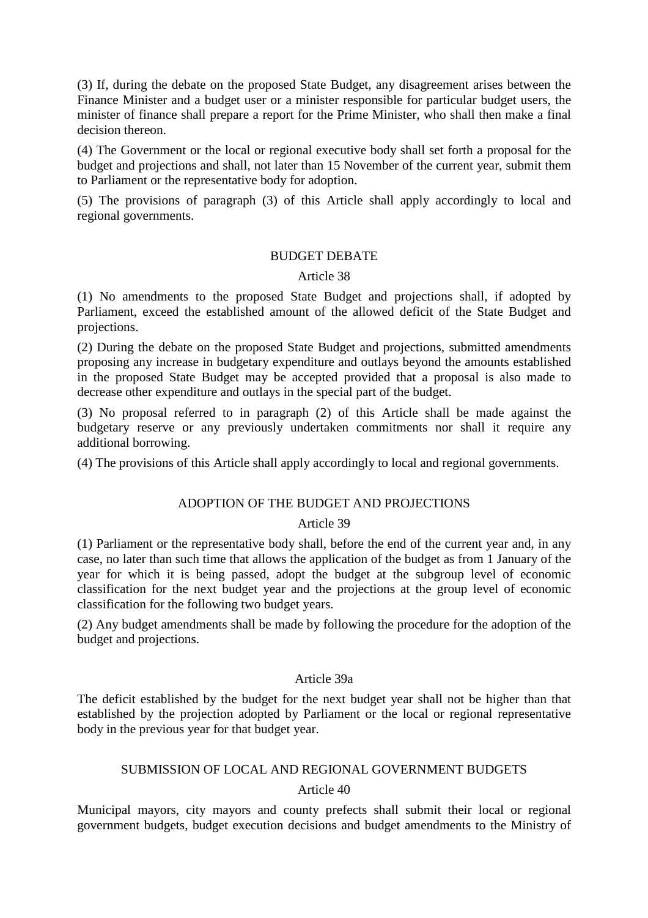(3) If, during the debate on the proposed State Budget, any disagreement arises between the Finance Minister and a budget user or a minister responsible for particular budget users, the minister of finance shall prepare a report for the Prime Minister, who shall then make a final decision thereon.

(4) The Government or the local or regional executive body shall set forth a proposal for the budget and projections and shall, not later than 15 November of the current year, submit them to Parliament or the representative body for adoption.

(5) The provisions of paragraph (3) of this Article shall apply accordingly to local and regional governments.

## BUDGET DEBATE

### Article 38

(1) No amendments to the proposed State Budget and projections shall, if adopted by Parliament, exceed the established amount of the allowed deficit of the State Budget and projections.

(2) During the debate on the proposed State Budget and projections, submitted amendments proposing any increase in budgetary expenditure and outlays beyond the amounts established in the proposed State Budget may be accepted provided that a proposal is also made to decrease other expenditure and outlays in the special part of the budget.

(3) No proposal referred to in paragraph (2) of this Article shall be made against the budgetary reserve or any previously undertaken commitments nor shall it require any additional borrowing.

(4) The provisions of this Article shall apply accordingly to local and regional governments.

## ADOPTION OF THE BUDGET AND PROJECTIONS

### Article 39

(1) Parliament or the representative body shall, before the end of the current year and, in any case, no later than such time that allows the application of the budget as from 1 January of the year for which it is being passed, adopt the budget at the subgroup level of economic classification for the next budget year and the projections at the group level of economic classification for the following two budget years.

(2) Any budget amendments shall be made by following the procedure for the adoption of the budget and projections.

### Article 39a

The deficit established by the budget for the next budget year shall not be higher than that established by the projection adopted by Parliament or the local or regional representative body in the previous year for that budget year.

## SUBMISSION OF LOCAL AND REGIONAL GOVERNMENT BUDGETS

### Article 40

Municipal mayors, city mayors and county prefects shall submit their local or regional government budgets, budget execution decisions and budget amendments to the Ministry of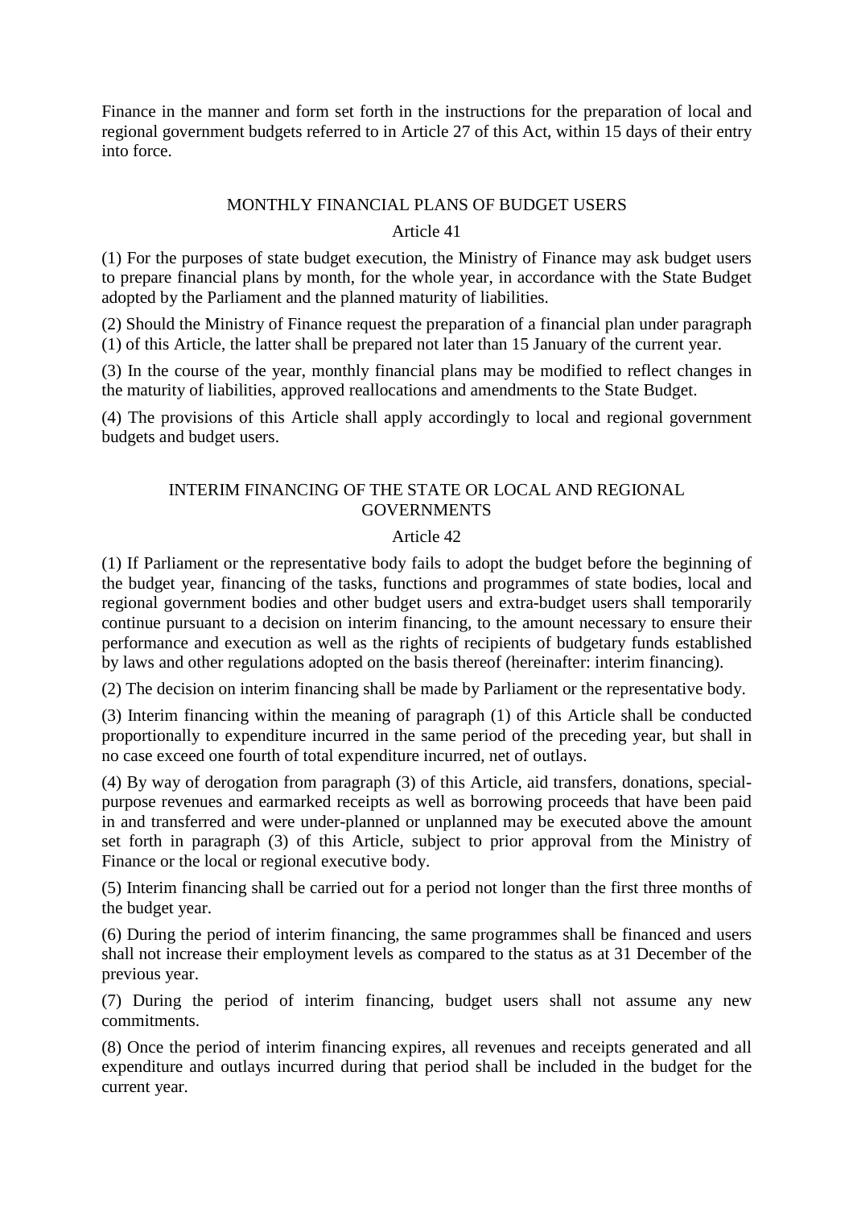Finance in the manner and form set forth in the instructions for the preparation of local and regional government budgets referred to in Article 27 of this Act, within 15 days of their entry into force.

## MONTHLY FINANCIAL PLANS OF BUDGET USERS

### Article 41

(1) For the purposes of state budget execution, the Ministry of Finance may ask budget users to prepare financial plans by month, for the whole year, in accordance with the State Budget adopted by the Parliament and the planned maturity of liabilities.

(2) Should the Ministry of Finance request the preparation of a financial plan under paragraph (1) of this Article, the latter shall be prepared not later than 15 January of the current year.

(3) In the course of the year, monthly financial plans may be modified to reflect changes in the maturity of liabilities, approved reallocations and amendments to the State Budget.

(4) The provisions of this Article shall apply accordingly to local and regional government budgets and budget users.

## INTERIM FINANCING OF THE STATE OR LOCAL AND REGIONAL GOVERNMENTS

### Article 42

(1) If Parliament or the representative body fails to adopt the budget before the beginning of the budget year, financing of the tasks, functions and programmes of state bodies, local and regional government bodies and other budget users and extra-budget users shall temporarily continue pursuant to a decision on interim financing, to the amount necessary to ensure their performance and execution as well as the rights of recipients of budgetary funds established by laws and other regulations adopted on the basis thereof (hereinafter: interim financing).

(2) The decision on interim financing shall be made by Parliament or the representative body.

(3) Interim financing within the meaning of paragraph (1) of this Article shall be conducted proportionally to expenditure incurred in the same period of the preceding year, but shall in no case exceed one fourth of total expenditure incurred, net of outlays.

(4) By way of derogation from paragraph (3) of this Article, aid transfers, donations, special-purpose revenues and earmarked receipts as well as borrowing proceeds that have been paid in and transferred and were under-planned or unplanned may be executed above the amount set forth in paragraph (3) of this Article, subject to prior approval from the Ministry of Finance or the local or regional executive body.

(5) Interim financing shall be carried out for a period not longer than the first three months of the budget year.

(6) During the period of interim financing, the same programmes shall be financed and users shall not increase their employment levels as compared to the status as at 31 December of the previous year.

(7) During the period of interim financing, budget users shall not assume any new commitments.

(8) Once the period of interim financing expires, all revenues and receipts generated and all expenditure and outlays incurred during that period shall be included in the budget for the current year.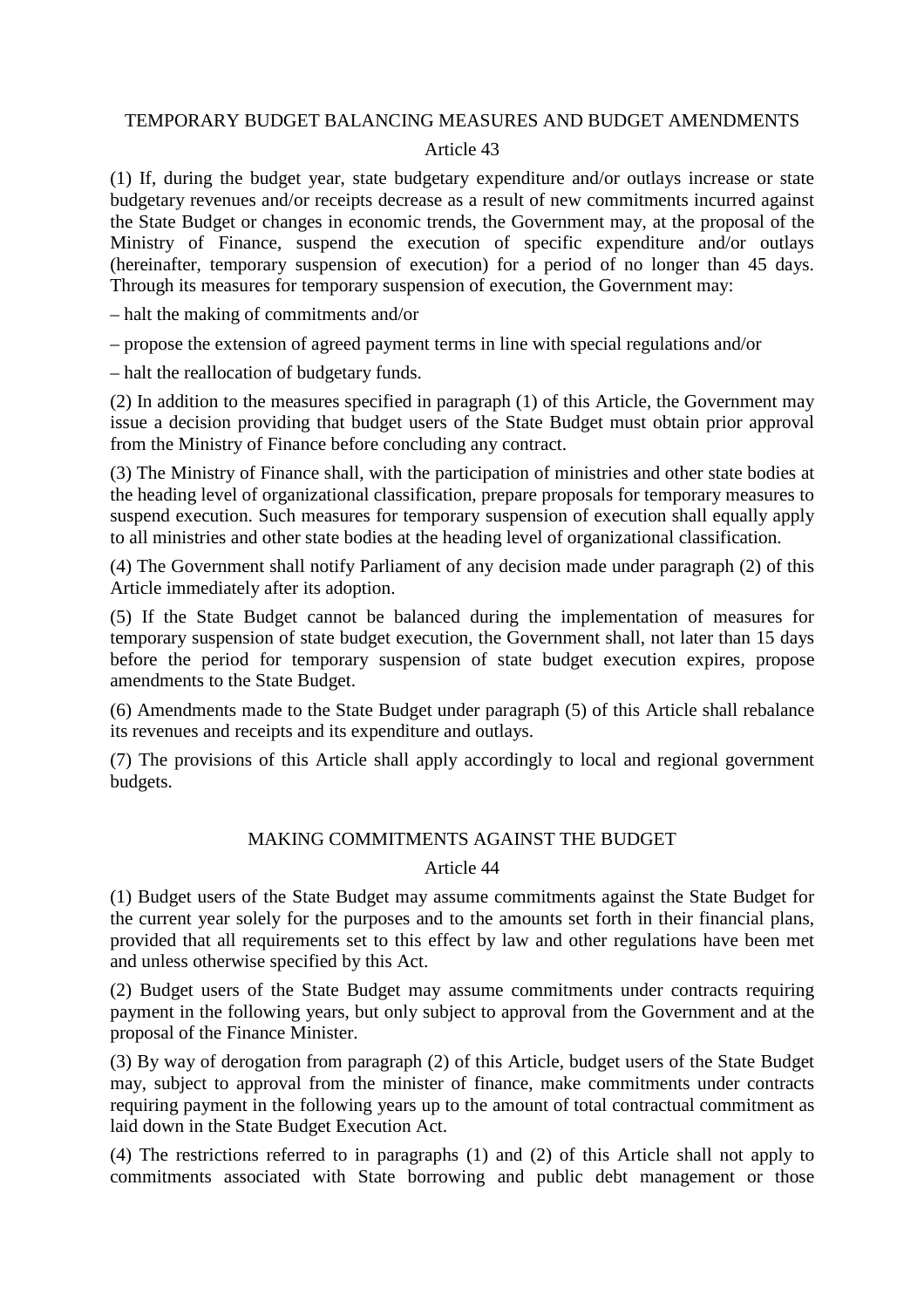## TEMPORARY BUDGET BALANCING MEASURES AND BUDGET AMENDMENTS

### Article 43

(1) If, during the budget year, state budgetary expenditure and/or outlays increase or state budgetary revenues and/or receipts decrease as a result of new commitments incurred against the State Budget or changes in economic trends, the Government may, at the proposal of the Ministry of Finance, suspend the execution of specific expenditure and/or outlays (hereinafter, temporary suspension of execution) for a period of no longer than 45 days. Through its measures for temporary suspension of execution, the Government may:

– halt the making of commitments and/or

– propose the extension of agreed payment terms in line with special regulations and/or

– halt the reallocation of budgetary funds.

(2) In addition to the measures specified in paragraph (1) of this Article, the Government may issue a decision providing that budget users of the State Budget must obtain prior approval from the Ministry of Finance before concluding any contract.

(3) The Ministry of Finance shall, with the participation of ministries and other state bodies at the heading level of organizational classification, prepare proposals for temporary measures to suspend execution. Such measures for temporary suspension of execution shall equally apply to all ministries and other state bodies at the heading level of organizational classification.

(4) The Government shall notify Parliament of any decision made under paragraph (2) of this Article immediately after its adoption.

(5) If the State Budget cannot be balanced during the implementation of measures for temporary suspension of state budget execution, the Government shall, not later than 15 days before the period for temporary suspension of state budget execution expires, propose amendments to the State Budget.

(6) Amendments made to the State Budget under paragraph (5) of this Article shall rebalance its revenues and receipts and its expenditure and outlays.

(7) The provisions of this Article shall apply accordingly to local and regional government budgets.

## MAKING COMMITMENTS AGAINST THE BUDGET

### Article 44

(1) Budget users of the State Budget may assume commitments against the State Budget for the current year solely for the purposes and to the amounts set forth in their financial plans, provided that all requirements set to this effect by law and other regulations have been met and unless otherwise specified by this Act.

(2) Budget users of the State Budget may assume commitments under contracts requiring payment in the following years, but only subject to approval from the Government and at the proposal of the Finance Minister.

(3) By way of derogation from paragraph (2) of this Article, budget users of the State Budget may, subject to approval from the minister of finance, make commitments under contracts requiring payment in the following years up to the amount of total contractual commitment as laid down in the State Budget Execution Act.

(4) The restrictions referred to in paragraphs (1) and (2) of this Article shall not apply to commitments associated with State borrowing and public debt management or those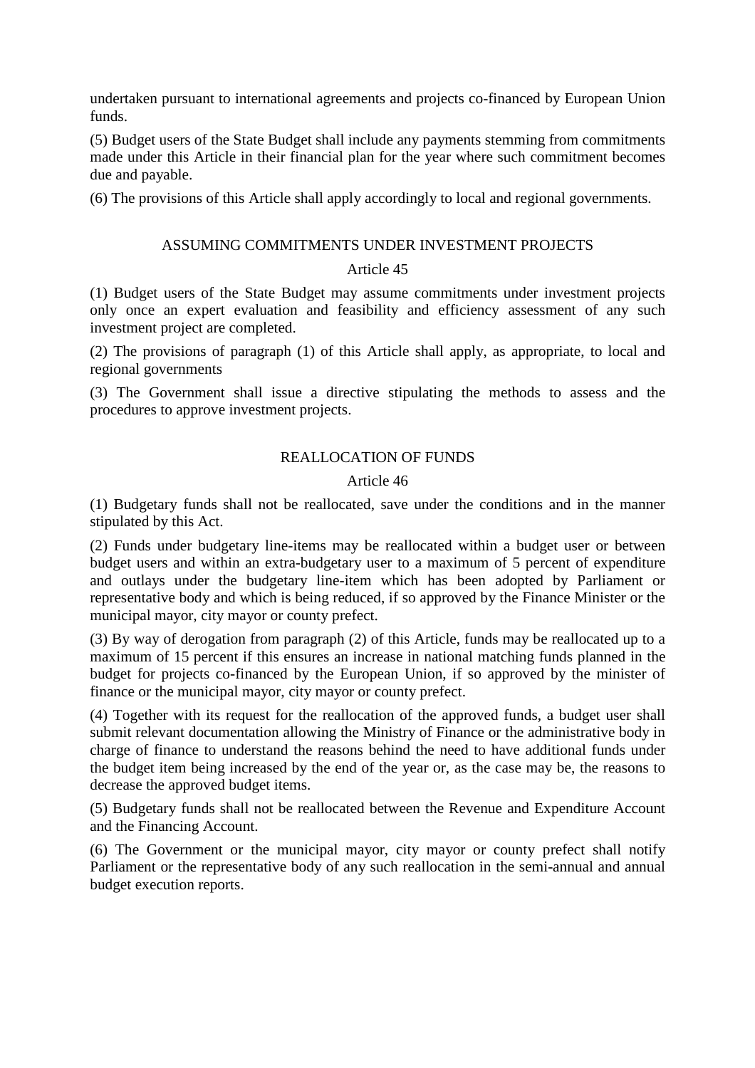undertaken pursuant to international agreements and projects co-financed by European Union funds.

(5) Budget users of the State Budget shall include any payments stemming from commitments made under this Article in their financial plan for the year where such commitment becomes due and payable.

(6) The provisions of this Article shall apply accordingly to local and regional governments.

### ASSUMING COMMITMENTS UNDER INVESTMENT PROJECTS

Article 45

(1) Budget users of the State Budget may assume commitments under investment projects only once an expert evaluation and feasibility and efficiency assessment of any such investment project are completed.

(2) The provisions of paragraph (1) of this Article shall apply, as appropriate, to local and regional governments

(3) The Government shall issue a directive stipulating the methods to assess and the procedures to approve investment projects.

### REALLOCATION OF FUNDS

Article 46

(1) Budgetary funds shall not be reallocated, save under the conditions and in the manner stipulated by this Act.

(2) Funds under budgetary line-items may be reallocated within a budget user or between budget users and within an extra-budgetary user to a maximum of 5 percent of expenditure and outlays under the budgetary line-item which has been adopted by Parliament or representative body and which is being reduced, if so approved by the Finance Minister or the municipal mayor, city mayor or county prefect.

(3) By way of derogation from paragraph (2) of this Article, funds may be reallocated up to a maximum of 15 percent if this ensures an increase in national matching funds planned in the budget for projects co-financed by the European Union, if so approved by the minister of finance or the municipal mayor, city mayor or county prefect.

(4) Together with its request for the reallocation of the approved funds, a budget user shall submit relevant documentation allowing the Ministry of Finance or the administrative body in charge of finance to understand the reasons behind the need to have additional funds under the budget item being increased by the end of the year or, as the case may be, the reasons to decrease the approved budget items.

(5) Budgetary funds shall not be reallocated between the Revenue and Expenditure Account and the Financing Account.

(6) The Government or the municipal mayor, city mayor or county prefect shall notify Parliament or the representative body of any such reallocation in the semi-annual and annual budget execution reports.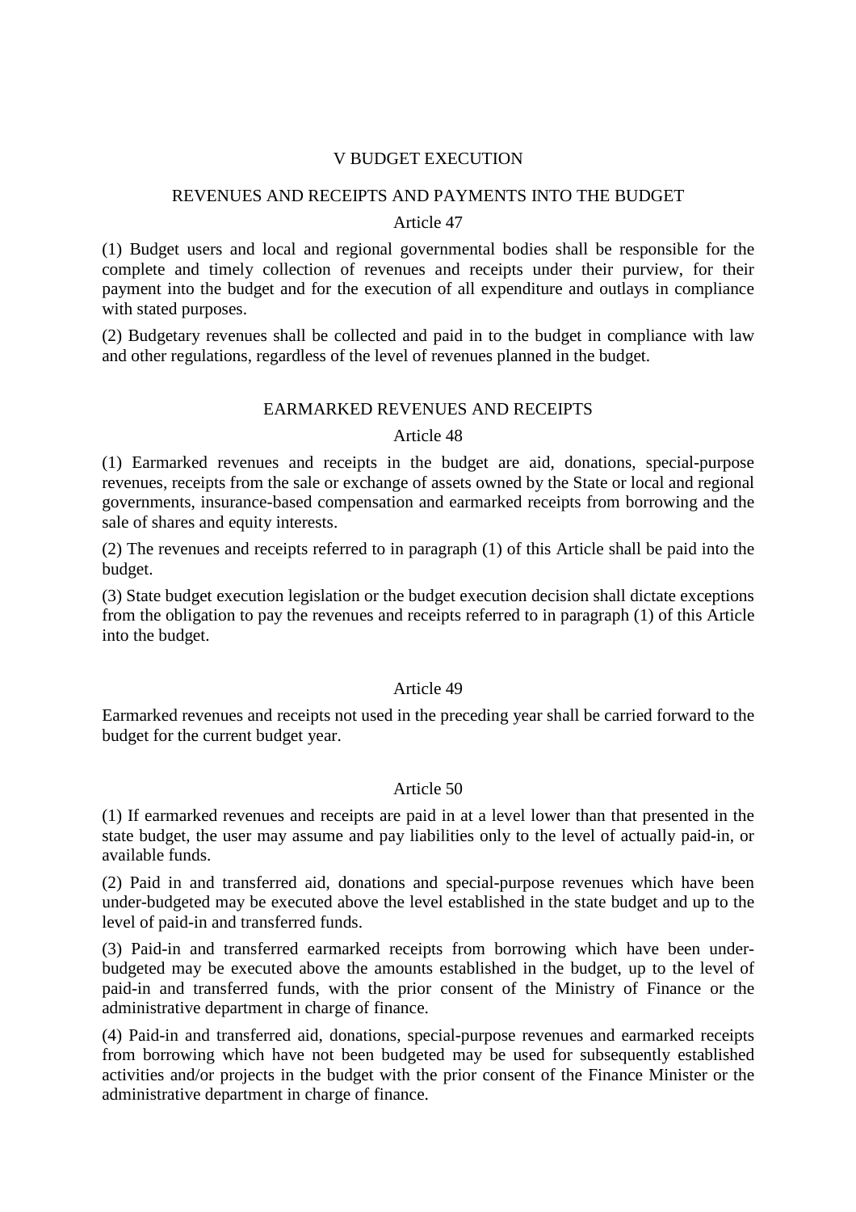## V BUDGET EXECUTION

### REVENUES AND RECEIPTS AND PAYMENTS INTO THE BUDGET

Article 47

(1) Budget users and local and regional governmental bodies shall be responsible for the complete and timely collection of revenues and receipts under their purview, for their payment into the budget and for the execution of all expenditure and outlays in compliance with stated purposes.

(2) Budgetary revenues shall be collected and paid in to the budget in compliance with law and other regulations, regardless of the level of revenues planned in the budget.

### EARMARKED REVENUES AND RECEIPTS

Article 48

(1) Earmarked revenues and receipts in the budget are aid, donations, special-purpose revenues, receipts from the sale or exchange of assets owned by the State or local and regional governments, insurance-based compensation and earmarked receipts from borrowing and the sale of shares and equity interests.

(2) The revenues and receipts referred to in paragraph (1) of this Article shall be paid into the budget.

(3) State budget execution legislation or the budget execution decision shall dictate exceptions from the obligation to pay the revenues and receipts referred to in paragraph (1) of this Article into the budget.

Article 49

Earmarked revenues and receipts not used in the preceding year shall be carried forward to the budget for the current budget year.

Article 50

(1) If earmarked revenues and receipts are paid in at a level lower than that presented in the state budget, the user may assume and pay liabilities only to the level of actually paid-in, or available funds.

(2) Paid in and transferred aid, donations and special-purpose revenues which have been under-budgeted may be executed above the level established in the state budget and up to the level of paid-in and transferred funds.

(3) Paid-in and transferred earmarked receipts from borrowing which have been under-budgeted may be executed above the amounts established in the budget, up to the level of paid-in and transferred funds, with the prior consent of the Ministry of Finance or the administrative department in charge of finance.

(4) Paid-in and transferred aid, donations, special-purpose revenues and earmarked receipts from borrowing which have not been budgeted may be used for subsequently established activities and/or projects in the budget with the prior consent of the Finance Minister or the administrative department in charge of finance.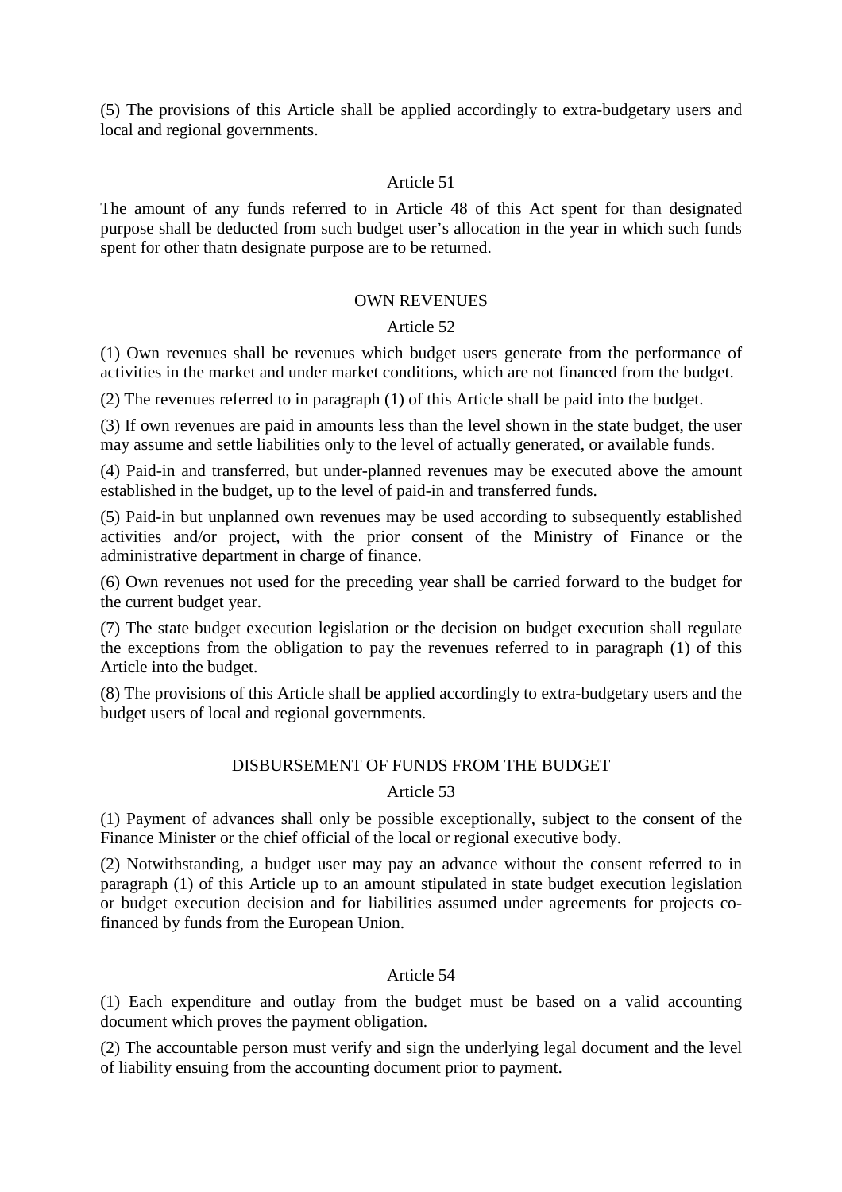(5) The provisions of this Article shall be applied accordingly to extra-budgetary users and local and regional governments.

Article 51

The amount of any funds referred to in Article 48 of this Act spent for than designated purpose shall be deducted from such budget user's allocation in the year in which such funds spent for other thatn designate purpose are to be returned.

OWN REVENUES

Article 52

(1) Own revenues shall be revenues which budget users generate from the performance of activities in the market and under market conditions, which are not financed from the budget.

(2) The revenues referred to in paragraph (1) of this Article shall be paid into the budget.

(3) If own revenues are paid in amounts less than the level shown in the state budget, the user may assume and settle liabilities only to the level of actually generated, or available funds.

(4) Paid-in and transferred, but under-planned revenues may be executed above the amount established in the budget, up to the level of paid-in and transferred funds.

(5) Paid-in but unplanned own revenues may be used according to subsequently established activities and/or project, with the prior consent of the Ministry of Finance or the administrative department in charge of finance.

(6) Own revenues not used for the preceding year shall be carried forward to the budget for the current budget year.

(7) The state budget execution legislation or the decision on budget execution shall regulate the exceptions from the obligation to pay the revenues referred to in paragraph (1) of this Article into the budget.

(8) The provisions of this Article shall be applied accordingly to extra-budgetary users and the budget users of local and regional governments.

DISBURSEMENT OF FUNDS FROM THE BUDGET

Article 53

(1) Payment of advances shall only be possible exceptionally, subject to the consent of the Finance Minister or the chief official of the local or regional executive body.

(2) Notwithstanding, a budget user may pay an advance without the consent referred to in paragraph (1) of this Article up to an amount stipulated in state budget execution legislation or budget execution decision and for liabilities assumed under agreements for projects co-financed by funds from the European Union.

Article 54

(1) Each expenditure and outlay from the budget must be based on a valid accounting document which proves the payment obligation.

(2) The accountable person must verify and sign the underlying legal document and the level of liability ensuing from the accounting document prior to payment.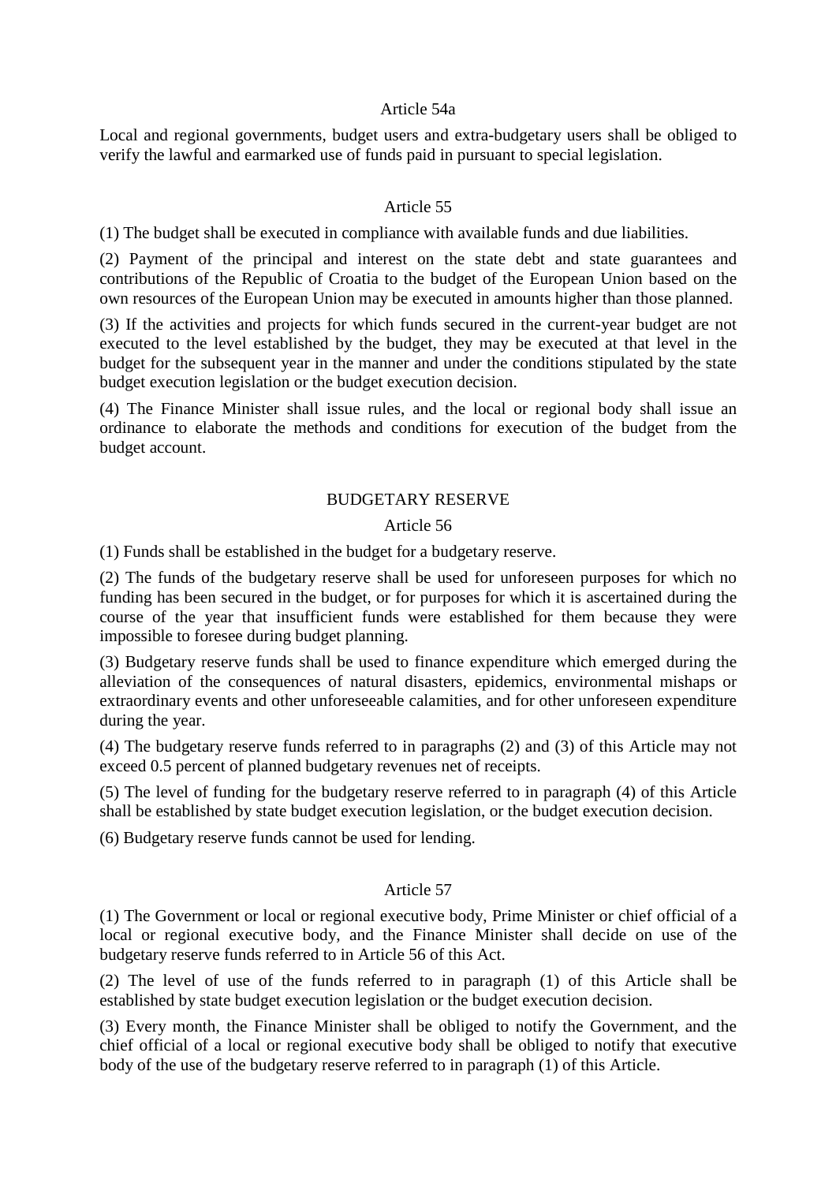Article 54a

Local and regional governments, budget users and extra-budgetary users shall be obliged to verify the lawful and earmarked use of funds paid in pursuant to special legislation.

Article 55

(1) The budget shall be executed in compliance with available funds and due liabilities.

(2) Payment of the principal and interest on the state debt and state guarantees and contributions of the Republic of Croatia to the budget of the European Union based on the own resources of the European Union may be executed in amounts higher than those planned.

(3) If the activities and projects for which funds secured in the current-year budget are not executed to the level established by the budget, they may be executed at that level in the budget for the subsequent year in the manner and under the conditions stipulated by the state budget execution legislation or the budget execution decision.

(4) The Finance Minister shall issue rules, and the local or regional body shall issue an ordinance to elaborate the methods and conditions for execution of the budget from the budget account.

## BUDGETARY RESERVE

Article 56

(1) Funds shall be established in the budget for a budgetary reserve.

(2) The funds of the budgetary reserve shall be used for unforeseen purposes for which no funding has been secured in the budget, or for purposes for which it is ascertained during the course of the year that insufficient funds were established for them because they were impossible to foresee during budget planning.

(3) Budgetary reserve funds shall be used to finance expenditure which emerged during the alleviation of the consequences of natural disasters, epidemics, environmental mishaps or extraordinary events and other unforeseeable calamities, and for other unforeseen expenditure during the year.

(4) The budgetary reserve funds referred to in paragraphs (2) and (3) of this Article may not exceed 0.5 percent of planned budgetary revenues net of receipts.

(5) The level of funding for the budgetary reserve referred to in paragraph (4) of this Article shall be established by state budget execution legislation, or the budget execution decision.

(6) Budgetary reserve funds cannot be used for lending.

Article 57

(1) The Government or local or regional executive body, Prime Minister or chief official of a local or regional executive body, and the Finance Minister shall decide on use of the budgetary reserve funds referred to in Article 56 of this Act.

(2) The level of use of the funds referred to in paragraph (1) of this Article shall be established by state budget execution legislation or the budget execution decision.

(3) Every month, the Finance Minister shall be obliged to notify the Government, and the chief official of a local or regional executive body shall be obliged to notify that executive body of the use of the budgetary reserve referred to in paragraph (1) of this Article.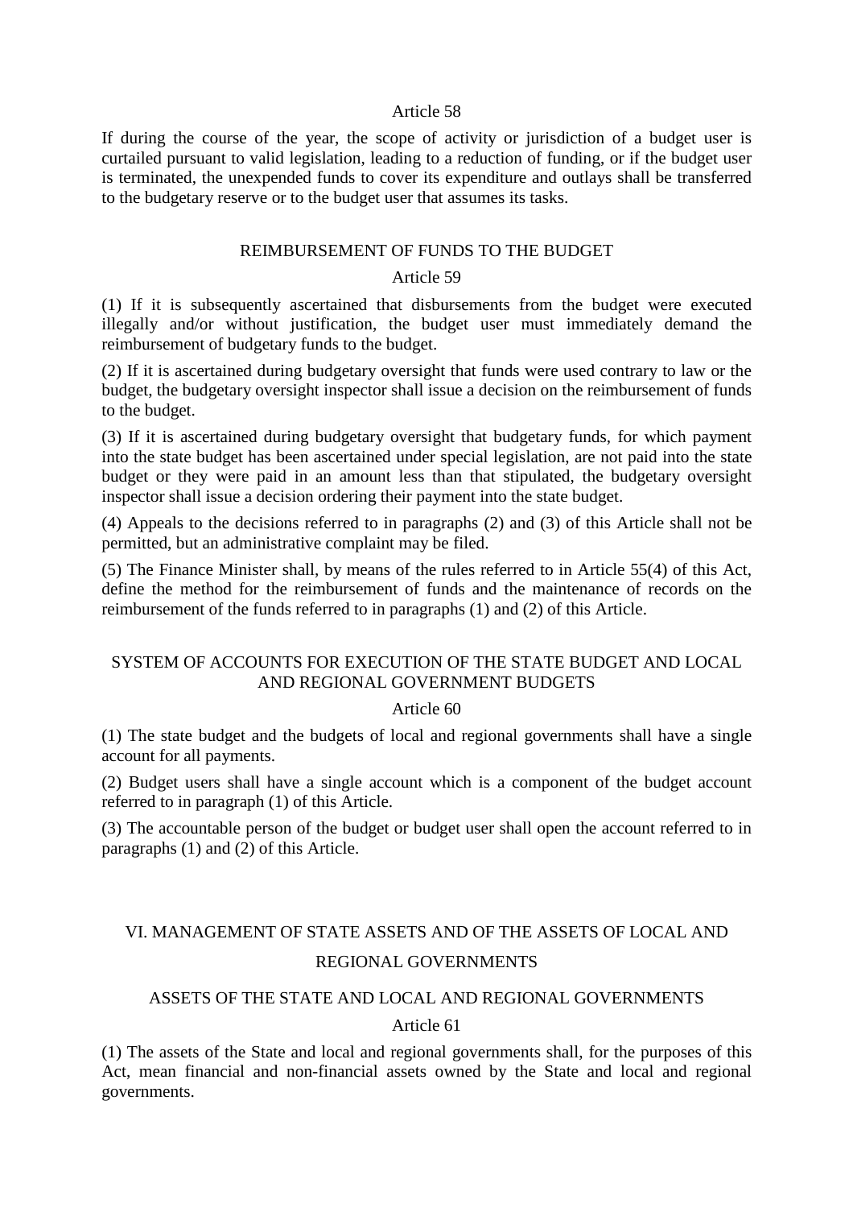### Article 58

If during the course of the year, the scope of activity or jurisdiction of a budget user is curtailed pursuant to valid legislation, leading to a reduction of funding, or if the budget user is terminated, the unexpended funds to cover its expenditure and outlays shall be transferred to the budgetary reserve or to the budget user that assumes its tasks.

## REIMBURSEMENT OF FUNDS TO THE BUDGET

### Article 59

(1) If it is subsequently ascertained that disbursements from the budget were executed illegally and/or without justification, the budget user must immediately demand the reimbursement of budgetary funds to the budget.

(2) If it is ascertained during budgetary oversight that funds were used contrary to law or the budget, the budgetary oversight inspector shall issue a decision on the reimbursement of funds to the budget.

(3) If it is ascertained during budgetary oversight that budgetary funds, for which payment into the state budget has been ascertained under special legislation, are not paid into the state budget or they were paid in an amount less than that stipulated, the budgetary oversight inspector shall issue a decision ordering their payment into the state budget.

(4) Appeals to the decisions referred to in paragraphs (2) and (3) of this Article shall not be permitted, but an administrative complaint may be filed.

(5) The Finance Minister shall, by means of the rules referred to in Article 55(4) of this Act, define the method for the reimbursement of funds and the maintenance of records on the reimbursement of the funds referred to in paragraphs (1) and (2) of this Article.

## SYSTEM OF ACCOUNTS FOR EXECUTION OF THE STATE BUDGET AND LOCAL AND REGIONAL GOVERNMENT BUDGETS

### Article 60

(1) The state budget and the budgets of local and regional governments shall have a single account for all payments.

(2) Budget users shall have a single account which is a component of the budget account referred to in paragraph (1) of this Article.

(3) The accountable person of the budget or budget user shall open the account referred to in paragraphs (1) and (2) of this Article.

# VI. MANAGEMENT OF STATE ASSETS AND OF THE ASSETS OF LOCAL AND REGIONAL GOVERNMENTS

## ASSETS OF THE STATE AND LOCAL AND REGIONAL GOVERNMENTS

### Article 61

(1) The assets of the State and local and regional governments shall, for the purposes of this Act, mean financial and non-financial assets owned by the State and local and regional governments.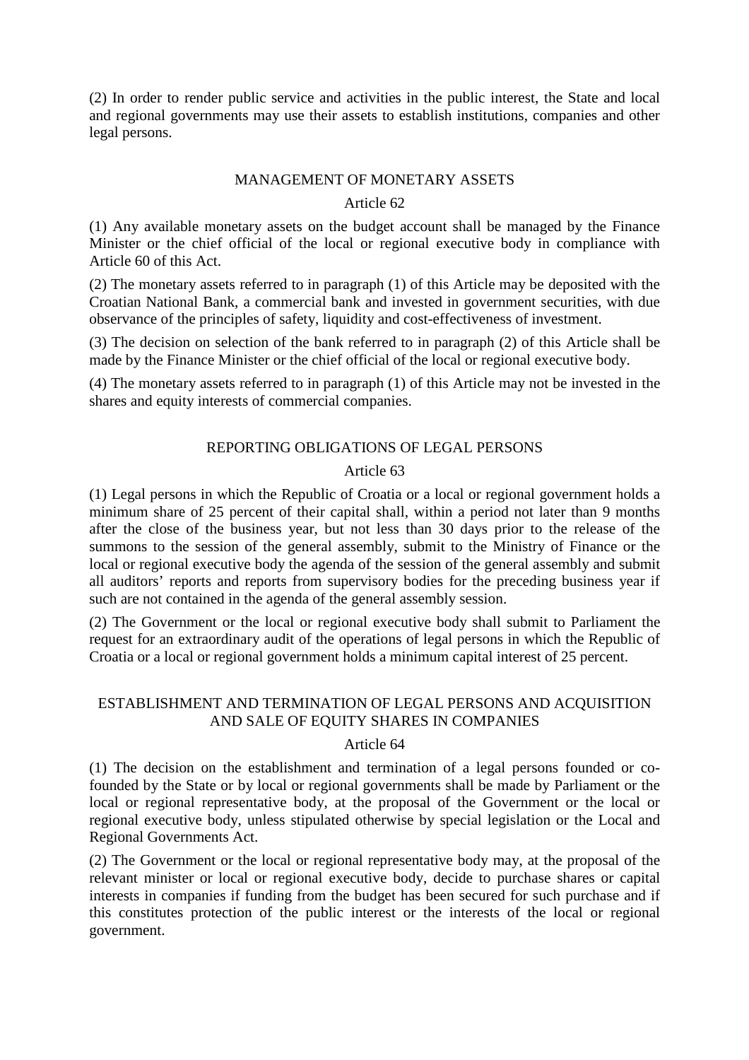(2) In order to render public service and activities in the public interest, the State and local and regional governments may use their assets to establish institutions, companies and other legal persons.

## MANAGEMENT OF MONETARY ASSETS

### Article 62

(1) Any available monetary assets on the budget account shall be managed by the Finance Minister or the chief official of the local or regional executive body in compliance with Article 60 of this Act.

(2) The monetary assets referred to in paragraph (1) of this Article may be deposited with the Croatian National Bank, a commercial bank and invested in government securities, with due observance of the principles of safety, liquidity and cost-effectiveness of investment.

(3) The decision on selection of the bank referred to in paragraph (2) of this Article shall be made by the Finance Minister or the chief official of the local or regional executive body.

(4) The monetary assets referred to in paragraph (1) of this Article may not be invested in the shares and equity interests of commercial companies.

## REPORTING OBLIGATIONS OF LEGAL PERSONS

### Article 63

(1) Legal persons in which the Republic of Croatia or a local or regional government holds a minimum share of 25 percent of their capital shall, within a period not later than 9 months after the close of the business year, but not less than 30 days prior to the release of the summons to the session of the general assembly, submit to the Ministry of Finance or the local or regional executive body the agenda of the session of the general assembly and submit all auditors' reports and reports from supervisory bodies for the preceding business year if such are not contained in the agenda of the general assembly session.

(2) The Government or the local or regional executive body shall submit to Parliament the request for an extraordinary audit of the operations of legal persons in which the Republic of Croatia or a local or regional government holds a minimum capital interest of 25 percent.

## ESTABLISHMENT AND TERMINATION OF LEGAL PERSONS AND ACQUISITION AND SALE OF EQUITY SHARES IN COMPANIES

### Article 64

(1) The decision on the establishment and termination of a legal persons founded or co-founded by the State or by local or regional governments shall be made by Parliament or the local or regional representative body, at the proposal of the Government or the local or regional executive body, unless stipulated otherwise by special legislation or the Local and Regional Governments Act.

(2) The Government or the local or regional representative body may, at the proposal of the relevant minister or local or regional executive body, decide to purchase shares or capital interests in companies if funding from the budget has been secured for such purchase and if this constitutes protection of the public interest or the interests of the local or regional government.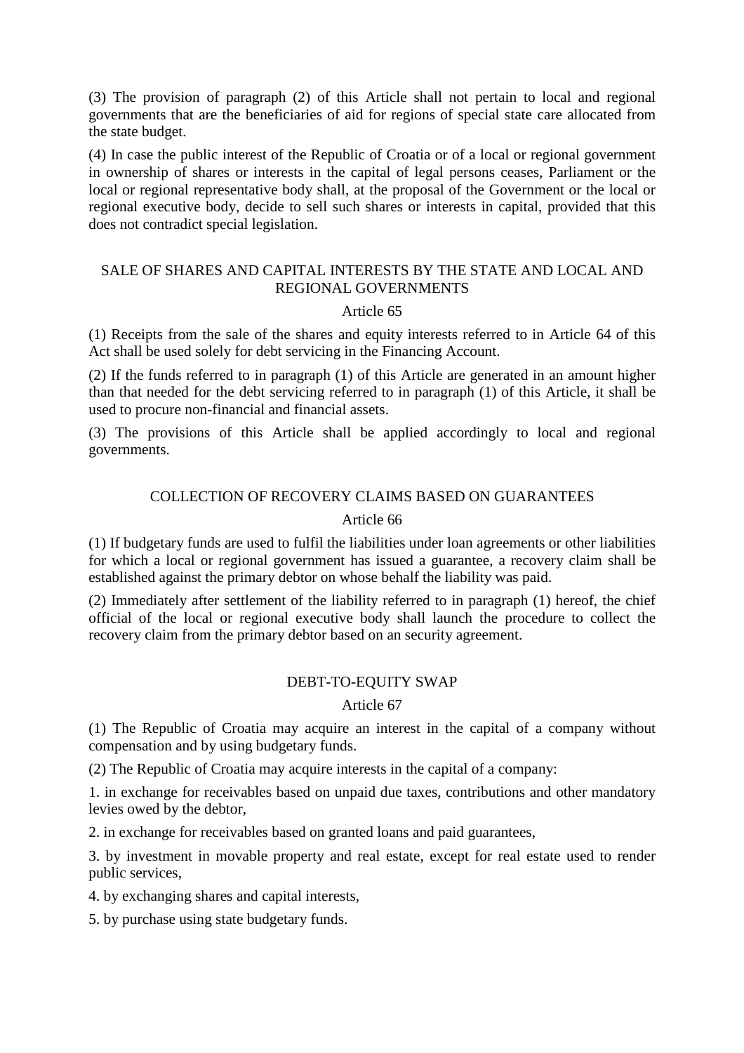(3) The provision of paragraph (2) of this Article shall not pertain to local and regional governments that are the beneficiaries of aid for regions of special state care allocated from the state budget.

(4) In case the public interest of the Republic of Croatia or of a local or regional government in ownership of shares or interests in the capital of legal persons ceases, Parliament or the local or regional representative body shall, at the proposal of the Government or the local or regional executive body, decide to sell such shares or interests in capital, provided that this does not contradict special legislation.

## SALE OF SHARES AND CAPITAL INTERESTS BY THE STATE AND LOCAL AND REGIONAL GOVERNMENTS

### Article 65

(1) Receipts from the sale of the shares and equity interests referred to in Article 64 of this Act shall be used solely for debt servicing in the Financing Account.

(2) If the funds referred to in paragraph (1) of this Article are generated in an amount higher than that needed for the debt servicing referred to in paragraph (1) of this Article, it shall be used to procure non-financial and financial assets.

(3) The provisions of this Article shall be applied accordingly to local and regional governments.

## COLLECTION OF RECOVERY CLAIMS BASED ON GUARANTEES

### Article 66

(1) If budgetary funds are used to fulfil the liabilities under loan agreements or other liabilities for which a local or regional government has issued a guarantee, a recovery claim shall be established against the primary debtor on whose behalf the liability was paid.

(2) Immediately after settlement of the liability referred to in paragraph (1) hereof, the chief official of the local or regional executive body shall launch the procedure to collect the recovery claim from the primary debtor based on an security agreement.

## DEBT-TO-EQUITY SWAP

### Article 67

(1) The Republic of Croatia may acquire an interest in the capital of a company without compensation and by using budgetary funds.

(2) The Republic of Croatia may acquire interests in the capital of a company:

1. in exchange for receivables based on unpaid due taxes, contributions and other mandatory levies owed by the debtor,

2. in exchange for receivables based on granted loans and paid guarantees,

3. by investment in movable property and real estate, except for real estate used to render public services,

4. by exchanging shares and capital interests,

5. by purchase using state budgetary funds.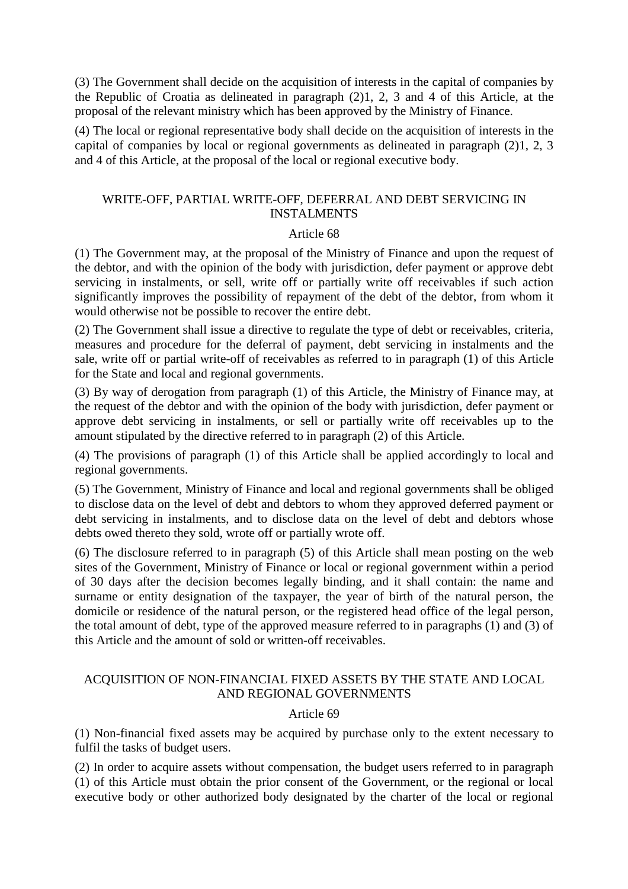(3) The Government shall decide on the acquisition of interests in the capital of companies by the Republic of Croatia as delineated in paragraph (2)1, 2, 3 and 4 of this Article, at the proposal of the relevant ministry which has been approved by the Ministry of Finance.

(4) The local or regional representative body shall decide on the acquisition of interests in the capital of companies by local or regional governments as delineated in paragraph (2)1, 2, 3 and 4 of this Article, at the proposal of the local or regional executive body.

## WRITE-OFF, PARTIAL WRITE-OFF, DEFERRAL AND DEBT SERVICING IN INSTALMENTS

### Article 68

(1) The Government may, at the proposal of the Ministry of Finance and upon the request of the debtor, and with the opinion of the body with jurisdiction, defer payment or approve debt servicing in instalments, or sell, write off or partially write off receivables if such action significantly improves the possibility of repayment of the debt of the debtor, from whom it would otherwise not be possible to recover the entire debt.

(2) The Government shall issue a directive to regulate the type of debt or receivables, criteria, measures and procedure for the deferral of payment, debt servicing in instalments and the sale, write off or partial write-off of receivables as referred to in paragraph (1) of this Article for the State and local and regional governments.

(3) By way of derogation from paragraph (1) of this Article, the Ministry of Finance may, at the request of the debtor and with the opinion of the body with jurisdiction, defer payment or approve debt servicing in instalments, or sell or partially write off receivables up to the amount stipulated by the directive referred to in paragraph (2) of this Article.

(4) The provisions of paragraph (1) of this Article shall be applied accordingly to local and regional governments.

(5) The Government, Ministry of Finance and local and regional governments shall be obliged to disclose data on the level of debt and debtors to whom they approved deferred payment or debt servicing in instalments, and to disclose data on the level of debt and debtors whose debts owed thereto they sold, wrote off or partially wrote off.

(6) The disclosure referred to in paragraph (5) of this Article shall mean posting on the web sites of the Government, Ministry of Finance or local or regional government within a period of 30 days after the decision becomes legally binding, and it shall contain: the name and surname or entity designation of the taxpayer, the year of birth of the natural person, the domicile or residence of the natural person, or the registered head office of the legal person, the total amount of debt, type of the approved measure referred to in paragraphs (1) and (3) of this Article and the amount of sold or written-off receivables.

## ACQUISITION OF NON-FINANCIAL FIXED ASSETS BY THE STATE AND LOCAL AND REGIONAL GOVERNMENTS

### Article 69

(1) Non-financial fixed assets may be acquired by purchase only to the extent necessary to fulfil the tasks of budget users.

(2) In order to acquire assets without compensation, the budget users referred to in paragraph (1) of this Article must obtain the prior consent of the Government, or the regional or local executive body or other authorized body designated by the charter of the local or regional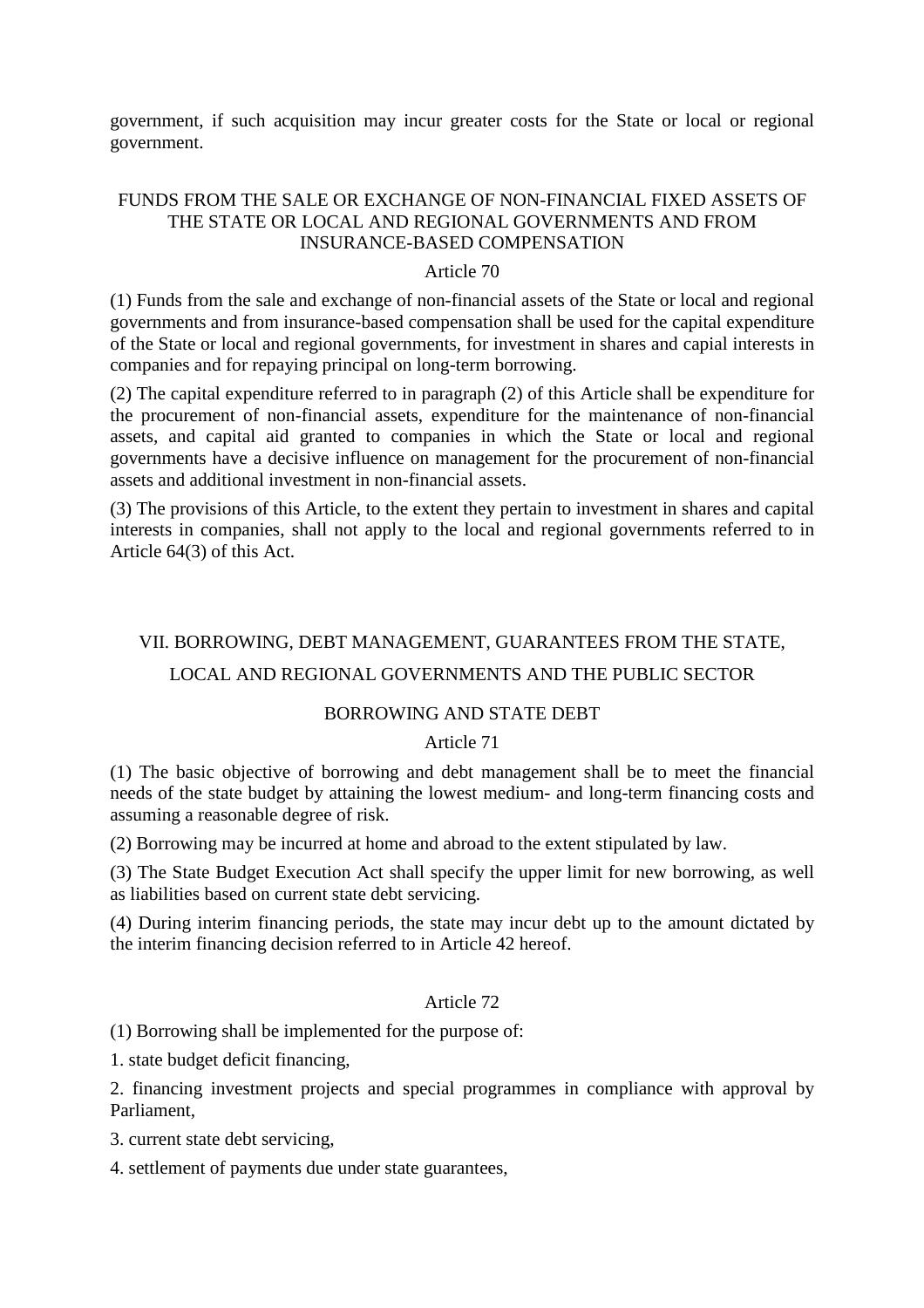government, if such acquisition may incur greater costs for the State or local or regional government.

### FUNDS FROM THE SALE OR EXCHANGE OF NON-FINANCIAL FIXED ASSETS OF THE STATE OR LOCAL AND REGIONAL GOVERNMENTS AND FROM INSURANCE-BASED COMPENSATION

Article 70

(1) Funds from the sale and exchange of non-financial assets of the State or local and regional governments and from insurance-based compensation shall be used for the capital expenditure of the State or local and regional governments, for investment in shares and capial interests in companies and for repaying principal on long-term borrowing.

(2) The capital expenditure referred to in paragraph (2) of this Article shall be expenditure for the procurement of non-financial assets, expenditure for the maintenance of non-financial assets, and capital aid granted to companies in which the State or local and regional governments have a decisive influence on management for the procurement of non-financial assets and additional investment in non-financial assets.

(3) The provisions of this Article, to the extent they pertain to investment in shares and capital interests in companies, shall not apply to the local and regional governments referred to in Article 64(3) of this Act.

## VII. BORROWING, DEBT MANAGEMENT, GUARANTEES FROM THE STATE, LOCAL AND REGIONAL GOVERNMENTS AND THE PUBLIC SECTOR

### BORROWING AND STATE DEBT

Article 71

(1) The basic objective of borrowing and debt management shall be to meet the financial needs of the state budget by attaining the lowest medium- and long-term financing costs and assuming a reasonable degree of risk.

(2) Borrowing may be incurred at home and abroad to the extent stipulated by law.

(3) The State Budget Execution Act shall specify the upper limit for new borrowing, as well as liabilities based on current state debt servicing.

(4) During interim financing periods, the state may incur debt up to the amount dictated by the interim financing decision referred to in Article 42 hereof.

Article 72

(1) Borrowing shall be implemented for the purpose of:

1. state budget deficit financing,

2. financing investment projects and special programmes in compliance with approval by Parliament,

3. current state debt servicing,

4. settlement of payments due under state guarantees,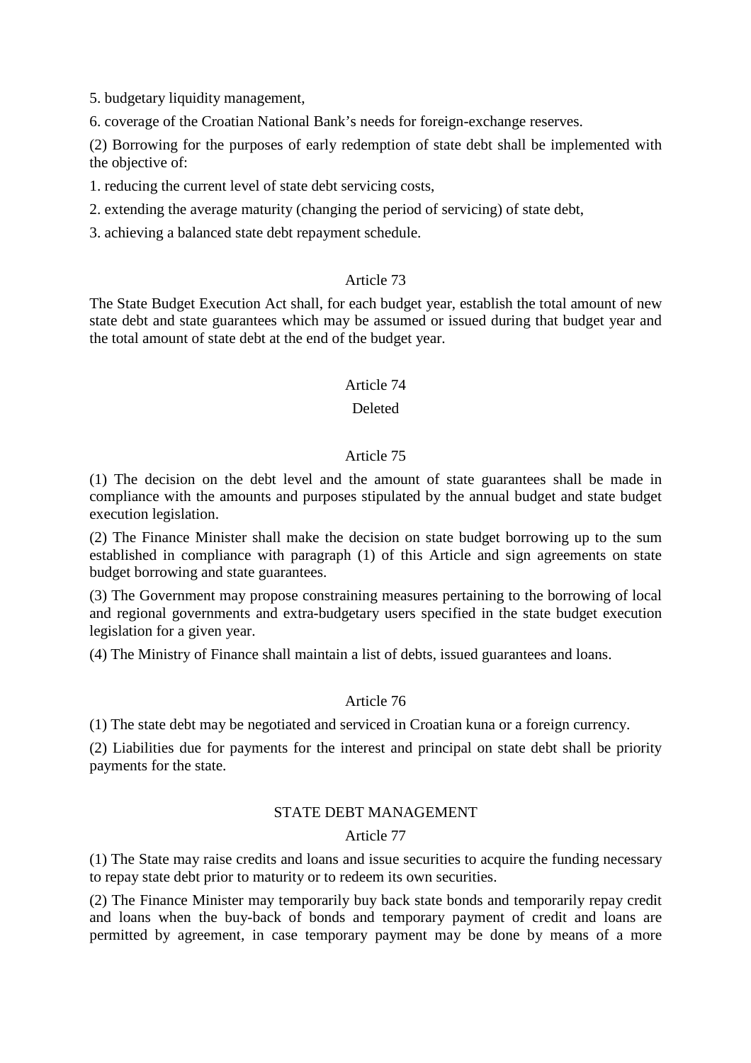5. budgetary liquidity management,

6. coverage of the Croatian National Bank's needs for foreign-exchange reserves.

(2) Borrowing for the purposes of early redemption of state debt shall be implemented with the objective of:

1. reducing the current level of state debt servicing costs,

2. extending the average maturity (changing the period of servicing) of state debt,

3. achieving a balanced state debt repayment schedule.

Article 73

The State Budget Execution Act shall, for each budget year, establish the total amount of new state debt and state guarantees which may be assumed or issued during that budget year and the total amount of state debt at the end of the budget year.

Article 74

Deleted

Article 75

(1) The decision on the debt level and the amount of state guarantees shall be made in compliance with the amounts and purposes stipulated by the annual budget and state budget execution legislation.

(2) The Finance Minister shall make the decision on state budget borrowing up to the sum established in compliance with paragraph (1) of this Article and sign agreements on state budget borrowing and state guarantees.

(3) The Government may propose constraining measures pertaining to the borrowing of local and regional governments and extra-budgetary users specified in the state budget execution legislation for a given year.

(4) The Ministry of Finance shall maintain a list of debts, issued guarantees and loans.

Article 76

(1) The state debt may be negotiated and serviced in Croatian kuna or a foreign currency.

(2) Liabilities due for payments for the interest and principal on state debt shall be priority payments for the state.

STATE DEBT MANAGEMENT

Article 77

(1) The State may raise credits and loans and issue securities to acquire the funding necessary to repay state debt prior to maturity or to redeem its own securities.

(2) The Finance Minister may temporarily buy back state bonds and temporarily repay credit and loans when the buy-back of bonds and temporary payment of credit and loans are permitted by agreement, in case temporary payment may be done by means of a more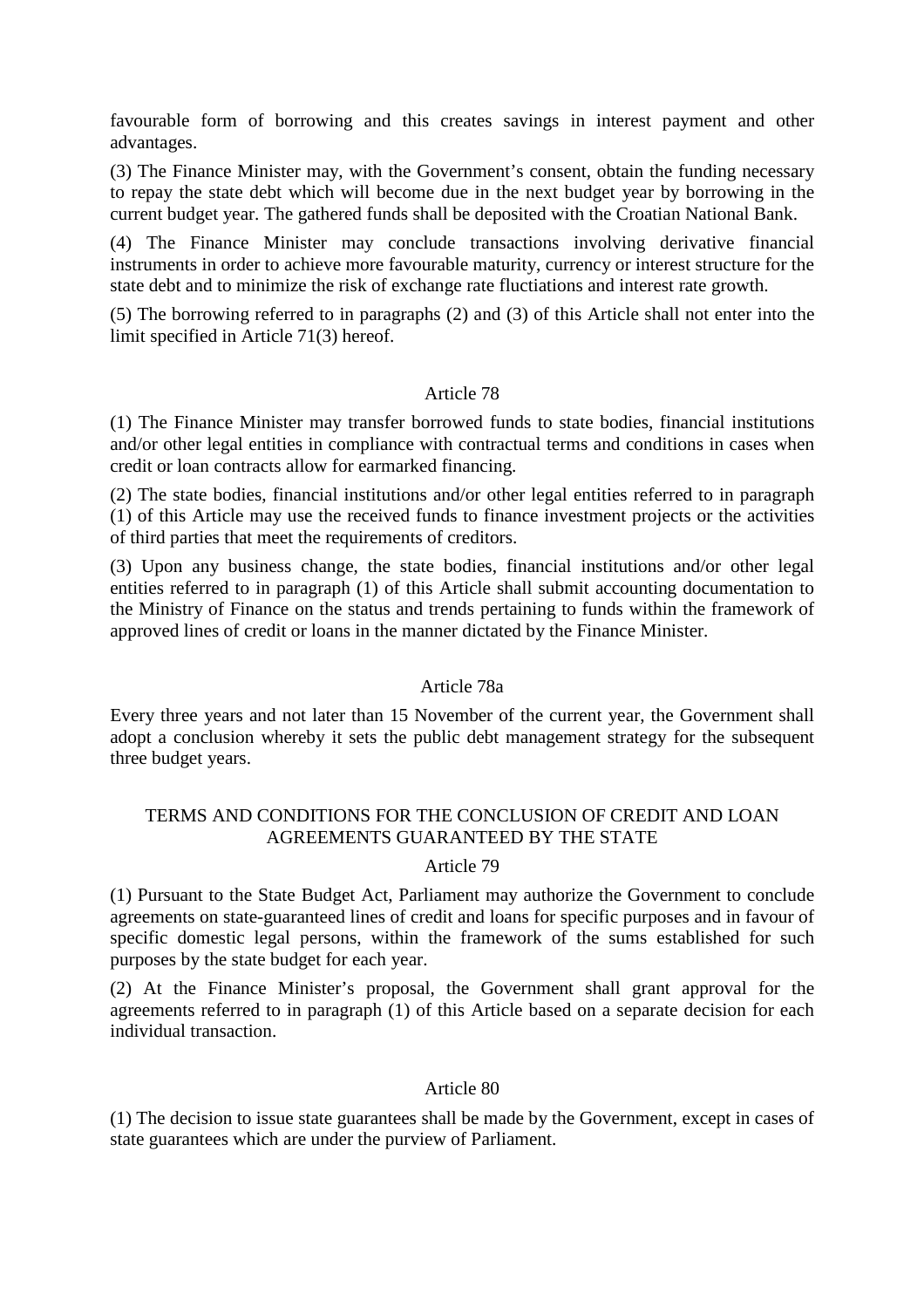favourable form of borrowing and this creates savings in interest payment and other advantages.

(3) The Finance Minister may, with the Government's consent, obtain the funding necessary to repay the state debt which will become due in the next budget year by borrowing in the current budget year. The gathered funds shall be deposited with the Croatian National Bank.

(4) The Finance Minister may conclude transactions involving derivative financial instruments in order to achieve more favourable maturity, currency or interest structure for the state debt and to minimize the risk of exchange rate fluctiations and interest rate growth.

(5) The borrowing referred to in paragraphs (2) and (3) of this Article shall not enter into the limit specified in Article 71(3) hereof.

### Article 78

(1) The Finance Minister may transfer borrowed funds to state bodies, financial institutions and/or other legal entities in compliance with contractual terms and conditions in cases when credit or loan contracts allow for earmarked financing.

(2) The state bodies, financial institutions and/or other legal entities referred to in paragraph (1) of this Article may use the received funds to finance investment projects or the activities of third parties that meet the requirements of creditors.

(3) Upon any business change, the state bodies, financial institutions and/or other legal entities referred to in paragraph (1) of this Article shall submit accounting documentation to the Ministry of Finance on the status and trends pertaining to funds within the framework of approved lines of credit or loans in the manner dictated by the Finance Minister.

### Article 78a

Every three years and not later than 15 November of the current year, the Government shall adopt a conclusion whereby it sets the public debt management strategy for the subsequent three budget years.

## TERMS AND CONDITIONS FOR THE CONCLUSION OF CREDIT AND LOAN AGREEMENTS GUARANTEED BY THE STATE

### Article 79

(1) Pursuant to the State Budget Act, Parliament may authorize the Government to conclude agreements on state-guaranteed lines of credit and loans for specific purposes and in favour of specific domestic legal persons, within the framework of the sums established for such purposes by the state budget for each year.

(2) At the Finance Minister's proposal, the Government shall grant approval for the agreements referred to in paragraph (1) of this Article based on a separate decision for each individual transaction.

### Article 80

(1) The decision to issue state guarantees shall be made by the Government, except in cases of state guarantees which are under the purview of Parliament.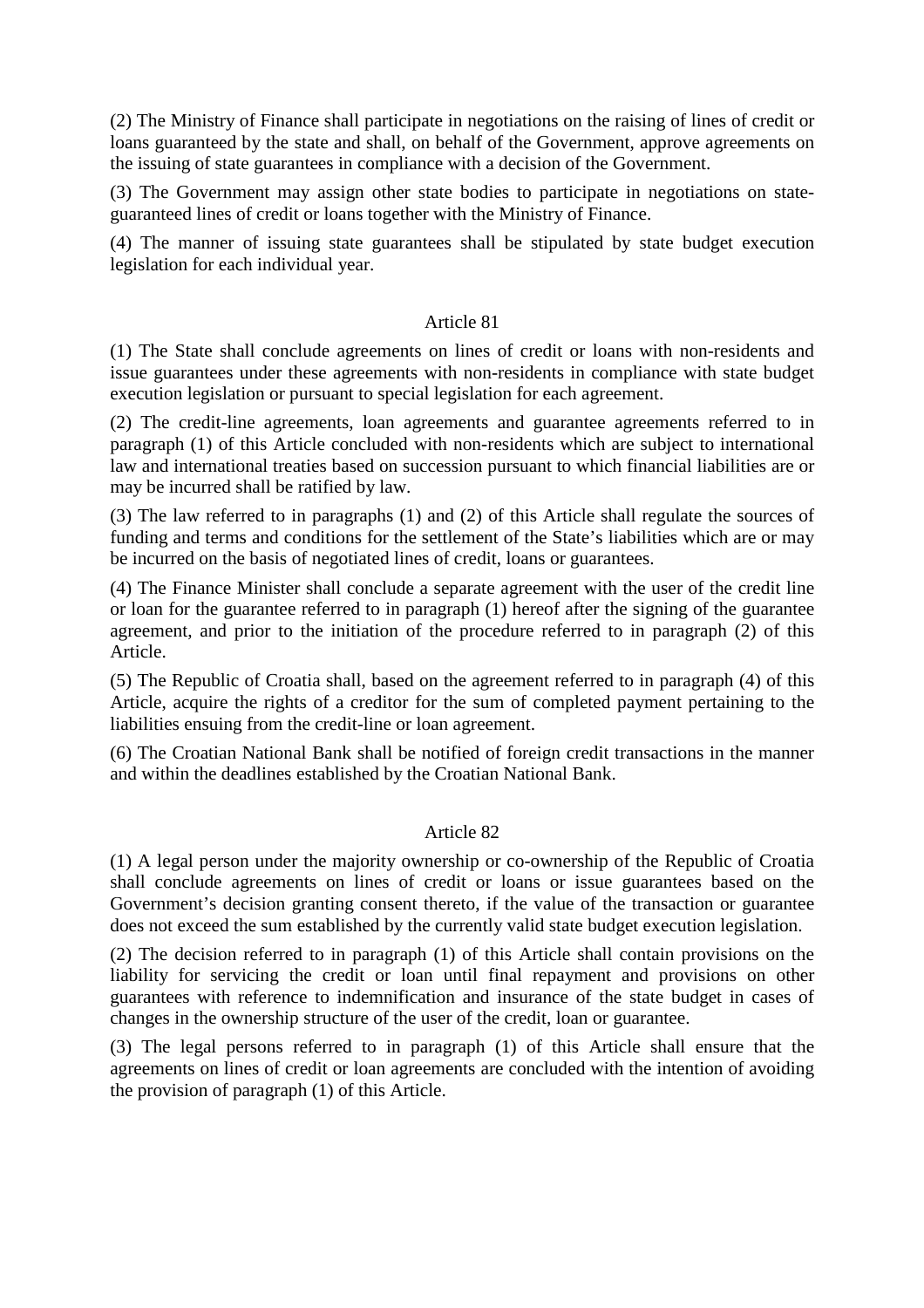(2) The Ministry of Finance shall participate in negotiations on the raising of lines of credit or loans guaranteed by the state and shall, on behalf of the Government, approve agreements on the issuing of state guarantees in compliance with a decision of the Government.

(3) The Government may assign other state bodies to participate in negotiations on state-guaranteed lines of credit or loans together with the Ministry of Finance.

(4) The manner of issuing state guarantees shall be stipulated by state budget execution legislation for each individual year.

Article 81

(1) The State shall conclude agreements on lines of credit or loans with non-residents and issue guarantees under these agreements with non-residents in compliance with state budget execution legislation or pursuant to special legislation for each agreement.

(2) The credit-line agreements, loan agreements and guarantee agreements referred to in paragraph (1) of this Article concluded with non-residents which are subject to international law and international treaties based on succession pursuant to which financial liabilities are or may be incurred shall be ratified by law.

(3) The law referred to in paragraphs (1) and (2) of this Article shall regulate the sources of funding and terms and conditions for the settlement of the State’s liabilities which are or may be incurred on the basis of negotiated lines of credit, loans or guarantees.

(4) The Finance Minister shall conclude a separate agreement with the user of the credit line or loan for the guarantee referred to in paragraph (1) hereof after the signing of the guarantee agreement, and prior to the initiation of the procedure referred to in paragraph (2) of this Article.

(5) The Republic of Croatia shall, based on the agreement referred to in paragraph (4) of this Article, acquire the rights of a creditor for the sum of completed payment pertaining to the liabilities ensuing from the credit-line or loan agreement.

(6) The Croatian National Bank shall be notified of foreign credit transactions in the manner and within the deadlines established by the Croatian National Bank.

Article 82

(1) A legal person under the majority ownership or co-ownership of the Republic of Croatia shall conclude agreements on lines of credit or loans or issue guarantees based on the Government’s decision granting consent thereto, if the value of the transaction or guarantee does not exceed the sum established by the currently valid state budget execution legislation.

(2) The decision referred to in paragraph (1) of this Article shall contain provisions on the liability for servicing the credit or loan until final repayment and provisions on other guarantees with reference to indemnification and insurance of the state budget in cases of changes in the ownership structure of the user of the credit, loan or guarantee.

(3) The legal persons referred to in paragraph (1) of this Article shall ensure that the agreements on lines of credit or loan agreements are concluded with the intention of avoiding the provision of paragraph (1) of this Article.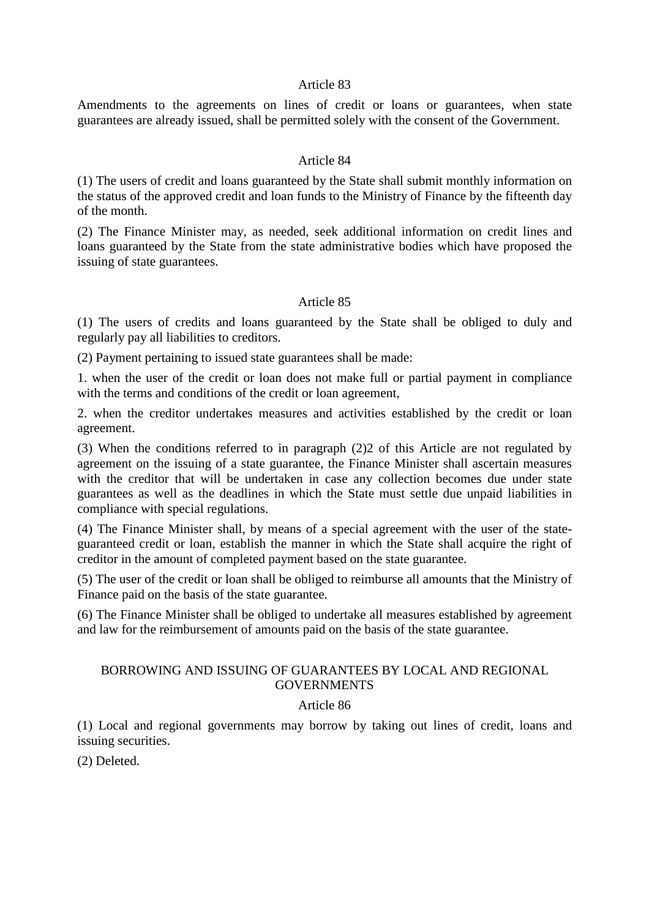Article 83

Amendments to the agreements on lines of credit or loans or guarantees, when state guarantees are already issued, shall be permitted solely with the consent of the Government.

Article 84

(1) The users of credit and loans guaranteed by the State shall submit monthly information on the status of the approved credit and loan funds to the Ministry of Finance by the fifteenth day of the month.

(2) The Finance Minister may, as needed, seek additional information on credit lines and loans guaranteed by the State from the state administrative bodies which have proposed the issuing of state guarantees.

Article 85

(1) The users of credits and loans guaranteed by the State shall be obliged to duly and regularly pay all liabilities to creditors.

(2) Payment pertaining to issued state guarantees shall be made:

1. when the user of the credit or loan does not make full or partial payment in compliance with the terms and conditions of the credit or loan agreement,

2. when the creditor undertakes measures and activities established by the credit or loan agreement.

(3) When the conditions referred to in paragraph (2)2 of this Article are not regulated by agreement on the issuing of a state guarantee, the Finance Minister shall ascertain measures with the creditor that will be undertaken in case any collection becomes due under state guarantees as well as the deadlines in which the State must settle due unpaid liabilities in compliance with special regulations.

(4) The Finance Minister shall, by means of a special agreement with the user of the state-guaranteed credit or loan, establish the manner in which the State shall acquire the right of creditor in the amount of completed payment based on the state guarantee.

(5) The user of the credit or loan shall be obliged to reimburse all amounts that the Ministry of Finance paid on the basis of the state guarantee.

(6) The Finance Minister shall be obliged to undertake all measures established by agreement and law for the reimbursement of amounts paid on the basis of the state guarantee.

## BORROWING AND ISSUING OF GUARANTEES BY LOCAL AND REGIONAL GOVERNMENTS

Article 86

(1) Local and regional governments may borrow by taking out lines of credit, loans and issuing securities.

(2) Deleted.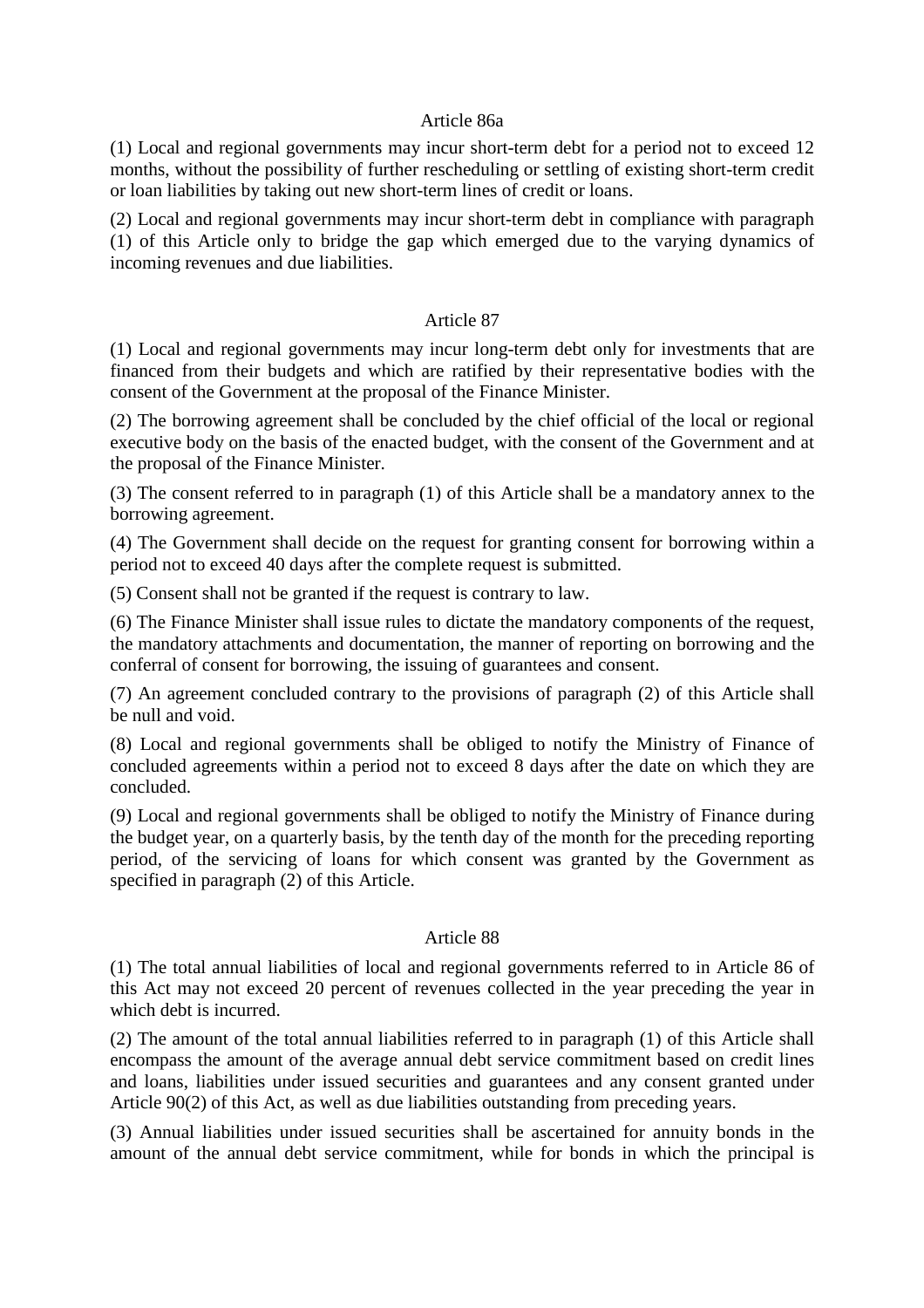### Article 86a

(1) Local and regional governments may incur short-term debt for a period not to exceed 12 months, without the possibility of further rescheduling or settling of existing short-term credit or loan liabilities by taking out new short-term lines of credit or loans.

(2) Local and regional governments may incur short-term debt in compliance with paragraph (1) of this Article only to bridge the gap which emerged due to the varying dynamics of incoming revenues and due liabilities.

### Article 87

(1) Local and regional governments may incur long-term debt only for investments that are financed from their budgets and which are ratified by their representative bodies with the consent of the Government at the proposal of the Finance Minister.

(2) The borrowing agreement shall be concluded by the chief official of the local or regional executive body on the basis of the enacted budget, with the consent of the Government and at the proposal of the Finance Minister.

(3) The consent referred to in paragraph (1) of this Article shall be a mandatory annex to the borrowing agreement.

(4) The Government shall decide on the request for granting consent for borrowing within a period not to exceed 40 days after the complete request is submitted.

(5) Consent shall not be granted if the request is contrary to law.

(6) The Finance Minister shall issue rules to dictate the mandatory components of the request, the mandatory attachments and documentation, the manner of reporting on borrowing and the conferral of consent for borrowing, the issuing of guarantees and consent.

(7) An agreement concluded contrary to the provisions of paragraph (2) of this Article shall be null and void.

(8) Local and regional governments shall be obliged to notify the Ministry of Finance of concluded agreements within a period not to exceed 8 days after the date on which they are concluded.

(9) Local and regional governments shall be obliged to notify the Ministry of Finance during the budget year, on a quarterly basis, by the tenth day of the month for the preceding reporting period, of the servicing of loans for which consent was granted by the Government as specified in paragraph (2) of this Article.

### Article 88

(1) The total annual liabilities of local and regional governments referred to in Article 86 of this Act may not exceed 20 percent of revenues collected in the year preceding the year in which debt is incurred.

(2) The amount of the total annual liabilities referred to in paragraph (1) of this Article shall encompass the amount of the average annual debt service commitment based on credit lines and loans, liabilities under issued securities and guarantees and any consent granted under Article 90(2) of this Act, as well as due liabilities outstanding from preceding years.

(3) Annual liabilities under issued securities shall be ascertained for annuity bonds in the amount of the annual debt service commitment, while for bonds in which the principal is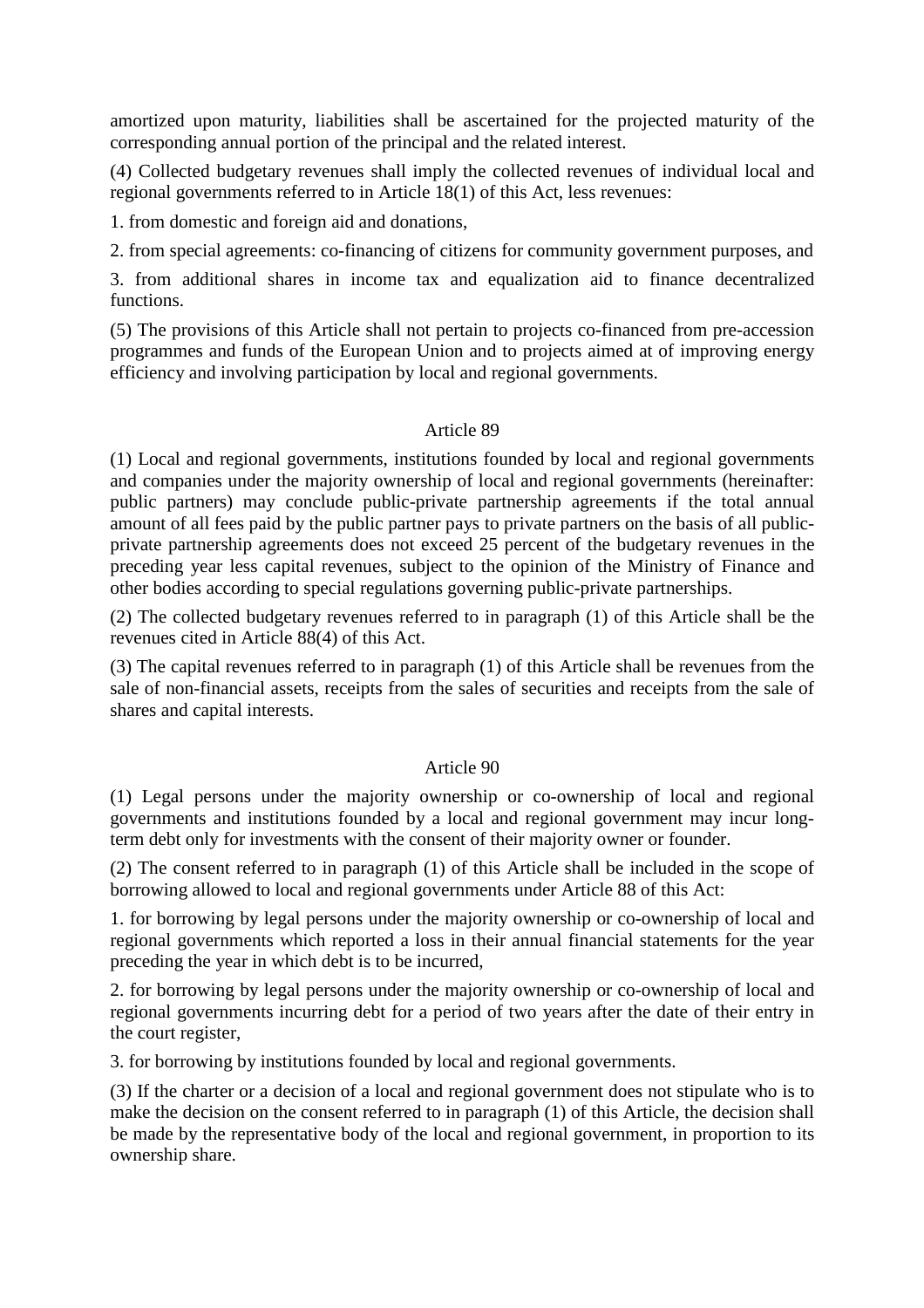amortized upon maturity, liabilities shall be ascertained for the projected maturity of the corresponding annual portion of the principal and the related interest.

(4) Collected budgetary revenues shall imply the collected revenues of individual local and regional governments referred to in Article 18(1) of this Act, less revenues:

1. from domestic and foreign aid and donations,

2. from special agreements: co-financing of citizens for community government purposes, and

3. from additional shares in income tax and equalization aid to finance decentralized functions.

(5) The provisions of this Article shall not pertain to projects co-financed from pre-accession programmes and funds of the European Union and to projects aimed at of improving energy efficiency and involving participation by local and regional governments.

### Article 89

(1) Local and regional governments, institutions founded by local and regional governments and companies under the majority ownership of local and regional governments (hereinafter: public partners) may conclude public-private partnership agreements if the total annual amount of all fees paid by the public partner pays to private partners on the basis of all public-private partnership agreements does not exceed 25 percent of the budgetary revenues in the preceding year less capital revenues, subject to the opinion of the Ministry of Finance and other bodies according to special regulations governing public-private partnerships.

(2) The collected budgetary revenues referred to in paragraph (1) of this Article shall be the revenues cited in Article 88(4) of this Act.

(3) The capital revenues referred to in paragraph (1) of this Article shall be revenues from the sale of non-financial assets, receipts from the sales of securities and receipts from the sale of shares and capital interests.

### Article 90

(1) Legal persons under the majority ownership or co-ownership of local and regional governments and institutions founded by a local and regional government may incur long-term debt only for investments with the consent of their majority owner or founder.

(2) The consent referred to in paragraph (1) of this Article shall be included in the scope of borrowing allowed to local and regional governments under Article 88 of this Act:

1. for borrowing by legal persons under the majority ownership or co-ownership of local and regional governments which reported a loss in their annual financial statements for the year preceding the year in which debt is to be incurred,

2. for borrowing by legal persons under the majority ownership or co-ownership of local and regional governments incurring debt for a period of two years after the date of their entry in the court register,

3. for borrowing by institutions founded by local and regional governments.

(3) If the charter or a decision of a local and regional government does not stipulate who is to make the decision on the consent referred to in paragraph (1) of this Article, the decision shall be made by the representative body of the local and regional government, in proportion to its ownership share.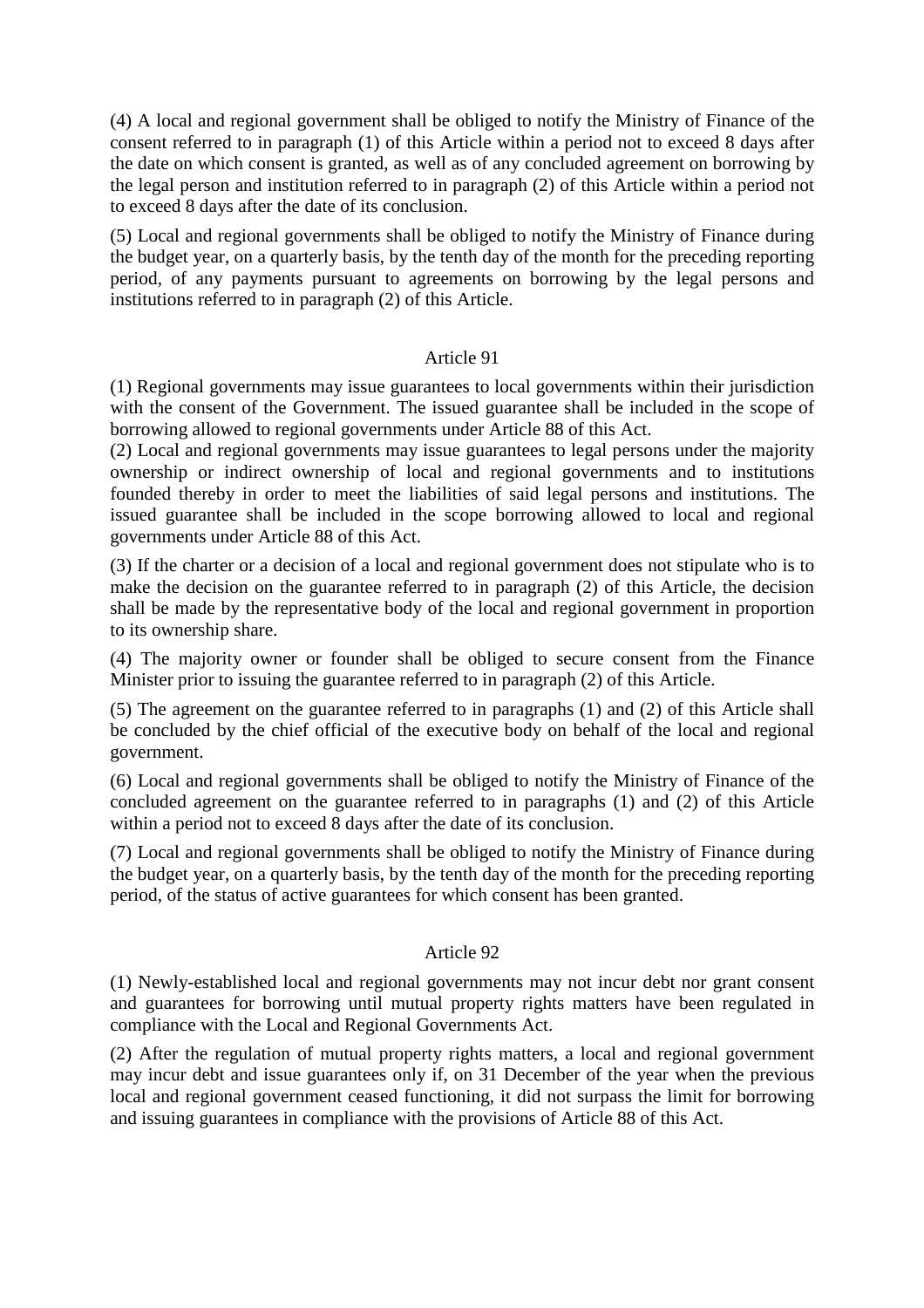(4) A local and regional government shall be obliged to notify the Ministry of Finance of the consent referred to in paragraph (1) of this Article within a period not to exceed 8 days after the date on which consent is granted, as well as of any concluded agreement on borrowing by the legal person and institution referred to in paragraph (2) of this Article within a period not to exceed 8 days after the date of its conclusion.

(5) Local and regional governments shall be obliged to notify the Ministry of Finance during the budget year, on a quarterly basis, by the tenth day of the month for the preceding reporting period, of any payments pursuant to agreements on borrowing by the legal persons and institutions referred to in paragraph (2) of this Article.

Article 91

(1) Regional governments may issue guarantees to local governments within their jurisdiction with the consent of the Government. The issued guarantee shall be included in the scope of borrowing allowed to regional governments under Article 88 of this Act.

(2) Local and regional governments may issue guarantees to legal persons under the majority ownership or indirect ownership of local and regional governments and to institutions founded thereby in order to meet the liabilities of said legal persons and institutions. The issued guarantee shall be included in the scope borrowing allowed to local and regional governments under Article 88 of this Act.

(3) If the charter or a decision of a local and regional government does not stipulate who is to make the decision on the guarantee referred to in paragraph (2) of this Article, the decision shall be made by the representative body of the local and regional government in proportion to its ownership share.

(4) The majority owner or founder shall be obliged to secure consent from the Finance Minister prior to issuing the guarantee referred to in paragraph (2) of this Article.

(5) The agreement on the guarantee referred to in paragraphs (1) and (2) of this Article shall be concluded by the chief official of the executive body on behalf of the local and regional government.

(6) Local and regional governments shall be obliged to notify the Ministry of Finance of the concluded agreement on the guarantee referred to in paragraphs (1) and (2) of this Article within a period not to exceed 8 days after the date of its conclusion.

(7) Local and regional governments shall be obliged to notify the Ministry of Finance during the budget year, on a quarterly basis, by the tenth day of the month for the preceding reporting period, of the status of active guarantees for which consent has been granted.

Article 92

(1) Newly-established local and regional governments may not incur debt nor grant consent and guarantees for borrowing until mutual property rights matters have been regulated in compliance with the Local and Regional Governments Act.

(2) After the regulation of mutual property rights matters, a local and regional government may incur debt and issue guarantees only if, on 31 December of the year when the previous local and regional government ceased functioning, it did not surpass the limit for borrowing and issuing guarantees in compliance with the provisions of Article 88 of this Act.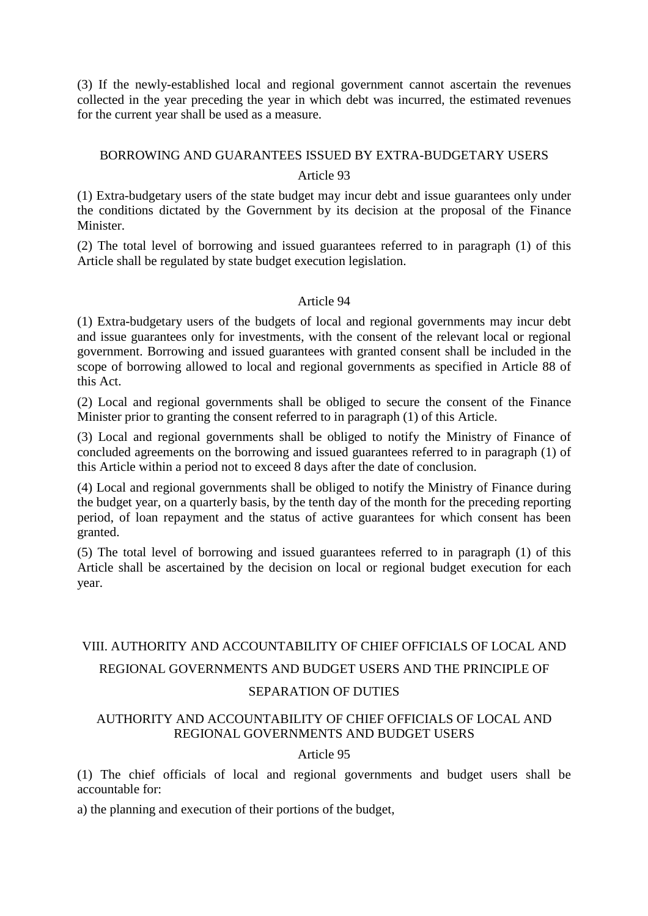(3) If the newly-established local and regional government cannot ascertain the revenues collected in the year preceding the year in which debt was incurred, the estimated revenues for the current year shall be used as a measure.

### BORROWING AND GUARANTEES ISSUED BY EXTRA-BUDGETARY USERS

#### Article 93

(1) Extra-budgetary users of the state budget may incur debt and issue guarantees only under the conditions dictated by the Government by its decision at the proposal of the Finance Minister.

(2) The total level of borrowing and issued guarantees referred to in paragraph (1) of this Article shall be regulated by state budget execution legislation.

#### Article 94

(1) Extra-budgetary users of the budgets of local and regional governments may incur debt and issue guarantees only for investments, with the consent of the relevant local or regional government. Borrowing and issued guarantees with granted consent shall be included in the scope of borrowing allowed to local and regional governments as specified in Article 88 of this Act.

(2) Local and regional governments shall be obliged to secure the consent of the Finance Minister prior to granting the consent referred to in paragraph (1) of this Article.

(3) Local and regional governments shall be obliged to notify the Ministry of Finance of concluded agreements on the borrowing and issued guarantees referred to in paragraph (1) of this Article within a period not to exceed 8 days after the date of conclusion.

(4) Local and regional governments shall be obliged to notify the Ministry of Finance during the budget year, on a quarterly basis, by the tenth day of the month for the preceding reporting period, of loan repayment and the status of active guarantees for which consent has been granted.

(5) The total level of borrowing and issued guarantees referred to in paragraph (1) of this Article shall be ascertained by the decision on local or regional budget execution for each year.

## VIII. AUTHORITY AND ACCOUNTABILITY OF CHIEF OFFICIALS OF LOCAL AND REGIONAL GOVERNMENTS AND BUDGET USERS AND THE PRINCIPLE OF SEPARATION OF DUTIES

### AUTHORITY AND ACCOUNTABILITY OF CHIEF OFFICIALS OF LOCAL AND REGIONAL GOVERNMENTS AND BUDGET USERS

#### Article 95

(1) The chief officials of local and regional governments and budget users shall be accountable for:

a) the planning and execution of their portions of the budget,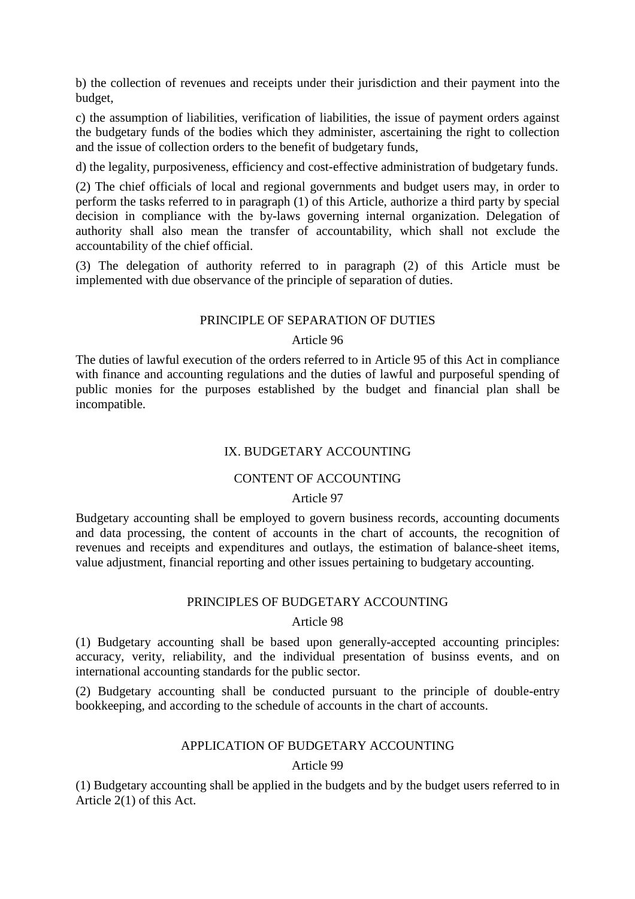b) the collection of revenues and receipts under their jurisdiction and their payment into the budget,

c) the assumption of liabilities, verification of liabilities, the issue of payment orders against the budgetary funds of the bodies which they administer, ascertaining the right to collection and the issue of collection orders to the benefit of budgetary funds,

d) the legality, purposiveness, efficiency and cost-effective administration of budgetary funds.

(2) The chief officials of local and regional governments and budget users may, in order to perform the tasks referred to in paragraph (1) of this Article, authorize a third party by special decision in compliance with the by-laws governing internal organization. Delegation of authority shall also mean the transfer of accountability, which shall not exclude the accountability of the chief official.

(3) The delegation of authority referred to in paragraph (2) of this Article must be implemented with due observance of the principle of separation of duties.

### PRINCIPLE OF SEPARATION OF DUTIES

#### Article 96

The duties of lawful execution of the orders referred to in Article 95 of this Act in compliance with finance and accounting regulations and the duties of lawful and purposeful spending of public monies for the purposes established by the budget and financial plan shall be incompatible.

## IX. BUDGETARY ACCOUNTING

### CONTENT OF ACCOUNTING

#### Article 97

Budgetary accounting shall be employed to govern business records, accounting documents and data processing, the content of accounts in the chart of accounts, the recognition of revenues and receipts and expenditures and outlays, the estimation of balance-sheet items, value adjustment, financial reporting and other issues pertaining to budgetary accounting.

### PRINCIPLES OF BUDGETARY ACCOUNTING

#### Article 98

(1) Budgetary accounting shall be based upon generally-accepted accounting principles: accuracy, verity, reliability, and the individual presentation of businss events, and on international accounting standards for the public sector.

(2) Budgetary accounting shall be conducted pursuant to the principle of double-entry bookkeeping, and according to the schedule of accounts in the chart of accounts.

### APPLICATION OF BUDGETARY ACCOUNTING

#### Article 99

(1) Budgetary accounting shall be applied in the budgets and by the budget users referred to in Article 2(1) of this Act.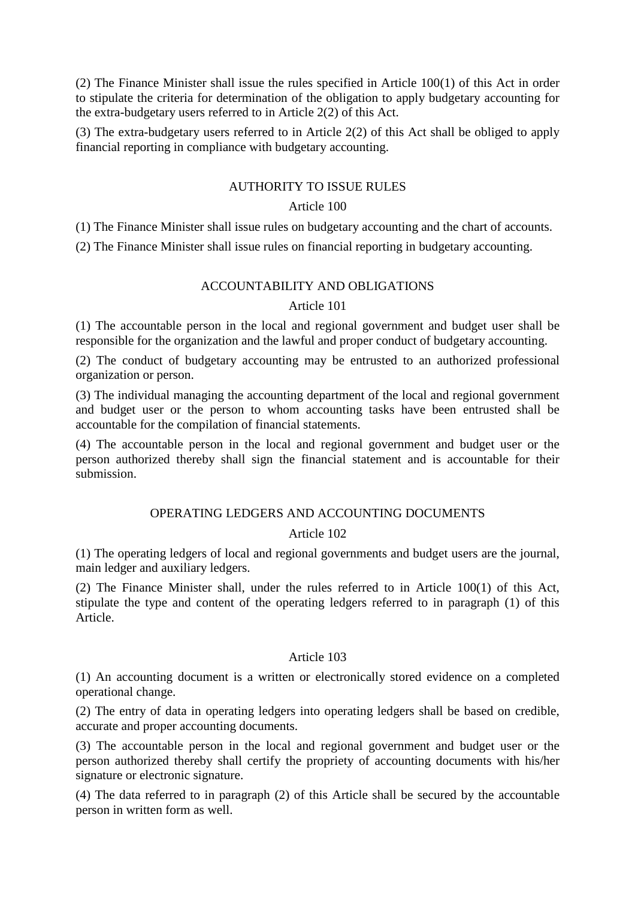(2) The Finance Minister shall issue the rules specified in Article 100(1) of this Act in order to stipulate the criteria for determination of the obligation to apply budgetary accounting for the extra-budgetary users referred to in Article 2(2) of this Act.

(3) The extra-budgetary users referred to in Article 2(2) of this Act shall be obliged to apply financial reporting in compliance with budgetary accounting.

## AUTHORITY TO ISSUE RULES

### Article 100

(1) The Finance Minister shall issue rules on budgetary accounting and the chart of accounts.

(2) The Finance Minister shall issue rules on financial reporting in budgetary accounting.

## ACCOUNTABILITY AND OBLIGATIONS

### Article 101

(1) The accountable person in the local and regional government and budget user shall be responsible for the organization and the lawful and proper conduct of budgetary accounting.

(2) The conduct of budgetary accounting may be entrusted to an authorized professional organization or person.

(3) The individual managing the accounting department of the local and regional government and budget user or the person to whom accounting tasks have been entrusted shall be accountable for the compilation of financial statements.

(4) The accountable person in the local and regional government and budget user or the person authorized thereby shall sign the financial statement and is accountable for their submission.

## OPERATING LEDGERS AND ACCOUNTING DOCUMENTS

### Article 102

(1) The operating ledgers of local and regional governments and budget users are the journal, main ledger and auxiliary ledgers.

(2) The Finance Minister shall, under the rules referred to in Article 100(1) of this Act, stipulate the type and content of the operating ledgers referred to in paragraph (1) of this Article.

### Article 103

(1) An accounting document is a written or electronically stored evidence on a completed operational change.

(2) The entry of data in operating ledgers into operating ledgers shall be based on credible, accurate and proper accounting documents.

(3) The accountable person in the local and regional government and budget user or the person authorized thereby shall certify the propriety of accounting documents with his/her signature or electronic signature.

(4) The data referred to in paragraph (2) of this Article shall be secured by the accountable person in written form as well.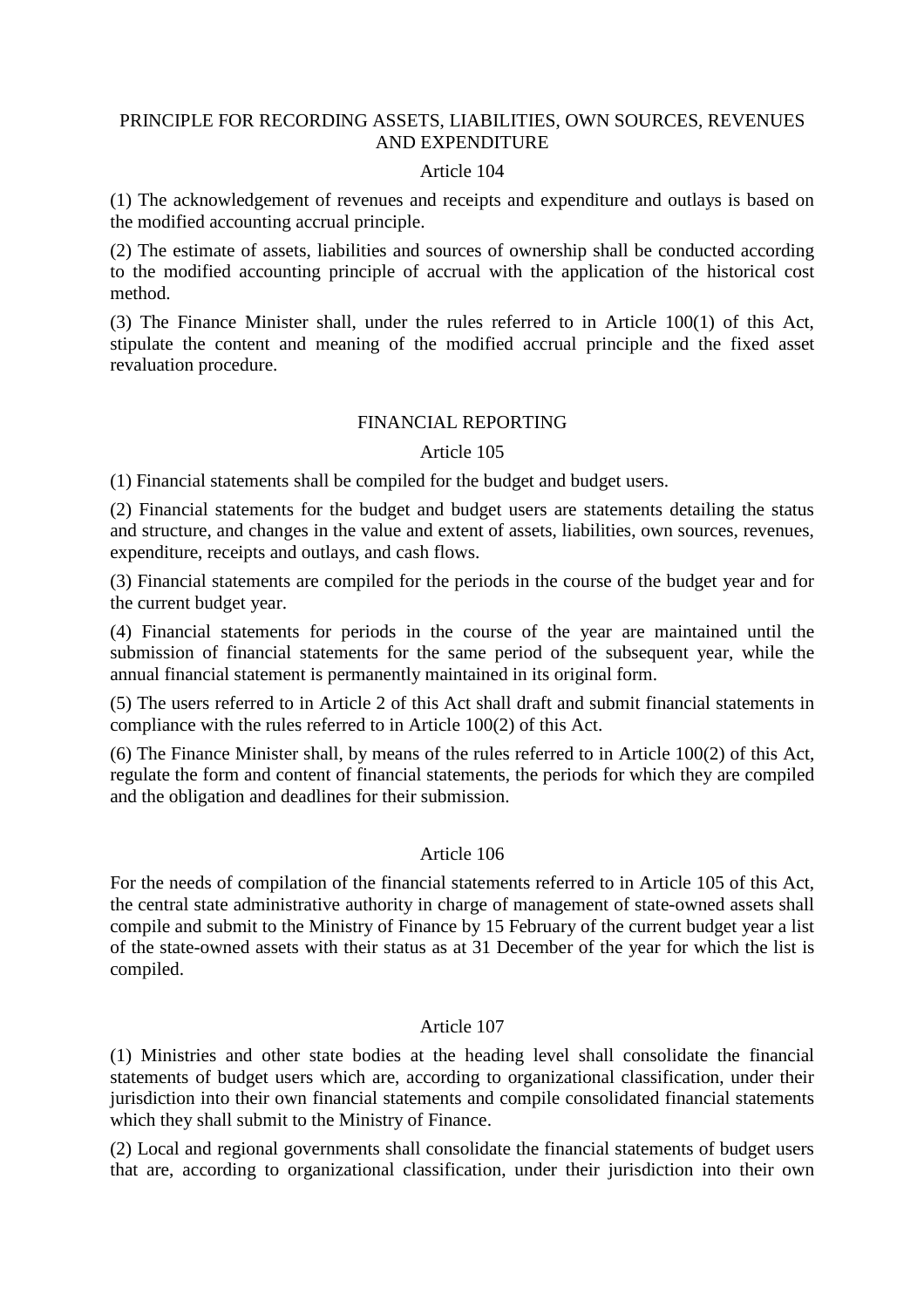## PRINCIPLE FOR RECORDING ASSETS, LIABILITIES, OWN SOURCES, REVENUES AND EXPENDITURE

### Article 104

(1) The acknowledgement of revenues and receipts and expenditure and outlays is based on the modified accounting accrual principle.

(2) The estimate of assets, liabilities and sources of ownership shall be conducted according to the modified accounting principle of accrual with the application of the historical cost method.

(3) The Finance Minister shall, under the rules referred to in Article 100(1) of this Act, stipulate the content and meaning of the modified accrual principle and the fixed asset revaluation procedure.

## FINANCIAL REPORTING

### Article 105

(1) Financial statements shall be compiled for the budget and budget users.

(2) Financial statements for the budget and budget users are statements detailing the status and structure, and changes in the value and extent of assets, liabilities, own sources, revenues, expenditure, receipts and outlays, and cash flows.

(3) Financial statements are compiled for the periods in the course of the budget year and for the current budget year.

(4) Financial statements for periods in the course of the year are maintained until the submission of financial statements for the same period of the subsequent year, while the annual financial statement is permanently maintained in its original form.

(5) The users referred to in Article 2 of this Act shall draft and submit financial statements in compliance with the rules referred to in Article 100(2) of this Act.

(6) The Finance Minister shall, by means of the rules referred to in Article 100(2) of this Act, regulate the form and content of financial statements, the periods for which they are compiled and the obligation and deadlines for their submission.

### Article 106

For the needs of compilation of the financial statements referred to in Article 105 of this Act, the central state administrative authority in charge of management of state-owned assets shall compile and submit to the Ministry of Finance by 15 February of the current budget year a list of the state-owned assets with their status as at 31 December of the year for which the list is compiled.

### Article 107

(1) Ministries and other state bodies at the heading level shall consolidate the financial statements of budget users which are, according to organizational classification, under their jurisdiction into their own financial statements and compile consolidated financial statements which they shall submit to the Ministry of Finance.

(2) Local and regional governments shall consolidate the financial statements of budget users that are, according to organizational classification, under their jurisdiction into their own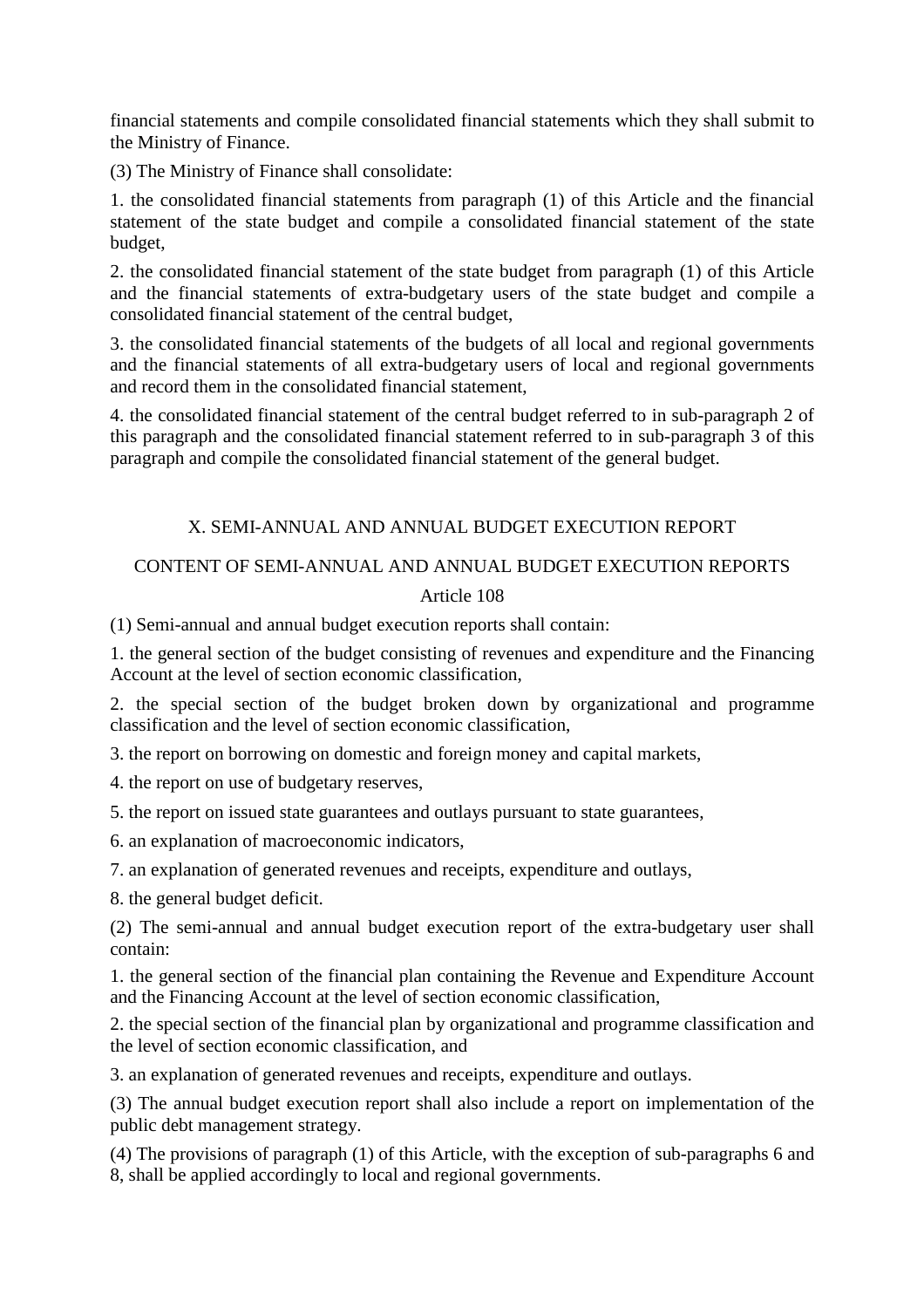financial statements and compile consolidated financial statements which they shall submit to the Ministry of Finance.

(3) The Ministry of Finance shall consolidate:

1. the consolidated financial statements from paragraph (1) of this Article and the financial statement of the state budget and compile a consolidated financial statement of the state budget,

2. the consolidated financial statement of the state budget from paragraph (1) of this Article and the financial statements of extra-budgetary users of the state budget and compile a consolidated financial statement of the central budget,

3. the consolidated financial statements of the budgets of all local and regional governments and the financial statements of all extra-budgetary users of local and regional governments and record them in the consolidated financial statement,

4. the consolidated financial statement of the central budget referred to in sub-paragraph 2 of this paragraph and the consolidated financial statement referred to in sub-paragraph 3 of this paragraph and compile the consolidated financial statement of the general budget.

## X. SEMI-ANNUAL AND ANNUAL BUDGET EXECUTION REPORT

### CONTENT OF SEMI-ANNUAL AND ANNUAL BUDGET EXECUTION REPORTS

#### Article 108

(1) Semi-annual and annual budget execution reports shall contain:

1. the general section of the budget consisting of revenues and expenditure and the Financing Account at the level of section economic classification,

2. the special section of the budget broken down by organizational and programme classification and the level of section economic classification,

3. the report on borrowing on domestic and foreign money and capital markets,

4. the report on use of budgetary reserves,

5. the report on issued state guarantees and outlays pursuant to state guarantees,

6. an explanation of macroeconomic indicators,

7. an explanation of generated revenues and receipts, expenditure and outlays,

8. the general budget deficit.

(2) The semi-annual and annual budget execution report of the extra-budgetary user shall contain:

1. the general section of the financial plan containing the Revenue and Expenditure Account and the Financing Account at the level of section economic classification,

2. the special section of the financial plan by organizational and programme classification and the level of section economic classification, and

3. an explanation of generated revenues and receipts, expenditure and outlays.

(3) The annual budget execution report shall also include a report on implementation of the public debt management strategy.

(4) The provisions of paragraph (1) of this Article, with the exception of sub-paragraphs 6 and 8, shall be applied accordingly to local and regional governments.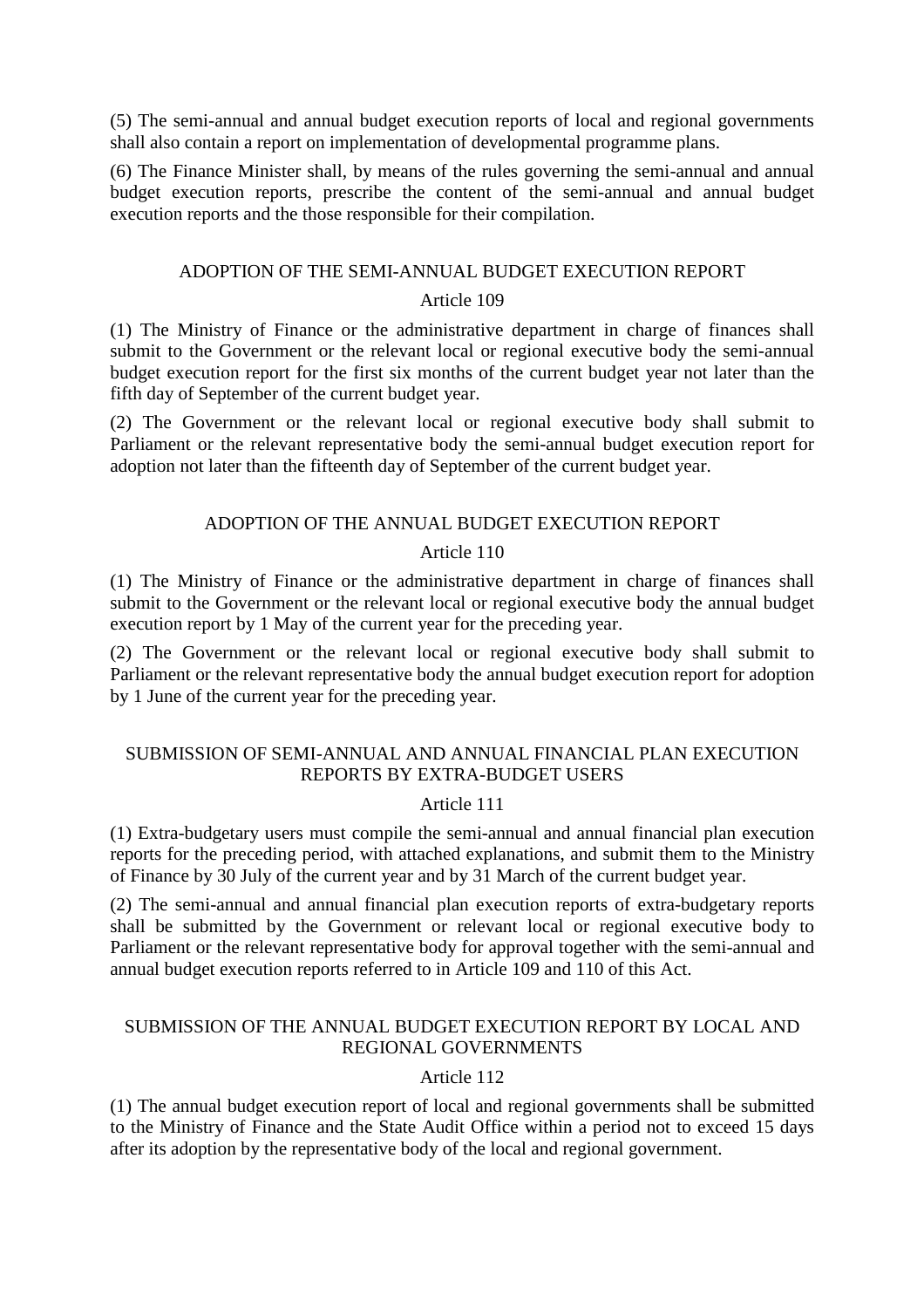(5) The semi-annual and annual budget execution reports of local and regional governments shall also contain a report on implementation of developmental programme plans.

(6) The Finance Minister shall, by means of the rules governing the semi-annual and annual budget execution reports, prescribe the content of the semi-annual and annual budget execution reports and the those responsible for their compilation.

## ADOPTION OF THE SEMI-ANNUAL BUDGET EXECUTION REPORT

### Article 109

(1) The Ministry of Finance or the administrative department in charge of finances shall submit to the Government or the relevant local or regional executive body the semi-annual budget execution report for the first six months of the current budget year not later than the fifth day of September of the current budget year.

(2) The Government or the relevant local or regional executive body shall submit to Parliament or the relevant representative body the semi-annual budget execution report for adoption not later than the fifteenth day of September of the current budget year.

## ADOPTION OF THE ANNUAL BUDGET EXECUTION REPORT

### Article 110

(1) The Ministry of Finance or the administrative department in charge of finances shall submit to the Government or the relevant local or regional executive body the annual budget execution report by 1 May of the current year for the preceding year.

(2) The Government or the relevant local or regional executive body shall submit to Parliament or the relevant representative body the annual budget execution report for adoption by 1 June of the current year for the preceding year.

## SUBMISSION OF SEMI-ANNUAL AND ANNUAL FINANCIAL PLAN EXECUTION REPORTS BY EXTRA-BUDGET USERS

### Article 111

(1) Extra-budgetary users must compile the semi-annual and annual financial plan execution reports for the preceding period, with attached explanations, and submit them to the Ministry of Finance by 30 July of the current year and by 31 March of the current budget year.

(2) The semi-annual and annual financial plan execution reports of extra-budgetary reports shall be submitted by the Government or relevant local or regional executive body to Parliament or the relevant representative body for approval together with the semi-annual and annual budget execution reports referred to in Article 109 and 110 of this Act.

## SUBMISSION OF THE ANNUAL BUDGET EXECUTION REPORT BY LOCAL AND REGIONAL GOVERNMENTS

### Article 112

(1) The annual budget execution report of local and regional governments shall be submitted to the Ministry of Finance and the State Audit Office within a period not to exceed 15 days after its adoption by the representative body of the local and regional government.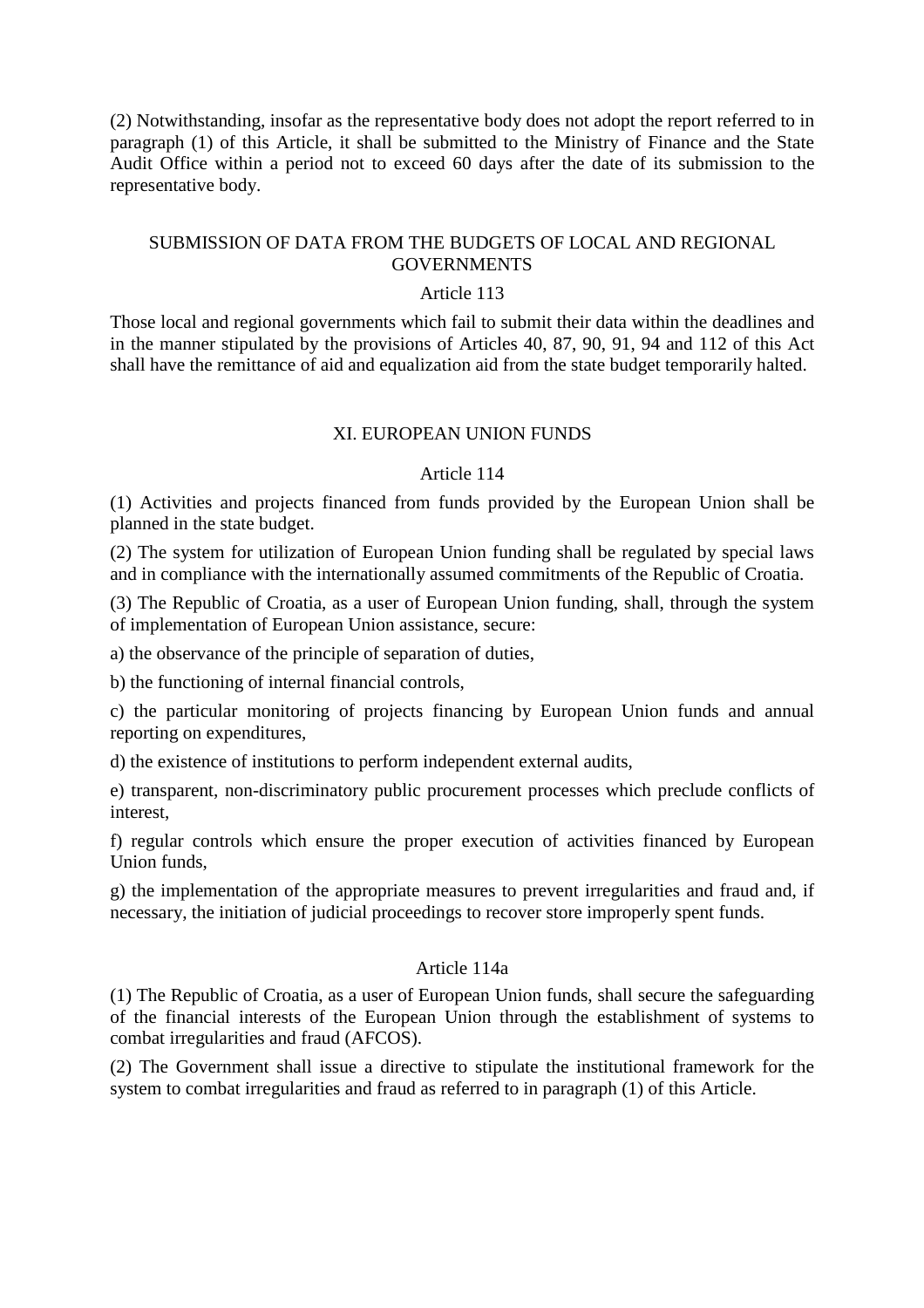(2) Notwithstanding, insofar as the representative body does not adopt the report referred to in paragraph (1) of this Article, it shall be submitted to the Ministry of Finance and the State Audit Office within a period not to exceed 60 days after the date of its submission to the representative body.

### SUBMISSION OF DATA FROM THE BUDGETS OF LOCAL AND REGIONAL GOVERNMENTS

#### Article 113

Those local and regional governments which fail to submit their data within the deadlines and in the manner stipulated by the provisions of Articles 40, 87, 90, 91, 94 and 112 of this Act shall have the remittance of aid and equalization aid from the state budget temporarily halted.

## XI. EUROPEAN UNION FUNDS

#### Article 114

(1) Activities and projects financed from funds provided by the European Union shall be planned in the state budget.

(2) The system for utilization of European Union funding shall be regulated by special laws and in compliance with the internationally assumed commitments of the Republic of Croatia.

(3) The Republic of Croatia, as a user of European Union funding, shall, through the system of implementation of European Union assistance, secure:

a) the observance of the principle of separation of duties,

b) the functioning of internal financial controls,

c) the particular monitoring of projects financing by European Union funds and annual reporting on expenditures,

d) the existence of institutions to perform independent external audits,

e) transparent, non-discriminatory public procurement processes which preclude conflicts of interest,

f) regular controls which ensure the proper execution of activities financed by European Union funds,

g) the implementation of the appropriate measures to prevent irregularities and fraud and, if necessary, the initiation of judicial proceedings to recover store improperly spent funds.

#### Article 114a

(1) The Republic of Croatia, as a user of European Union funds, shall secure the safeguarding of the financial interests of the European Union through the establishment of systems to combat irregularities and fraud (AFCOS).

(2) The Government shall issue a directive to stipulate the institutional framework for the system to combat irregularities and fraud as referred to in paragraph (1) of this Article.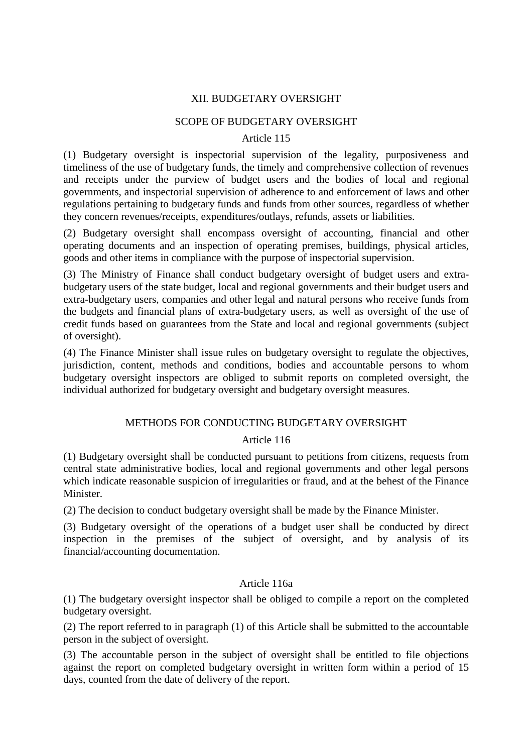## XII. BUDGETARY OVERSIGHT

### SCOPE OF BUDGETARY OVERSIGHT

#### Article 115

(1) Budgetary oversight is inspectorial supervision of the legality, purposiveness and timeliness of the use of budgetary funds, the timely and comprehensive collection of revenues and receipts under the purview of budget users and the bodies of local and regional governments, and inspectorial supervision of adherence to and enforcement of laws and other regulations pertaining to budgetary funds and funds from other sources, regardless of whether they concern revenues/receipts, expenditures/outlays, refunds, assets or liabilities.

(2) Budgetary oversight shall encompass oversight of accounting, financial and other operating documents and an inspection of operating premises, buildings, physical articles, goods and other items in compliance with the purpose of inspectorial supervision.

(3) The Ministry of Finance shall conduct budgetary oversight of budget users and extra-budgetary users of the state budget, local and regional governments and their budget users and extra-budgetary users, companies and other legal and natural persons who receive funds from the budgets and financial plans of extra-budgetary users, as well as oversight of the use of credit funds based on guarantees from the State and local and regional governments (subject of oversight).

(4) The Finance Minister shall issue rules on budgetary oversight to regulate the objectives, jurisdiction, content, methods and conditions, bodies and accountable persons to whom budgetary oversight inspectors are obliged to submit reports on completed oversight, the individual authorized for budgetary oversight and budgetary oversight measures.

### METHODS FOR CONDUCTING BUDGETARY OVERSIGHT

#### Article 116

(1) Budgetary oversight shall be conducted pursuant to petitions from citizens, requests from central state administrative bodies, local and regional governments and other legal persons which indicate reasonable suspicion of irregularities or fraud, and at the behest of the Finance Minister.

(2) The decision to conduct budgetary oversight shall be made by the Finance Minister.

(3) Budgetary oversight of the operations of a budget user shall be conducted by direct inspection in the premises of the subject of oversight, and by analysis of its financial/accounting documentation.

#### Article 116a

(1) The budgetary oversight inspector shall be obliged to compile a report on the completed budgetary oversight.

(2) The report referred to in paragraph (1) of this Article shall be submitted to the accountable person in the subject of oversight.

(3) The accountable person in the subject of oversight shall be entitled to file objections against the report on completed budgetary oversight in written form within a period of 15 days, counted from the date of delivery of the report.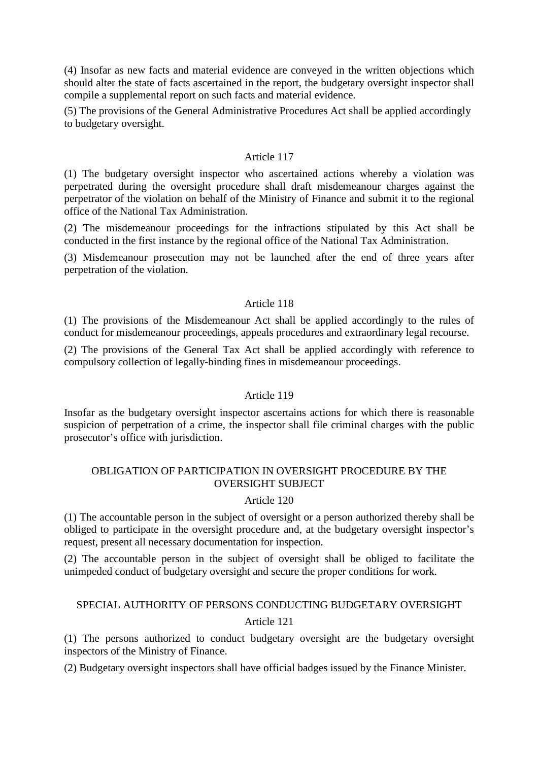(4) Insofar as new facts and material evidence are conveyed in the written objections which should alter the state of facts ascertained in the report, the budgetary oversight inspector shall compile a supplemental report on such facts and material evidence.

(5) The provisions of the General Administrative Procedures Act shall be applied accordingly to budgetary oversight.

### Article 117

(1) The budgetary oversight inspector who ascertained actions whereby a violation was perpetrated during the oversight procedure shall draft misdemeanour charges against the perpetrator of the violation on behalf of the Ministry of Finance and submit it to the regional office of the National Tax Administration.

(2) The misdemeanour proceedings for the infractions stipulated by this Act shall be conducted in the first instance by the regional office of the National Tax Administration.

(3) Misdemeanour prosecution may not be launched after the end of three years after perpetration of the violation.

### Article 118

(1) The provisions of the Misdemeanour Act shall be applied accordingly to the rules of conduct for misdemeanour proceedings, appeals procedures and extraordinary legal recourse.

(2) The provisions of the General Tax Act shall be applied accordingly with reference to compulsory collection of legally-binding fines in misdemeanour proceedings.

### Article 119

Insofar as the budgetary oversight inspector ascertains actions for which there is reasonable suspicion of perpetration of a crime, the inspector shall file criminal charges with the public prosecutor's office with jurisdiction.

## OBLIGATION OF PARTICIPATION IN OVERSIGHT PROCEDURE BY THE OVERSIGHT SUBJECT

### Article 120

(1) The accountable person in the subject of oversight or a person authorized thereby shall be obliged to participate in the oversight procedure and, at the budgetary oversight inspector's request, present all necessary documentation for inspection.

(2) The accountable person in the subject of oversight shall be obliged to facilitate the unimpeded conduct of budgetary oversight and secure the proper conditions for work.

## SPECIAL AUTHORITY OF PERSONS CONDUCTING BUDGETARY OVERSIGHT

### Article 121

(1) The persons authorized to conduct budgetary oversight are the budgetary oversight inspectors of the Ministry of Finance.

(2) Budgetary oversight inspectors shall have official badges issued by the Finance Minister.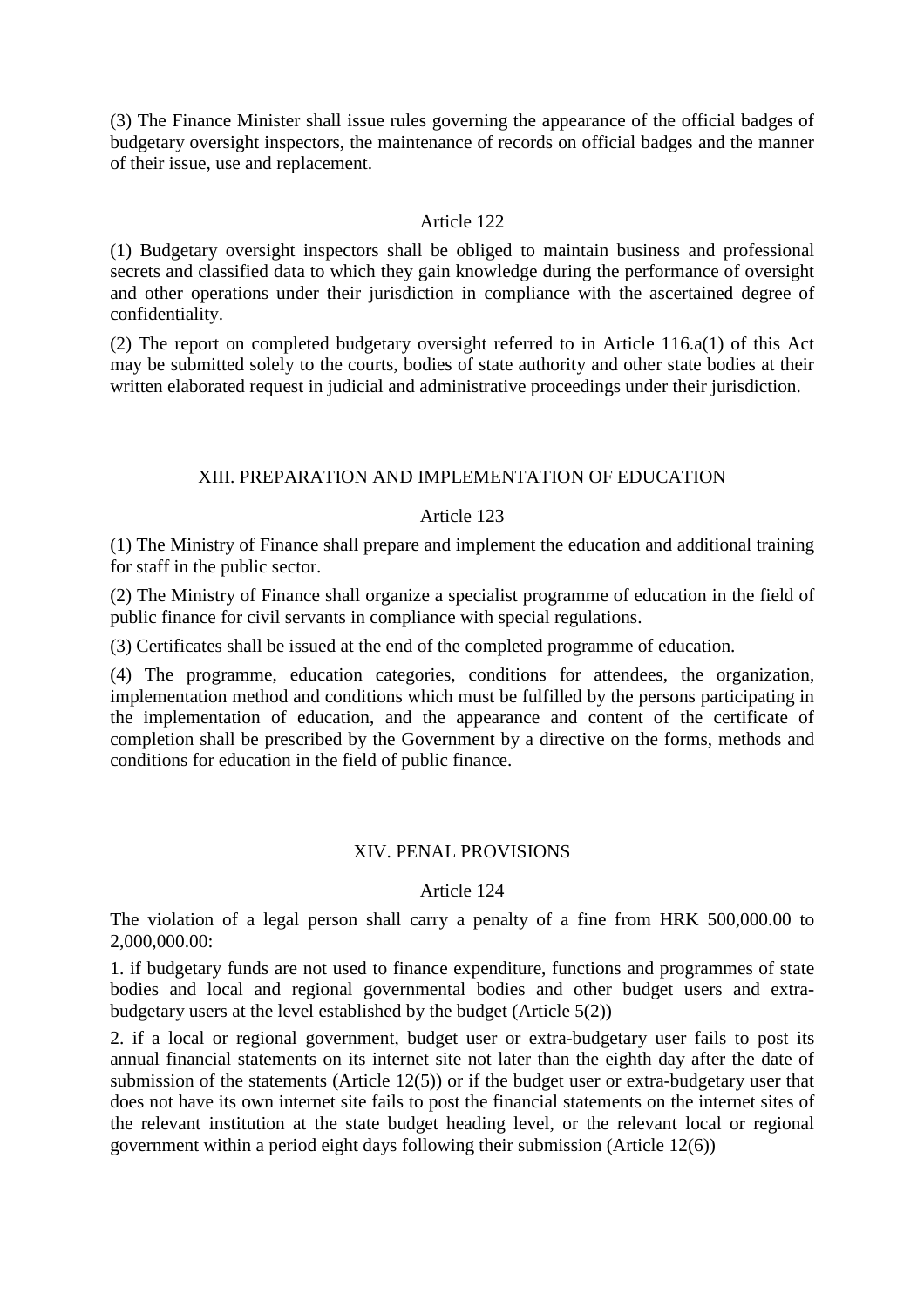(3) The Finance Minister shall issue rules governing the appearance of the official badges of budgetary oversight inspectors, the maintenance of records on official badges and the manner of their issue, use and replacement.

### Article 122

(1) Budgetary oversight inspectors shall be obliged to maintain business and professional secrets and classified data to which they gain knowledge during the performance of oversight and other operations under their jurisdiction in compliance with the ascertained degree of confidentiality.

(2) The report on completed budgetary oversight referred to in Article 116.a(1) of this Act may be submitted solely to the courts, bodies of state authority and other state bodies at their written elaborated request in judicial and administrative proceedings under their jurisdiction.

## XIII. PREPARATION AND IMPLEMENTATION OF EDUCATION

### Article 123

(1) The Ministry of Finance shall prepare and implement the education and additional training for staff in the public sector.

(2) The Ministry of Finance shall organize a specialist programme of education in the field of public finance for civil servants in compliance with special regulations.

(3) Certificates shall be issued at the end of the completed programme of education.

(4) The programme, education categories, conditions for attendees, the organization, implementation method and conditions which must be fulfilled by the persons participating in the implementation of education, and the appearance and content of the certificate of completion shall be prescribed by the Government by a directive on the forms, methods and conditions for education in the field of public finance.

## XIV. PENAL PROVISIONS

### Article 124

The violation of a legal person shall carry a penalty of a fine from HRK 500,000.00 to 2,000,000.00:

1. if budgetary funds are not used to finance expenditure, functions and programmes of state bodies and local and regional governmental bodies and other budget users and extra-budgetary users at the level established by the budget (Article 5(2))

2. if a local or regional government, budget user or extra-budgetary user fails to post its annual financial statements on its internet site not later than the eighth day after the date of submission of the statements (Article 12(5)) or if the budget user or extra-budgetary user that does not have its own internet site fails to post the financial statements on the internet sites of the relevant institution at the state budget heading level, or the relevant local or regional government within a period eight days following their submission (Article 12(6))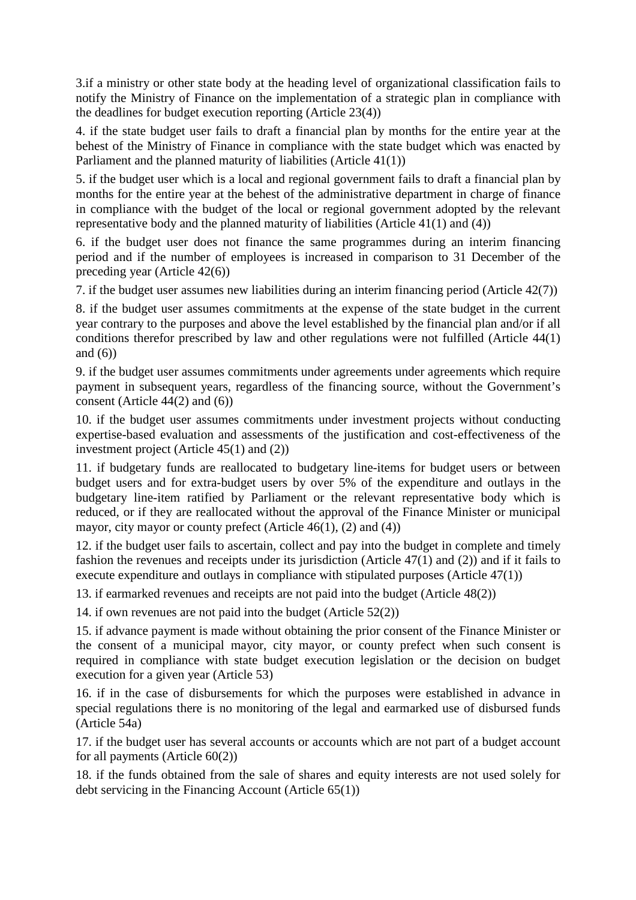3.if a ministry or other state body at the heading level of organizational classification fails to notify the Ministry of Finance on the implementation of a strategic plan in compliance with the deadlines for budget execution reporting (Article 23(4))

4. if the state budget user fails to draft a financial plan by months for the entire year at the behest of the Ministry of Finance in compliance with the state budget which was enacted by Parliament and the planned maturity of liabilities (Article 41(1))

5. if the budget user which is a local and regional government fails to draft a financial plan by months for the entire year at the behest of the administrative department in charge of finance in compliance with the budget of the local or regional government adopted by the relevant representative body and the planned maturity of liabilities (Article 41(1) and (4))

6. if the budget user does not finance the same programmes during an interim financing period and if the number of employees is increased in comparison to 31 December of the preceding year (Article 42(6))

7. if the budget user assumes new liabilities during an interim financing period (Article 42(7))

8. if the budget user assumes commitments at the expense of the state budget in the current year contrary to the purposes and above the level established by the financial plan and/or if all conditions therefor prescribed by law and other regulations were not fulfilled (Article 44(1) and (6))

9. if the budget user assumes commitments under agreements under agreements which require payment in subsequent years, regardless of the financing source, without the Government's consent (Article 44(2) and (6))

10. if the budget user assumes commitments under investment projects without conducting expertise-based evaluation and assessments of the justification and cost-effectiveness of the investment project (Article 45(1) and (2))

11. if budgetary funds are reallocated to budgetary line-items for budget users or between budget users and for extra-budget users by over 5% of the expenditure and outlays in the budgetary line-item ratified by Parliament or the relevant representative body which is reduced, or if they are reallocated without the approval of the Finance Minister or municipal mayor, city mayor or county prefect (Article 46(1), (2) and (4))

12. if the budget user fails to ascertain, collect and pay into the budget in complete and timely fashion the revenues and receipts under its jurisdiction (Article 47(1) and (2)) and if it fails to execute expenditure and outlays in compliance with stipulated purposes (Article 47(1))

13. if earmarked revenues and receipts are not paid into the budget (Article 48(2))

14. if own revenues are not paid into the budget (Article 52(2))

15. if advance payment is made without obtaining the prior consent of the Finance Minister or the consent of a municipal mayor, city mayor, or county prefect when such consent is required in compliance with state budget execution legislation or the decision on budget execution for a given year (Article 53)

16. if in the case of disbursements for which the purposes were established in advance in special regulations there is no monitoring of the legal and earmarked use of disbursed funds (Article 54a)

17. if the budget user has several accounts or accounts which are not part of a budget account for all payments (Article 60(2))

18. if the funds obtained from the sale of shares and equity interests are not used solely for debt servicing in the Financing Account (Article 65(1))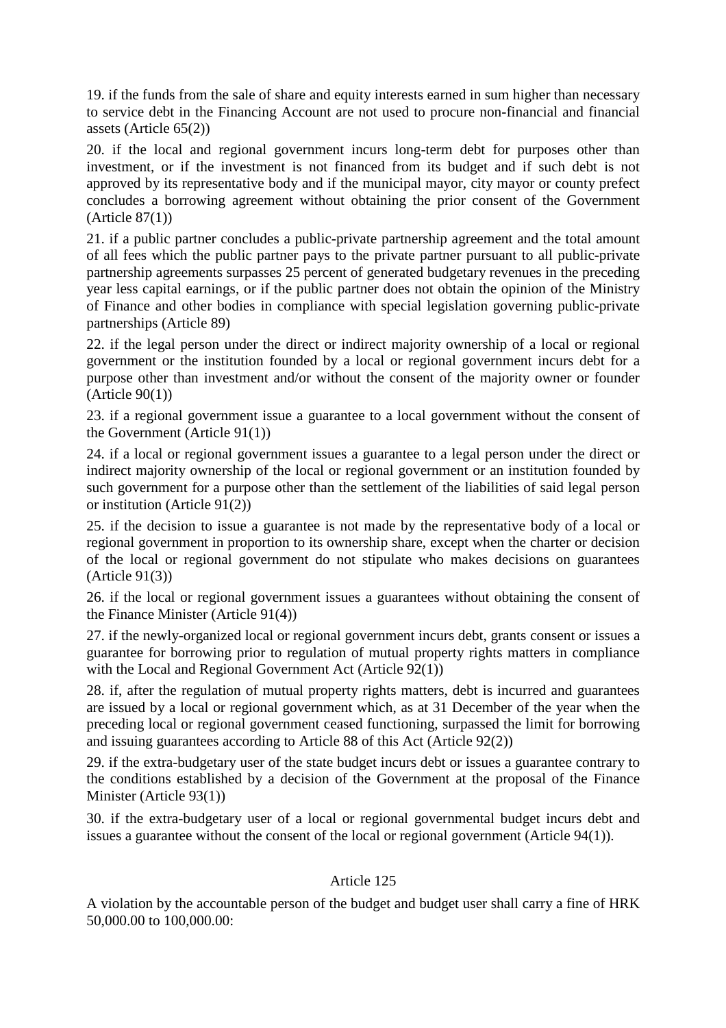19. if the funds from the sale of share and equity interests earned in sum higher than necessary to service debt in the Financing Account are not used to procure non-financial and financial assets (Article 65(2))

20. if the local and regional government incurs long-term debt for purposes other than investment, or if the investment is not financed from its budget and if such debt is not approved by its representative body and if the municipal mayor, city mayor or county prefect concludes a borrowing agreement without obtaining the prior consent of the Government (Article 87(1))

21. if a public partner concludes a public-private partnership agreement and the total amount of all fees which the public partner pays to the private partner pursuant to all public-private partnership agreements surpasses 25 percent of generated budgetary revenues in the preceding year less capital earnings, or if the public partner does not obtain the opinion of the Ministry of Finance and other bodies in compliance with special legislation governing public-private partnerships (Article 89)

22. if the legal person under the direct or indirect majority ownership of a local or regional government or the institution founded by a local or regional government incurs debt for a purpose other than investment and/or without the consent of the majority owner or founder (Article 90(1))

23. if a regional government issue a guarantee to a local government without the consent of the Government (Article 91(1))

24. if a local or regional government issues a guarantee to a legal person under the direct or indirect majority ownership of the local or regional government or an institution founded by such government for a purpose other than the settlement of the liabilities of said legal person or institution (Article 91(2))

25. if the decision to issue a guarantee is not made by the representative body of a local or regional government in proportion to its ownership share, except when the charter or decision of the local or regional government do not stipulate who makes decisions on guarantees (Article 91(3))

26. if the local or regional government issues a guarantees without obtaining the consent of the Finance Minister (Article 91(4))

27. if the newly-organized local or regional government incurs debt, grants consent or issues a guarantee for borrowing prior to regulation of mutual property rights matters in compliance with the Local and Regional Government Act (Article 92(1))

28. if, after the regulation of mutual property rights matters, debt is incurred and guarantees are issued by a local or regional government which, as at 31 December of the year when the preceding local or regional government ceased functioning, surpassed the limit for borrowing and issuing guarantees according to Article 88 of this Act (Article 92(2))

29. if the extra-budgetary user of the state budget incurs debt or issues a guarantee contrary to the conditions established by a decision of the Government at the proposal of the Finance Minister (Article 93(1))

30. if the extra-budgetary user of a local or regional governmental budget incurs debt and issues a guarantee without the consent of the local or regional government (Article 94(1)).

### Article 125

A violation by the accountable person of the budget and budget user shall carry a fine of HRK 50,000.00 to 100,000.00: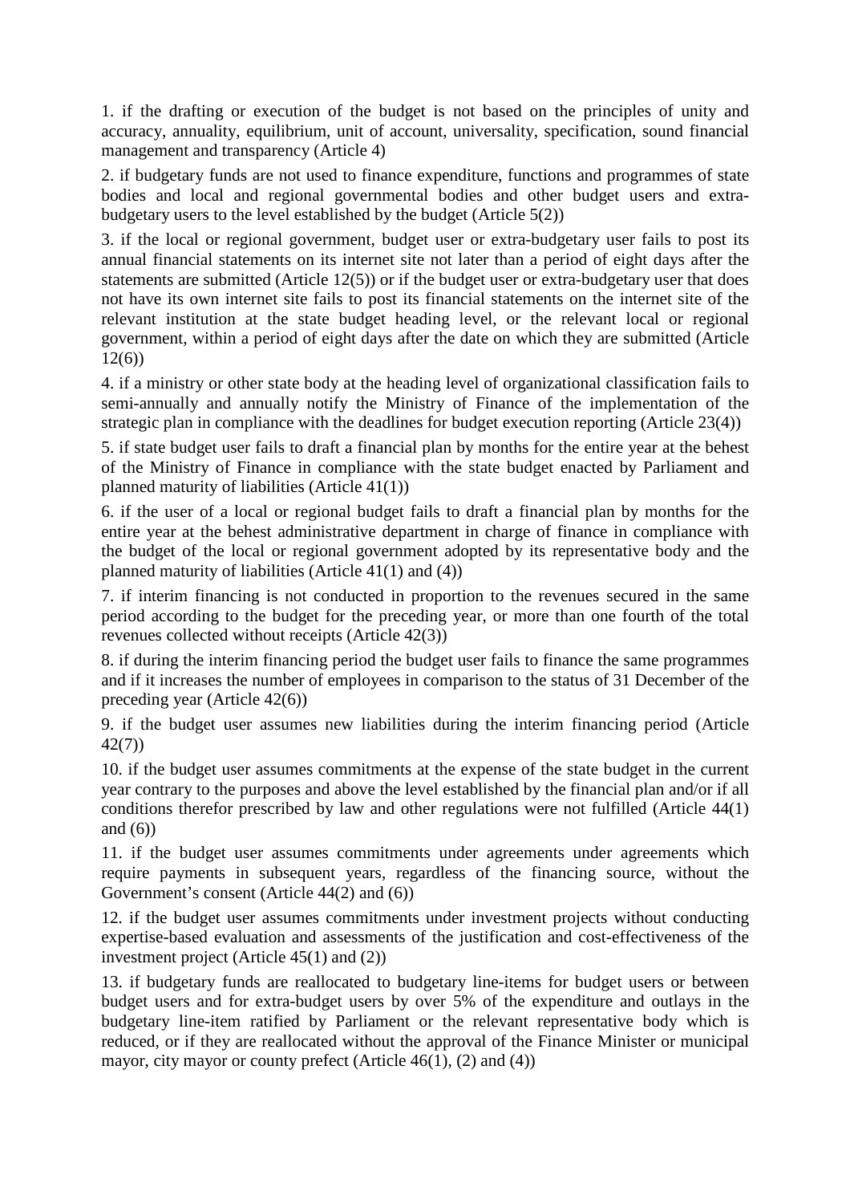1. if the drafting or execution of the budget is not based on the principles of unity and accuracy, annuality, equilibrium, unit of account, universality, specification, sound financial management and transparency (Article 4)

2. if budgetary funds are not used to finance expenditure, functions and programmes of state bodies and local and regional governmental bodies and other budget users and extra-budgetary users to the level established by the budget (Article 5(2))

3. if the local or regional government, budget user or extra-budgetary user fails to post its annual financial statements on its internet site not later than a period of eight days after the statements are submitted (Article 12(5)) or if the budget user or extra-budgetary user that does not have its own internet site fails to post its financial statements on the internet site of the relevant institution at the state budget heading level, or the relevant local or regional government, within a period of eight days after the date on which they are submitted (Article 12(6))

4. if a ministry or other state body at the heading level of organizational classification fails to semi-annually and annually notify the Ministry of Finance of the implementation of the strategic plan in compliance with the deadlines for budget execution reporting (Article 23(4))

5. if state budget user fails to draft a financial plan by months for the entire year at the behest of the Ministry of Finance in compliance with the state budget enacted by Parliament and planned maturity of liabilities (Article 41(1))

6. if the user of a local or regional budget fails to draft a financial plan by months for the entire year at the behest administrative department in charge of finance in compliance with the budget of the local or regional government adopted by its representative body and the planned maturity of liabilities (Article 41(1) and (4))

7. if interim financing is not conducted in proportion to the revenues secured in the same period according to the budget for the preceding year, or more than one fourth of the total revenues collected without receipts (Article 42(3))

8. if during the interim financing period the budget user fails to finance the same programmes and if it increases the number of employees in comparison to the status of 31 December of the preceding year (Article 42(6))

9. if the budget user assumes new liabilities during the interim financing period (Article 42(7))

10. if the budget user assumes commitments at the expense of the state budget in the current year contrary to the purposes and above the level established by the financial plan and/or if all conditions therefor prescribed by law and other regulations were not fulfilled (Article 44(1) and (6))

11. if the budget user assumes commitments under agreements under agreements which require payments in subsequent years, regardless of the financing source, without the Government's consent (Article 44(2) and (6))

12. if the budget user assumes commitments under investment projects without conducting expertise-based evaluation and assessments of the justification and cost-effectiveness of the investment project (Article 45(1) and (2))

13. if budgetary funds are reallocated to budgetary line-items for budget users or between budget users and for extra-budget users by over 5% of the expenditure and outlays in the budgetary line-item ratified by Parliament or the relevant representative body which is reduced, or if they are reallocated without the approval of the Finance Minister or municipal mayor, city mayor or county prefect (Article 46(1), (2) and (4))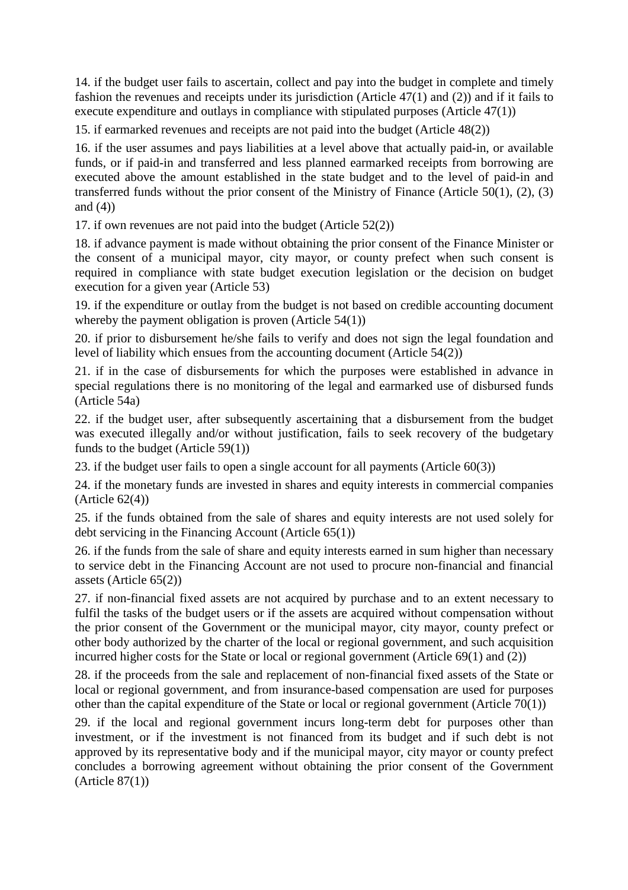14. if the budget user fails to ascertain, collect and pay into the budget in complete and timely fashion the revenues and receipts under its jurisdiction (Article 47(1) and (2)) and if it fails to execute expenditure and outlays in compliance with stipulated purposes (Article 47(1))

15. if earmarked revenues and receipts are not paid into the budget (Article 48(2))

16. if the user assumes and pays liabilities at a level above that actually paid-in, or available funds, or if paid-in and transferred and less planned earmarked receipts from borrowing are executed above the amount established in the state budget and to the level of paid-in and transferred funds without the prior consent of the Ministry of Finance (Article 50(1), (2), (3) and (4))

17. if own revenues are not paid into the budget (Article 52(2))

18. if advance payment is made without obtaining the prior consent of the Finance Minister or the consent of a municipal mayor, city mayor, or county prefect when such consent is required in compliance with state budget execution legislation or the decision on budget execution for a given year (Article 53)

19. if the expenditure or outlay from the budget is not based on credible accounting document whereby the payment obligation is proven (Article 54(1))

20. if prior to disbursement he/she fails to verify and does not sign the legal foundation and level of liability which ensues from the accounting document (Article 54(2))

21. if in the case of disbursements for which the purposes were established in advance in special regulations there is no monitoring of the legal and earmarked use of disbursed funds (Article 54a)

22. if the budget user, after subsequently ascertaining that a disbursement from the budget was executed illegally and/or without justification, fails to seek recovery of the budgetary funds to the budget (Article 59(1))

23. if the budget user fails to open a single account for all payments (Article 60(3))

24. if the monetary funds are invested in shares and equity interests in commercial companies (Article 62(4))

25. if the funds obtained from the sale of shares and equity interests are not used solely for debt servicing in the Financing Account (Article 65(1))

26. if the funds from the sale of share and equity interests earned in sum higher than necessary to service debt in the Financing Account are not used to procure non-financial and financial assets (Article 65(2))

27. if non-financial fixed assets are not acquired by purchase and to an extent necessary to fulfil the tasks of the budget users or if the assets are acquired without compensation without the prior consent of the Government or the municipal mayor, city mayor, county prefect or other body authorized by the charter of the local or regional government, and such acquisition incurred higher costs for the State or local or regional government (Article 69(1) and (2))

28. if the proceeds from the sale and replacement of non-financial fixed assets of the State or local or regional government, and from insurance-based compensation are used for purposes other than the capital expenditure of the State or local or regional government (Article 70(1))

29. if the local and regional government incurs long-term debt for purposes other than investment, or if the investment is not financed from its budget and if such debt is not approved by its representative body and if the municipal mayor, city mayor or county prefect concludes a borrowing agreement without obtaining the prior consent of the Government (Article 87(1))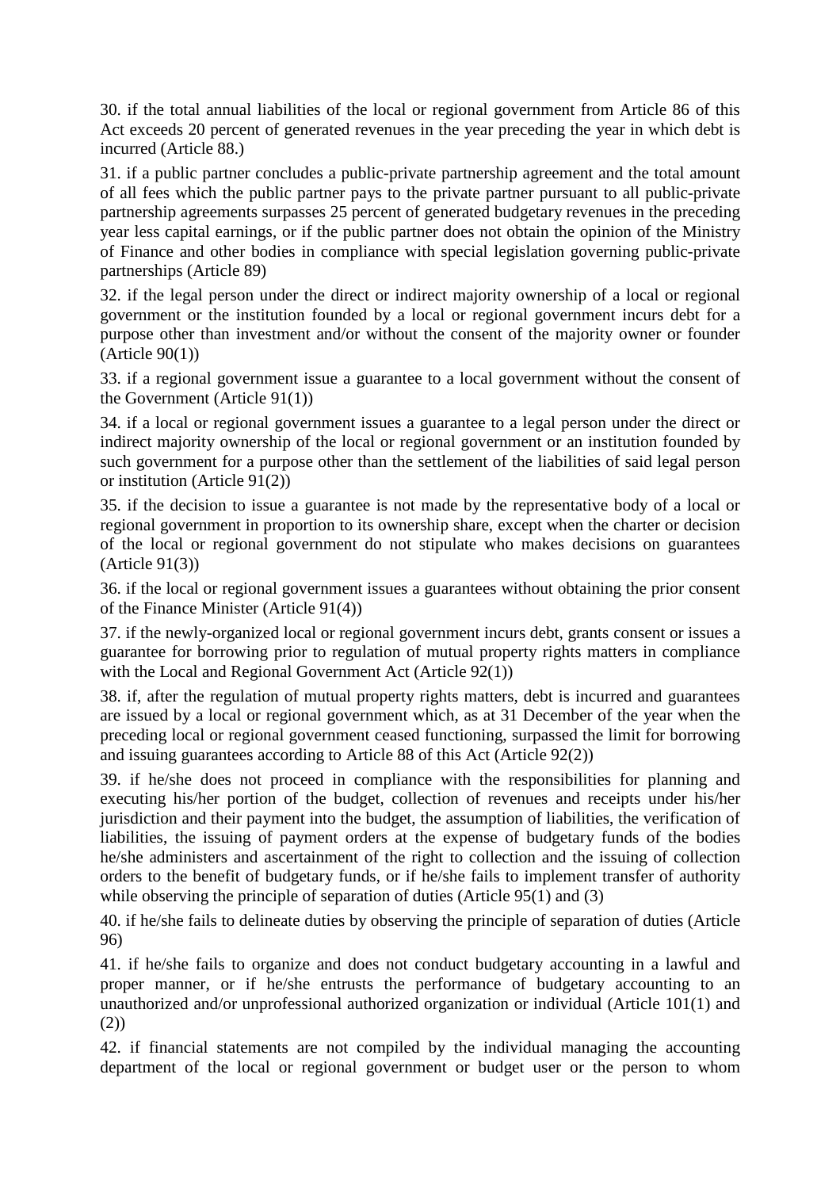30. if the total annual liabilities of the local or regional government from Article 86 of this Act exceeds 20 percent of generated revenues in the year preceding the year in which debt is incurred (Article 88.)

31. if a public partner concludes a public-private partnership agreement and the total amount of all fees which the public partner pays to the private partner pursuant to all public-private partnership agreements surpasses 25 percent of generated budgetary revenues in the preceding year less capital earnings, or if the public partner does not obtain the opinion of the Ministry of Finance and other bodies in compliance with special legislation governing public-private partnerships (Article 89)

32. if the legal person under the direct or indirect majority ownership of a local or regional government or the institution founded by a local or regional government incurs debt for a purpose other than investment and/or without the consent of the majority owner or founder (Article 90(1))

33. if a regional government issue a guarantee to a local government without the consent of the Government (Article 91(1))

34. if a local or regional government issues a guarantee to a legal person under the direct or indirect majority ownership of the local or regional government or an institution founded by such government for a purpose other than the settlement of the liabilities of said legal person or institution (Article 91(2))

35. if the decision to issue a guarantee is not made by the representative body of a local or regional government in proportion to its ownership share, except when the charter or decision of the local or regional government do not stipulate who makes decisions on guarantees (Article 91(3))

36. if the local or regional government issues a guarantees without obtaining the prior consent of the Finance Minister (Article 91(4))

37. if the newly-organized local or regional government incurs debt, grants consent or issues a guarantee for borrowing prior to regulation of mutual property rights matters in compliance with the Local and Regional Government Act (Article 92(1))

38. if, after the regulation of mutual property rights matters, debt is incurred and guarantees are issued by a local or regional government which, as at 31 December of the year when the preceding local or regional government ceased functioning, surpassed the limit for borrowing and issuing guarantees according to Article 88 of this Act (Article 92(2))

39. if he/she does not proceed in compliance with the responsibilities for planning and executing his/her portion of the budget, collection of revenues and receipts under his/her jurisdiction and their payment into the budget, the assumption of liabilities, the verification of liabilities, the issuing of payment orders at the expense of budgetary funds of the bodies he/she administers and ascertainment of the right to collection and the issuing of collection orders to the benefit of budgetary funds, or if he/she fails to implement transfer of authority while observing the principle of separation of duties (Article 95(1) and (3)

40. if he/she fails to delineate duties by observing the principle of separation of duties (Article 96)

41. if he/she fails to organize and does not conduct budgetary accounting in a lawful and proper manner, or if he/she entrusts the performance of budgetary accounting to an unauthorized and/or unprofessional authorized organization or individual (Article 101(1) and (2))

42. if financial statements are not compiled by the individual managing the accounting department of the local or regional government or budget user or the person to whom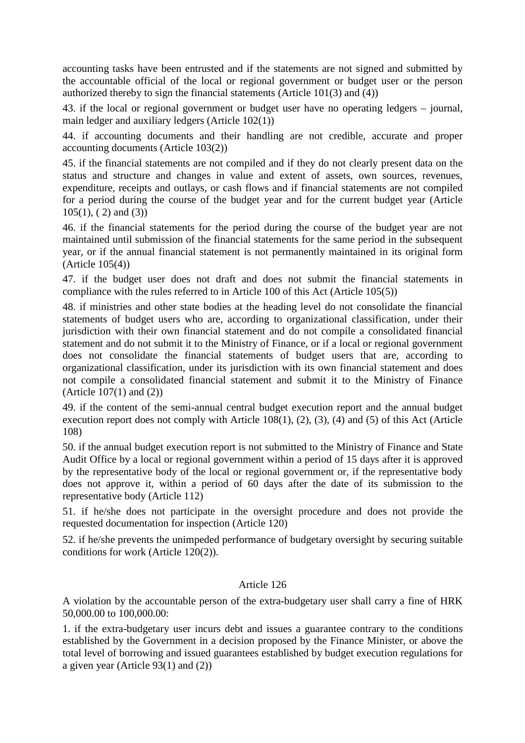accounting tasks have been entrusted and if the statements are not signed and submitted by the accountable official of the local or regional government or budget user or the person authorized thereby to sign the financial statements (Article 101(3) and (4))

43. if the local or regional government or budget user have no operating ledgers – journal, main ledger and auxiliary ledgers (Article 102(1))

44. if accounting documents and their handling are not credible, accurate and proper accounting documents (Article 103(2))

45. if the financial statements are not compiled and if they do not clearly present data on the status and structure and changes in value and extent of assets, own sources, revenues, expenditure, receipts and outlays, or cash flows and if financial statements are not compiled for a period during the course of the budget year and for the current budget year (Article 105(1), ( 2) and (3))

46. if the financial statements for the period during the course of the budget year are not maintained until submission of the financial statements for the same period in the subsequent year, or if the annual financial statement is not permanently maintained in its original form (Article 105(4))

47. if the budget user does not draft and does not submit the financial statements in compliance with the rules referred to in Article 100 of this Act (Article 105(5))

48. if ministries and other state bodies at the heading level do not consolidate the financial statements of budget users who are, according to organizational classification, under their jurisdiction with their own financial statement and do not compile a consolidated financial statement and do not submit it to the Ministry of Finance, or if a local or regional government does not consolidate the financial statements of budget users that are, according to organizational classification, under its jurisdiction with its own financial statement and does not compile a consolidated financial statement and submit it to the Ministry of Finance (Article 107(1) and (2))

49. if the content of the semi-annual central budget execution report and the annual budget execution report does not comply with Article 108(1), (2), (3), (4) and (5) of this Act (Article 108)

50. if the annual budget execution report is not submitted to the Ministry of Finance and State Audit Office by a local or regional government within a period of 15 days after it is approved by the representative body of the local or regional government or, if the representative body does not approve it, within a period of 60 days after the date of its submission to the representative body (Article 112)

51. if he/she does not participate in the oversight procedure and does not provide the requested documentation for inspection (Article 120)

52. if he/she prevents the unimpeded performance of budgetary oversight by securing suitable conditions for work (Article 120(2)).

Article 126

A violation by the accountable person of the extra-budgetary user shall carry a fine of HRK 50,000.00 to 100,000.00:

1. if the extra-budgetary user incurs debt and issues a guarantee contrary to the conditions established by the Government in a decision proposed by the Finance Minister, or above the total level of borrowing and issued guarantees established by budget execution regulations for a given year (Article 93(1) and (2))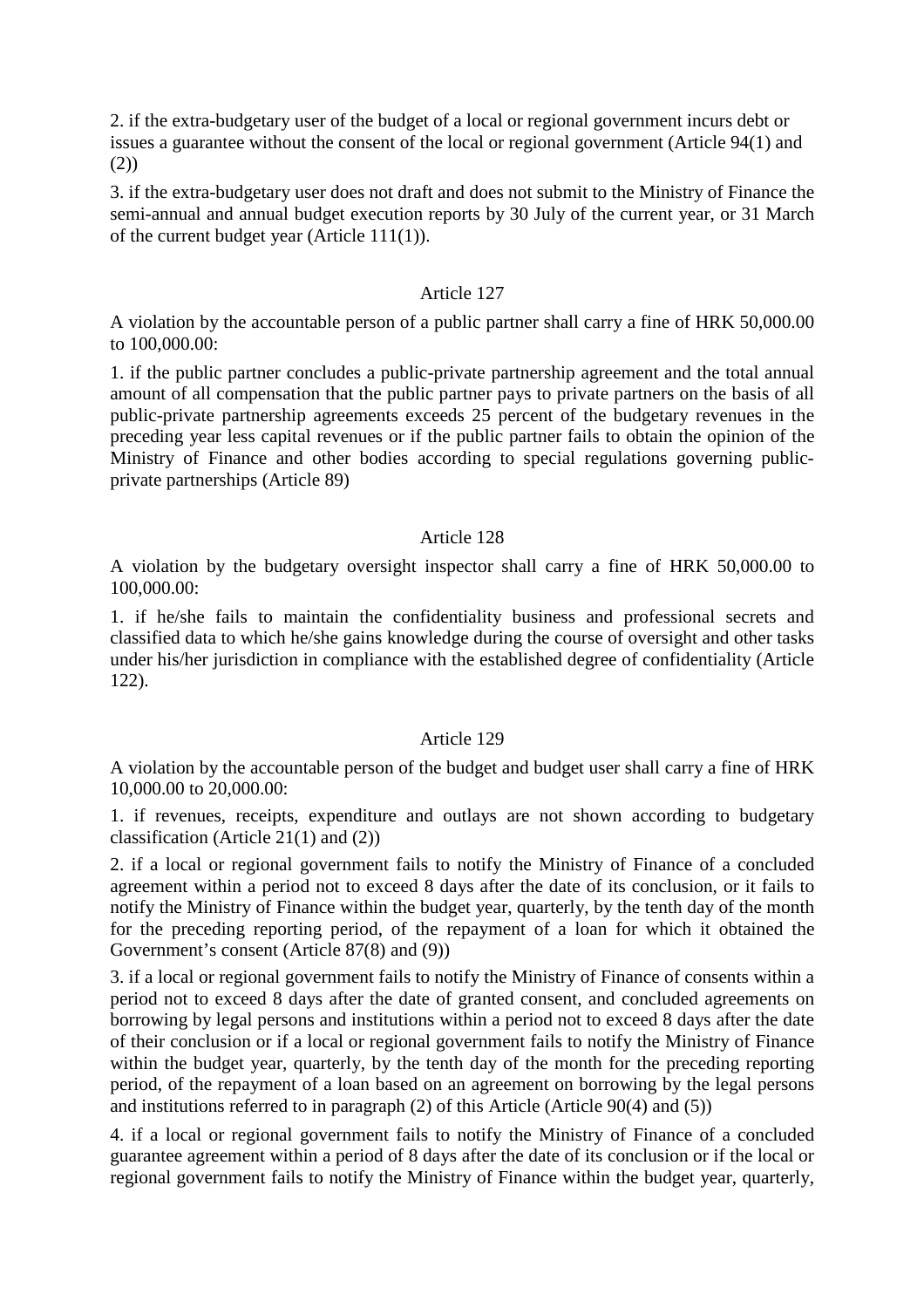2. if the extra-budgetary user of the budget of a local or regional government incurs debt or issues a guarantee without the consent of the local or regional government (Article 94(1) and (2))

3. if the extra-budgetary user does not draft and does not submit to the Ministry of Finance the semi-annual and annual budget execution reports by 30 July of the current year, or 31 March of the current budget year (Article 111(1)).

### Article 127

A violation by the accountable person of a public partner shall carry a fine of HRK 50,000.00 to 100,000.00:

1. if the public partner concludes a public-private partnership agreement and the total annual amount of all compensation that the public partner pays to private partners on the basis of all public-private partnership agreements exceeds 25 percent of the budgetary revenues in the preceding year less capital revenues or if the public partner fails to obtain the opinion of the Ministry of Finance and other bodies according to special regulations governing public-private partnerships (Article 89)

### Article 128

A violation by the budgetary oversight inspector shall carry a fine of HRK 50,000.00 to 100,000.00:

1. if he/she fails to maintain the confidentiality business and professional secrets and classified data to which he/she gains knowledge during the course of oversight and other tasks under his/her jurisdiction in compliance with the established degree of confidentiality (Article 122).

### Article 129

A violation by the accountable person of the budget and budget user shall carry a fine of HRK 10,000.00 to 20,000.00:

1. if revenues, receipts, expenditure and outlays are not shown according to budgetary classification (Article 21(1) and (2))

2. if a local or regional government fails to notify the Ministry of Finance of a concluded agreement within a period not to exceed 8 days after the date of its conclusion, or it fails to notify the Ministry of Finance within the budget year, quarterly, by the tenth day of the month for the preceding reporting period, of the repayment of a loan for which it obtained the Government's consent (Article 87(8) and (9))

3. if a local or regional government fails to notify the Ministry of Finance of consents within a period not to exceed 8 days after the date of granted consent, and concluded agreements on borrowing by legal persons and institutions within a period not to exceed 8 days after the date of their conclusion or if a local or regional government fails to notify the Ministry of Finance within the budget year, quarterly, by the tenth day of the month for the preceding reporting period, of the repayment of a loan based on an agreement on borrowing by the legal persons and institutions referred to in paragraph (2) of this Article (Article 90(4) and (5))

4. if a local or regional government fails to notify the Ministry of Finance of a concluded guarantee agreement within a period of 8 days after the date of its conclusion or if the local or regional government fails to notify the Ministry of Finance within the budget year, quarterly,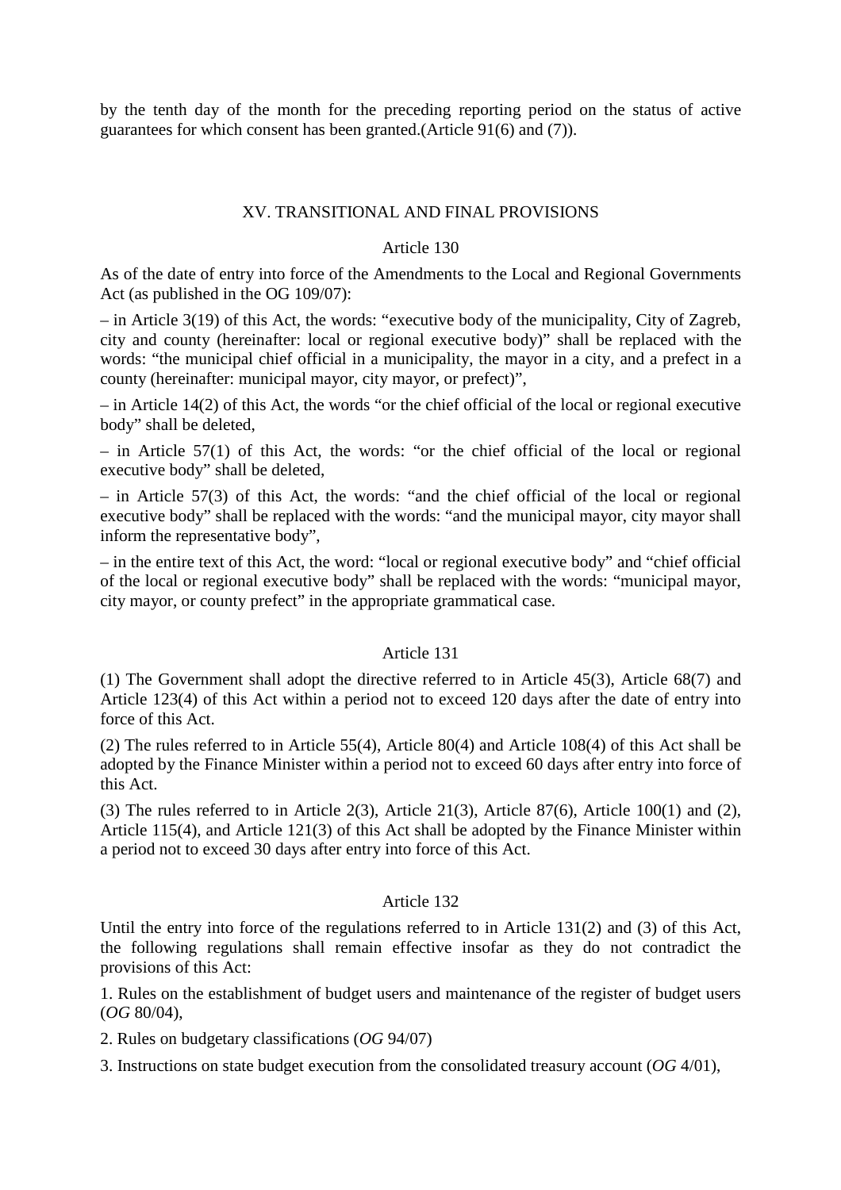by the tenth day of the month for the preceding reporting period on the status of active guarantees for which consent has been granted.(Article 91(6) and (7)).

## XV. TRANSITIONAL AND FINAL PROVISIONS

### Article 130

As of the date of entry into force of the Amendments to the Local and Regional Governments Act (as published in the OG 109/07):

– in Article 3(19) of this Act, the words: "executive body of the municipality, City of Zagreb, city and county (hereinafter: local or regional executive body)" shall be replaced with the words: "the municipal chief official in a municipality, the mayor in a city, and a prefect in a county (hereinafter: municipal mayor, city mayor, or prefect)",

– in Article 14(2) of this Act, the words "or the chief official of the local or regional executive body" shall be deleted,

– in Article 57(1) of this Act, the words: "or the chief official of the local or regional executive body" shall be deleted,

– in Article 57(3) of this Act, the words: "and the chief official of the local or regional executive body" shall be replaced with the words: "and the municipal mayor, city mayor shall inform the representative body",

– in the entire text of this Act, the word: "local or regional executive body" and "chief official of the local or regional executive body" shall be replaced with the words: "municipal mayor, city mayor, or county prefect" in the appropriate grammatical case.

### Article 131

(1) The Government shall adopt the directive referred to in Article 45(3), Article 68(7) and Article 123(4) of this Act within a period not to exceed 120 days after the date of entry into force of this Act.

(2) The rules referred to in Article 55(4), Article 80(4) and Article 108(4) of this Act shall be adopted by the Finance Minister within a period not to exceed 60 days after entry into force of this Act.

(3) The rules referred to in Article 2(3), Article 21(3), Article 87(6), Article 100(1) and (2), Article 115(4), and Article 121(3) of this Act shall be adopted by the Finance Minister within a period not to exceed 30 days after entry into force of this Act.

### Article 132

Until the entry into force of the regulations referred to in Article 131(2) and (3) of this Act, the following regulations shall remain effective insofar as they do not contradict the provisions of this Act:

1. Rules on the establishment of budget users and maintenance of the register of budget users (*OG* 80/04),

2. Rules on budgetary classifications (*OG* 94/07)

3. Instructions on state budget execution from the consolidated treasury account (*OG* 4/01),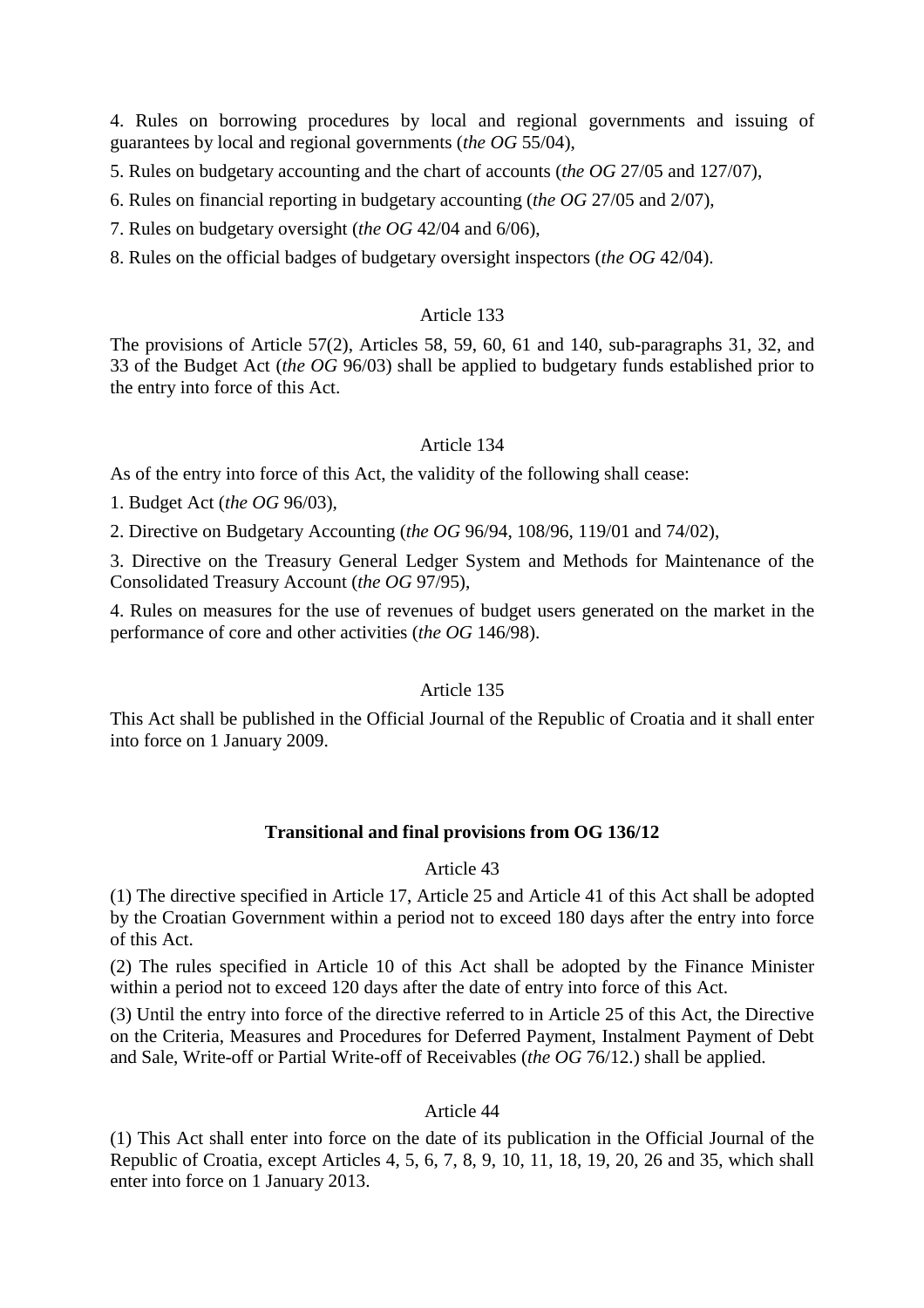4. Rules on borrowing procedures by local and regional governments and issuing of guarantees by local and regional governments (*the OG* 55/04),

5. Rules on budgetary accounting and the chart of accounts (*the OG* 27/05 and 127/07),

6. Rules on financial reporting in budgetary accounting (*the OG* 27/05 and 2/07),

7. Rules on budgetary oversight (*the OG* 42/04 and 6/06),

8. Rules on the official badges of budgetary oversight inspectors (*the OG* 42/04).

Article 133

The provisions of Article 57(2), Articles 58, 59, 60, 61 and 140, sub-paragraphs 31, 32, and 33 of the Budget Act (*the OG* 96/03) shall be applied to budgetary funds established prior to the entry into force of this Act.

Article 134

As of the entry into force of this Act, the validity of the following shall cease:

1. Budget Act (*the OG* 96/03),

2. Directive on Budgetary Accounting (*the OG* 96/94, 108/96, 119/01 and 74/02),

3. Directive on the Treasury General Ledger System and Methods for Maintenance of the Consolidated Treasury Account (*the OG* 97/95),

4. Rules on measures for the use of revenues of budget users generated on the market in the performance of core and other activities (*the OG* 146/98).

Article 135

This Act shall be published in the Official Journal of the Republic of Croatia and it shall enter into force on 1 January 2009.

**Transitional and final provisions from OG 136/12**

Article 43

(1) The directive specified in Article 17, Article 25 and Article 41 of this Act shall be adopted by the Croatian Government within a period not to exceed 180 days after the entry into force of this Act.

(2) The rules specified in Article 10 of this Act shall be adopted by the Finance Minister within a period not to exceed 120 days after the date of entry into force of this Act.

(3) Until the entry into force of the directive referred to in Article 25 of this Act, the Directive on the Criteria, Measures and Procedures for Deferred Payment, Instalment Payment of Debt and Sale, Write-off or Partial Write-off of Receivables (*the OG* 76/12.) shall be applied.

Article 44

(1) This Act shall enter into force on the date of its publication in the Official Journal of the Republic of Croatia, except Articles 4, 5, 6, 7, 8, 9, 10, 11, 18, 19, 20, 26 and 35, which shall enter into force on 1 January 2013.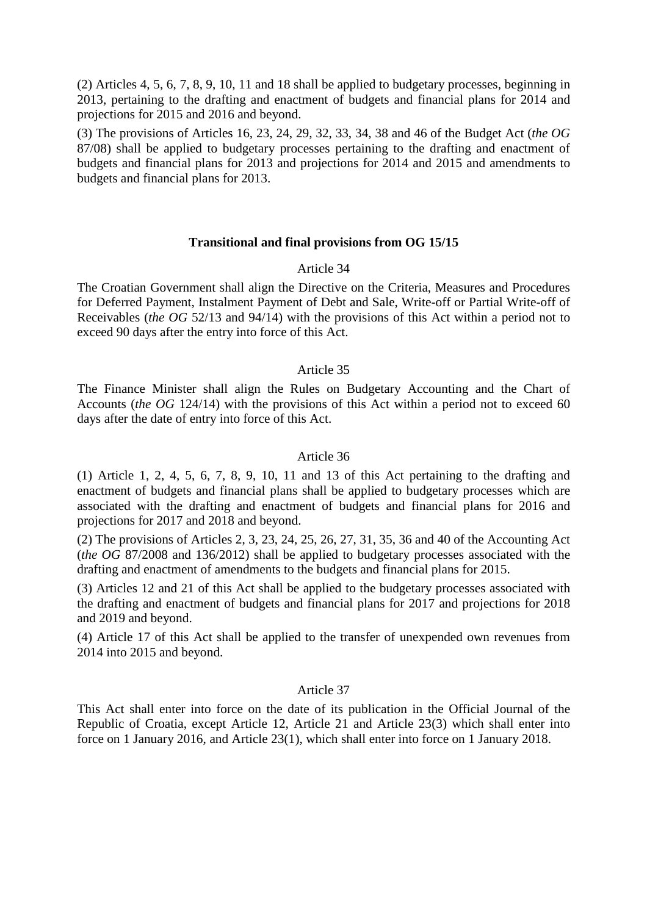(2) Articles 4, 5, 6, 7, 8, 9, 10, 11 and 18 shall be applied to budgetary processes, beginning in 2013, pertaining to the drafting and enactment of budgets and financial plans for 2014 and projections for 2015 and 2016 and beyond.

(3) The provisions of Articles 16, 23, 24, 29, 32, 33, 34, 38 and 46 of the Budget Act (*the OG* 87/08) shall be applied to budgetary processes pertaining to the drafting and enactment of budgets and financial plans for 2013 and projections for 2014 and 2015 and amendments to budgets and financial plans for 2013.

**Transitional and final provisions from OG 15/15**

Article 34

The Croatian Government shall align the Directive on the Criteria, Measures and Procedures for Deferred Payment, Instalment Payment of Debt and Sale, Write-off or Partial Write-off of Receivables (*the OG* 52/13 and 94/14) with the provisions of this Act within a period not to exceed 90 days after the entry into force of this Act.

Article 35

The Finance Minister shall align the Rules on Budgetary Accounting and the Chart of Accounts (*the OG* 124/14) with the provisions of this Act within a period not to exceed 60 days after the date of entry into force of this Act.

Article 36

(1) Article 1, 2, 4, 5, 6, 7, 8, 9, 10, 11 and 13 of this Act pertaining to the drafting and enactment of budgets and financial plans shall be applied to budgetary processes which are associated with the drafting and enactment of budgets and financial plans for 2016 and projections for 2017 and 2018 and beyond.

(2) The provisions of Articles 2, 3, 23, 24, 25, 26, 27, 31, 35, 36 and 40 of the Accounting Act (*the OG* 87/2008 and 136/2012) shall be applied to budgetary processes associated with the drafting and enactment of amendments to the budgets and financial plans for 2015.

(3) Articles 12 and 21 of this Act shall be applied to the budgetary processes associated with the drafting and enactment of budgets and financial plans for 2017 and projections for 2018 and 2019 and beyond.

(4) Article 17 of this Act shall be applied to the transfer of unexpended own revenues from 2014 into 2015 and beyond.

Article 37

This Act shall enter into force on the date of its publication in the Official Journal of the Republic of Croatia, except Article 12, Article 21 and Article 23(3) which shall enter into force on 1 January 2016, and Article 23(1), which shall enter into force on 1 January 2018.